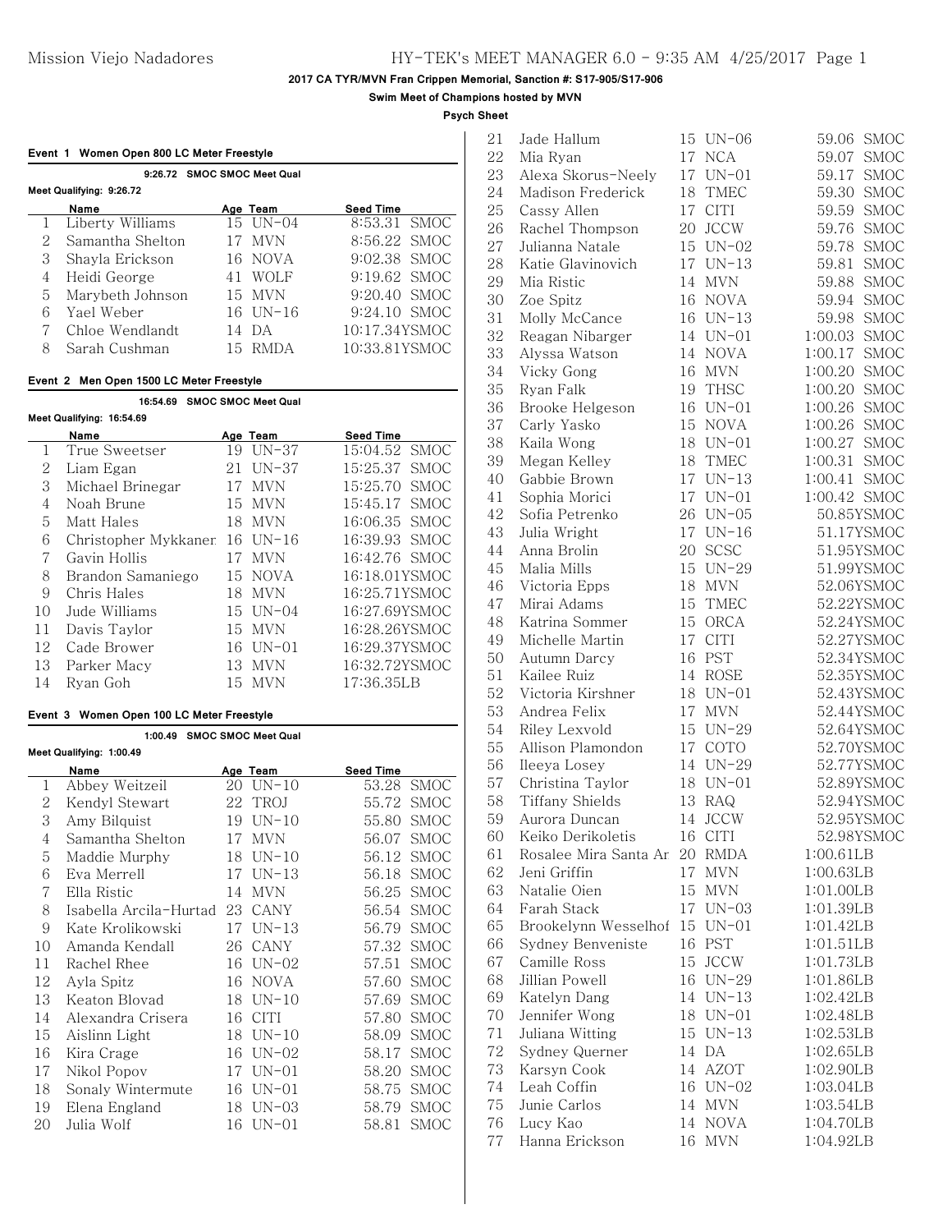**2017 CA TYR/MVN Fran Crippen Memorial, Sanction #: S17-905/S17-906**

**Swim Meet of Champions hosted by MVN**

**Psych Sheet**

### Event 1 Women Open 800 LC Meter Freestyle

**9:26.72 SMOC SMOC Meet Qual**

**Meet Qualifying: 9:26.72**

| | Name | Age | Team | Seed Time |
|---|---|---|---|---|
| 1 | Liberty Williams | 15 | UN-04 | 8:53.31 SMOC |
| 2 | Samantha Shelton | 17 | MVN | 8:56.22 SMOC |
| 3 | Shayla Erickson | 16 | NOVA | 9:02.38 SMOC |
| 4 | Heidi George | 41 | WOLF | 9:19.62 SMOC |
| 5 | Marybeth Johnson | 15 | MVN | 9:20.40 SMOC |
| 6 | Yael Weber | 16 | UN-16 | 9:24.10 SMOC |
| 7 | Chloe Wendlandt | 14 | DA | 10:17.34YSMOC |
| 8 | Sarah Cushman | 15 | RMDA | 10:33.81YSMOC |

### Event 2 Men Open 1500 LC Meter Freestyle

**16:54.69 SMOC SMOC Meet Qual**

**Meet Qualifying: 16:54.69**

| | Name | Age | Team | Seed Time |
|---|---|---|---|---|
| 1 | True Sweetser | 19 | UN-37 | 15:04.52 SMOC |
| 2 | Liam Egan | 21 | UN-37 | 15:25.37 SMOC |
| 3 | Michael Brinegar | 17 | MVN | 15:25.70 SMOC |
| 4 | Noah Brune | 15 | MVN | 15:45.17 SMOC |
| 5 | Matt Hales | 18 | MVN | 16:06.35 SMOC |
| 6 | Christopher Mykkaner | 16 | UN-16 | 16:39.93 SMOC |
| 7 | Gavin Hollis | 17 | MVN | 16:42.76 SMOC |
| 8 | Brandon Samaniego | 15 | NOVA | 16:18.01YSMOC |
| 9 | Chris Hales | 18 | MVN | 16:25.71YSMOC |
| 10 | Jude Williams | 15 | UN-04 | 16:27.69YSMOC |
| 11 | Davis Taylor | 15 | MVN | 16:28.26YSMOC |
| 12 | Cade Brower | 16 | UN-01 | 16:29.37YSMOC |
| 13 | Parker Macy | 13 | MVN | 16:32.72YSMOC |
| 14 | Ryan Goh | 15 | MVN | 17:36.35LB |

### Event 3 Women Open 100 LC Meter Freestyle

**1:00.49 SMOC SMOC Meet Qual**

**Meet Qualifying: 1:00.49**

| | Name | Age | Team | Seed Time |
|---|---|---|---|---|
| 1 | Abbey Weitzeil | 20 | UN-10 | 53.28 SMOC |
| 2 | Kendyl Stewart | 22 | TROJ | 55.72 SMOC |
| 3 | Amy Bilquist | 19 | UN-10 | 55.80 SMOC |
| 4 | Samantha Shelton | 17 | MVN | 56.07 SMOC |
| 5 | Maddie Murphy | 18 | UN-10 | 56.12 SMOC |
| 6 | Eva Merrell | 17 | UN-13 | 56.18 SMOC |
| 7 | Ella Ristic | 14 | MVN | 56.25 SMOC |
| 8 | Isabella Arcila-Hurtad | 23 | CANY | 56.54 SMOC |
| 9 | Kate Krolikowski | 17 | UN-13 | 56.79 SMOC |
| 10 | Amanda Kendall | 26 | CANY | 57.32 SMOC |
| 11 | Rachel Rhee | 16 | UN-02 | 57.51 SMOC |
| 12 | Ayla Spitz | 16 | NOVA | 57.60 SMOC |
| 13 | Keaton Blovad | 18 | UN-10 | 57.69 SMOC |
| 14 | Alexandra Crisera | 16 | CITI | 57.80 SMOC |
| 15 | Aislinn Light | 18 | UN-10 | 58.09 SMOC |
| 16 | Kira Crage | 16 | UN-02 | 58.17 SMOC |
| 17 | Nikol Popov | 17 | UN-01 | 58.20 SMOC |
| 18 | Sonaly Wintermute | 16 | UN-01 | 58.75 SMOC |
| 19 | Elena England | 18 | UN-03 | 58.79 SMOC |
| 20 | Julia Wolf | 16 | UN-01 | 58.81 SMOC |
| 21 | Jade Hallum | 15 | UN-06 | 59.06 SMOC |
| 22 | Mia Ryan | 17 | NCA | 59.07 SMOC |
| 23 | Alexa Skorus-Neely | 17 | UN-01 | 59.17 SMOC |
| 24 | Madison Frederick | 18 | TMEC | 59.30 SMOC |
| 25 | Cassy Allen | 17 | CITI | 59.59 SMOC |
| 26 | Rachel Thompson | 20 | JCCW | 59.76 SMOC |
| 27 | Julianna Natale | 15 | UN-02 | 59.78 SMOC |
| 28 | Katie Glavinovich | 17 | UN-13 | 59.81 SMOC |
| 29 | Mia Ristic | 14 | MVN | 59.88 SMOC |
| 30 | Zoe Spitz | 16 | NOVA | 59.94 SMOC |
| 31 | Molly McCance | 16 | UN-13 | 59.98 SMOC |
| 32 | Reagan Nibarger | 14 | UN-01 | 1:00.03 SMOC |
| 33 | Alyssa Watson | 14 | NOVA | 1:00.17 SMOC |
| 34 | Vicky Gong | 16 | MVN | 1:00.20 SMOC |
| 35 | Ryan Falk | 19 | THSC | 1:00.20 SMOC |
| 36 | Brooke Helgeson | 16 | UN-01 | 1:00.26 SMOC |
| 37 | Carly Yasko | 15 | NOVA | 1:00.26 SMOC |
| 38 | Kaila Wong | 18 | UN-01 | 1:00.27 SMOC |
| 39 | Megan Kelley | 18 | TMEC | 1:00.31 SMOC |
| 40 | Gabbie Brown | 17 | UN-13 | 1:00.41 SMOC |
| 41 | Sophia Morici | 17 | UN-01 | 1:00.42 SMOC |
| 42 | Sofia Petrenko | 26 | UN-05 | 50.85YSMOC |
| 43 | Julia Wright | 17 | UN-16 | 51.17YSMOC |
| 44 | Anna Brolin | 20 | SCSC | 51.95YSMOC |
| 45 | Malia Mills | 15 | UN-29 | 51.99YSMOC |
| 46 | Victoria Epps | 18 | MVN | 52.06YSMOC |
| 47 | Mirai Adams | 15 | TMEC | 52.22YSMOC |
| 48 | Katrina Sommer | 15 | ORCA | 52.24YSMOC |
| 49 | Michelle Martin | 17 | CITI | 52.27YSMOC |
| 50 | Autumn Darcy | 16 | PST | 52.34YSMOC |
| 51 | Kailee Ruiz | 14 | ROSE | 52.35YSMOC |
| 52 | Victoria Kirshner | 18 | UN-01 | 52.43YSMOC |
| 53 | Andrea Felix | 17 | MVN | 52.44YSMOC |
| 54 | Riley Lexvold | 15 | UN-29 | 52.64YSMOC |
| 55 | Allison Plamondon | 17 | COTO | 52.70YSMOC |
| 56 | Ileeya Losey | 14 | UN-29 | 52.77YSMOC |
| 57 | Christina Taylor | 18 | UN-01 | 52.89YSMOC |
| 58 | Tiffany Shields | 13 | RAQ | 52.94YSMOC |
| 59 | Aurora Duncan | 14 | JCCW | 52.95YSMOC |
| 60 | Keiko Derikoletis | 16 | CITI | 52.98YSMOC |
| 61 | Rosalee Mira Santa Ar | 20 | RMDA | 1:00.61LB |
| 62 | Jeni Griffin | 17 | MVN | 1:00.63LB |
| 63 | Natalie Oien | 15 | MVN | 1:01.00LB |
| 64 | Farah Stack | 17 | UN-03 | 1:01.39LB |
| 65 | Brookelynn Wesselhof | 15 | UN-01 | 1:01.42LB |
| 66 | Sydney Benveniste | 16 | PST | 1:01.51LB |
| 67 | Camille Ross | 15 | JCCW | 1:01.73LB |
| 68 | Jillian Powell | 16 | UN-29 | 1:01.86LB |
| 69 | Katelyn Dang | 14 | UN-13 | 1:02.42LB |
| 70 | Jennifer Wong | 18 | UN-01 | 1:02.48LB |
| 71 | Juliana Witting | 15 | UN-13 | 1:02.53LB |
| 72 | Sydney Querner | 14 | DA | 1:02.65LB |
| 73 | Karsyn Cook | 14 | AZOT | 1:02.90LB |
| 74 | Leah Coffin | 16 | UN-02 | 1:03.04LB |
| 75 | Junie Carlos | 14 | MVN | 1:03.54LB |
| 76 | Lucy Kao | 14 | NOVA | 1:04.70LB |
| 77 | Hanna Erickson | 16 | MVN | 1:04.92LB |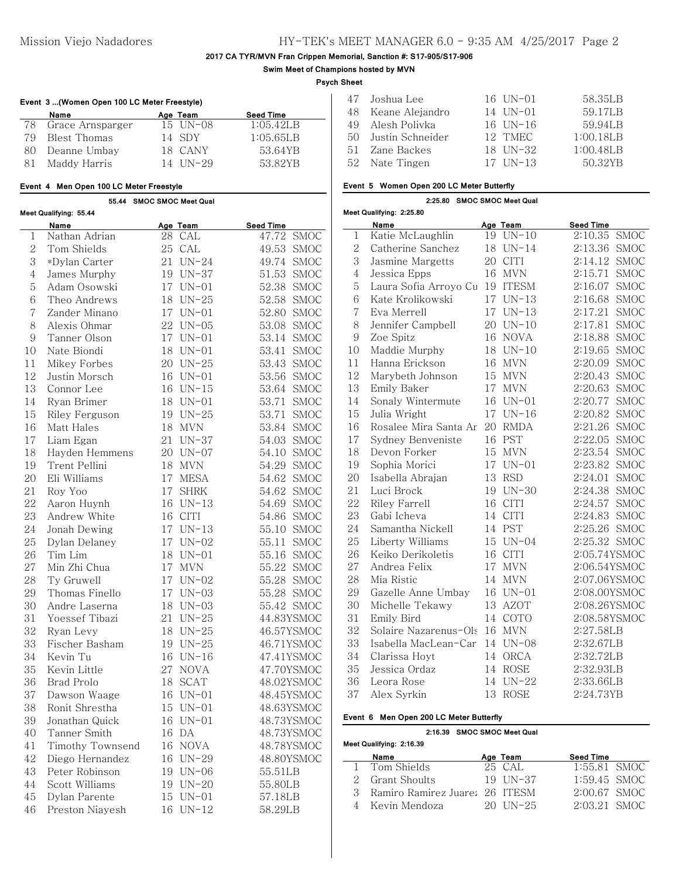**2017 CA TYR/MVN Fran Crippen Memorial, Sanction #: S17-905/S17-906**

**Swim Meet of Champions hosted by MVN**

**Psych Sheet**

### Event 3 ...(Women Open 100 LC Meter Freestyle)

| | Name | Age | Team | Seed Time |
|---|---|---|---|---|
| 78 | Grace Arnsparger | 15 | UN-08 | 1:05.42LB |
| 79 | Blest Thomas | 14 | SDY | 1:05.65LB |
| 80 | Deanne Umbay | 18 | CANY | 53.64YB |
| 81 | Maddy Harris | 14 | UN-29 | 53.82YB |

### Event 4 Men Open 100 LC Meter Freestyle

55.44 SMOC SMOC Meet Qual

Meet Qualifying: 55.44

| | Name | Age | Team | Seed Time |
|---|---|---|---|---|
| 1 | Nathan Adrian | 28 | CAL | 47.72 SMOC |
| 2 | Tom Shields | 25 | CAL | 49.53 SMOC |
| 3 | *Dylan Carter | 21 | UN-24 | 49.74 SMOC |
| 4 | James Murphy | 19 | UN-37 | 51.53 SMOC |
| 5 | Adam Osowski | 17 | UN-01 | 52.38 SMOC |
| 6 | Theo Andrews | 18 | UN-25 | 52.58 SMOC |
| 7 | Zander Minano | 17 | UN-01 | 52.80 SMOC |
| 8 | Alexis Ohmar | 22 | UN-05 | 53.08 SMOC |
| 9 | Tanner Olson | 17 | UN-01 | 53.14 SMOC |
| 10 | Nate Biondi | 18 | UN-01 | 53.41 SMOC |
| 11 | Mikey Forbes | 20 | UN-25 | 53.43 SMOC |
| 12 | Justin Morsch | 16 | UN-01 | 53.56 SMOC |
| 13 | Connor Lee | 16 | UN-15 | 53.64 SMOC |
| 14 | Ryan Brimer | 18 | UN-01 | 53.71 SMOC |
| 15 | Riley Ferguson | 19 | UN-25 | 53.71 SMOC |
| 16 | Matt Hales | 18 | MVN | 53.84 SMOC |
| 17 | Liam Egan | 21 | UN-37 | 54.03 SMOC |
| 18 | Hayden Hemmens | 20 | UN-07 | 54.10 SMOC |
| 19 | Trent Pellini | 18 | MVN | 54.29 SMOC |
| 20 | Eli Williams | 17 | MESA | 54.62 SMOC |
| 21 | Roy Yoo | 17 | SHRK | 54.62 SMOC |
| 22 | Aaron Huynh | 16 | UN-13 | 54.69 SMOC |
| 23 | Andrew White | 16 | CITI | 54.86 SMOC |
| 24 | Jonah Dewing | 17 | UN-13 | 55.10 SMOC |
| 25 | Dylan Delaney | 17 | UN-02 | 55.11 SMOC |
| 26 | Tim Lim | 18 | UN-01 | 55.16 SMOC |
| 27 | Min Zhi Chua | 17 | MVN | 55.22 SMOC |
| 28 | Ty Gruwell | 17 | UN-02 | 55.28 SMOC |
| 29 | Thomas Finello | 17 | UN-03 | 55.28 SMOC |
| 30 | Andre Laserna | 18 | UN-03 | 55.42 SMOC |
| 31 | Yoessef Tibazi | 21 | UN-25 | 44.83YSMOC |
| 32 | Ryan Levy | 18 | UN-25 | 46.57YSMOC |
| 33 | Fischer Basham | 19 | UN-25 | 46.71YSMOC |
| 34 | Kevin Tu | 16 | UN-16 | 47.41YSMOC |
| 35 | Kevin Little | 27 | NOVA | 47.70YSMOC |
| 36 | Brad Prolo | 18 | SCAT | 48.02YSMOC |
| 37 | Dawson Waage | 16 | UN-01 | 48.45YSMOC |
| 38 | Ronit Shrestha | 15 | UN-01 | 48.63YSMOC |
| 39 | Jonathan Quick | 16 | UN-01 | 48.73YSMOC |
| 40 | Tanner Smith | 16 | DA | 48.73YSMOC |
| 41 | Timothy Townsend | 16 | NOVA | 48.78YSMOC |
| 42 | Diego Hernandez | 16 | UN-29 | 48.80YSMOC |
| 43 | Peter Robinson | 19 | UN-06 | 55.51LB |
| 44 | Scott Williams | 19 | UN-20 | 55.80LB |
| 45 | Dylan Parente | 15 | UN-01 | 57.18LB |
| 46 | Preston Niayesh | 16 | UN-12 | 58.29LB |
| 47 | Joshua Lee | 16 | UN-01 | 58.35LB |
| 48 | Keane Alejandro | 14 | UN-01 | 59.17LB |
| 49 | Alesh Polivka | 16 | UN-16 | 59.94LB |
| 50 | Justin Schneider | 12 | TMEC | 1:00.18LB |
| 51 | Zane Backes | 18 | UN-32 | 1:00.48LB |
| 52 | Nate Tingen | 17 | UN-13 | 50.32YB |

### Event 5 Women Open 200 LC Meter Butterfly

2:25.80 SMOC SMOC Meet Qual

Meet Qualifying: 2:25.80

| | Name | Age | Team | Seed Time |
|---|---|---|---|---|
| 1 | Katie McLaughlin | 19 | UN-10 | 2:10.35 SMOC |
| 2 | Catherine Sanchez | 18 | UN-14 | 2:13.36 SMOC |
| 3 | Jasmine Margetts | 20 | CITI | 2:14.12 SMOC |
| 4 | Jessica Epps | 16 | MVN | 2:15.71 SMOC |
| 5 | Laura Sofia Arroyo Cu | 19 | ITESM | 2:16.07 SMOC |
| 6 | Kate Krolikowski | 17 | UN-13 | 2:16.68 SMOC |
| 7 | Eva Merrell | 17 | UN-13 | 2:17.21 SMOC |
| 8 | Jennifer Campbell | 20 | UN-10 | 2:17.81 SMOC |
| 9 | Zoe Spitz | 16 | NOVA | 2:18.88 SMOC |
| 10 | Maddie Murphy | 18 | UN-10 | 2:19.65 SMOC |
| 11 | Hanna Erickson | 16 | MVN | 2:20.09 SMOC |
| 12 | Marybeth Johnson | 15 | MVN | 2:20.43 SMOC |
| 13 | Emily Baker | 17 | MVN | 2:20.63 SMOC |
| 14 | Sonaly Wintermute | 16 | UN-01 | 2:20.77 SMOC |
| 15 | Julia Wright | 17 | UN-16 | 2:20.82 SMOC |
| 16 | Rosalee Mira Santa Ar | 20 | RMDA | 2:21.26 SMOC |
| 17 | Sydney Benveniste | 16 | PST | 2:22.05 SMOC |
| 18 | Devon Forker | 15 | MVN | 2:23.54 SMOC |
| 19 | Sophia Morici | 17 | UN-01 | 2:23.82 SMOC |
| 20 | Isabella Abrajan | 13 | RSD | 2:24.01 SMOC |
| 21 | Luci Brock | 19 | UN-30 | 2:24.38 SMOC |
| 22 | Riley Farrell | 16 | CITI | 2:24.57 SMOC |
| 23 | Gabi Icheva | 14 | CITI | 2:24.83 SMOC |
| 24 | Samantha Nickell | 14 | PST | 2:25.26 SMOC |
| 25 | Liberty Williams | 15 | UN-04 | 2:25.32 SMOC |
| 26 | Keiko Derikoletis | 16 | CITI | 2:05.74YSMOC |
| 27 | Andrea Felix | 17 | MVN | 2:06.54YSMOC |
| 28 | Mia Ristic | 14 | MVN | 2:07.06YSMOC |
| 29 | Gazelle Anne Umbay | 16 | UN-01 | 2:08.00YSMOC |
| 30 | Michelle Tekawy | 13 | AZOT | 2:08.26YSMOC |
| 31 | Emily Bird | 14 | COTO | 2:08.58YSMOC |
| 32 | Solaire Nazarenus-Ols | 16 | MVN | 2:27.58LB |
| 33 | Isabella MacLean-Car | 14 | UN-08 | 2:32.67LB |
| 34 | Clarissa Hoyt | 14 | ORCA | 2:32.72LB |
| 35 | Jessica Ordaz | 14 | ROSE | 2:32.93LB |
| 36 | Leora Rose | 14 | UN-22 | 2:33.66LB |
| 37 | Alex Syrkin | 13 | ROSE | 2:24.73YB |

### Event 6 Men Open 200 LC Meter Butterfly

2:16.39 SMOC SMOC Meet Qual

Meet Qualifying: 2:16.39

| | Name | Age | Team | Seed Time |
|---|---|---|---|---|
| 1 | Tom Shields | 25 | CAL | 1:55.81 SMOC |
| 2 | Grant Shoults | 19 | UN-37 | 1:59.45 SMOC |
| 3 | Ramiro Ramirez Juarez | 26 | ITESM | 2:00.67 SMOC |
| 4 | Kevin Mendoza | 20 | UN-25 | 2:03.21 SMOC |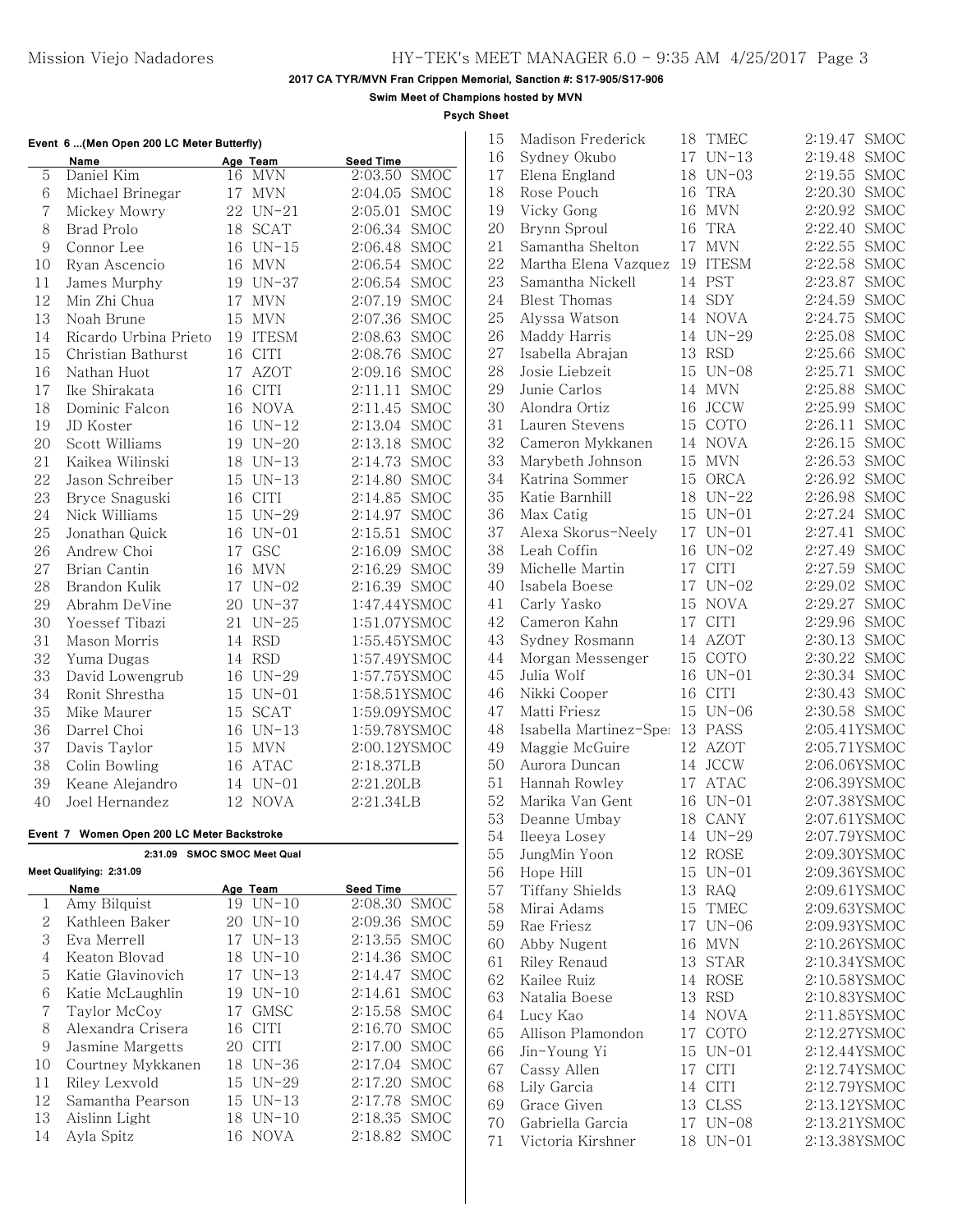**2017 CA TYR/MVN Fran Crippen Memorial, Sanction #: S17-905/S17-906**

**Swim Meet of Champions hosted by MVN**

**Psych Sheet**

#### Event 6 ...(Men Open 200 LC Meter Butterfly)

| | Name | Age | Team | Seed Time |
|---|---|---|---|---|
| 5 | Daniel Kim | 16 | MVN | 2:03.50 SMOC |
| 6 | Michael Brinegar | 17 | MVN | 2:04.05 SMOC |
| 7 | Mickey Mowry | 22 | UN-21 | 2:05.01 SMOC |
| 8 | Brad Prolo | 18 | SCAT | 2:06.34 SMOC |
| 9 | Connor Lee | 16 | UN-15 | 2:06.48 SMOC |
| 10 | Ryan Ascencio | 16 | MVN | 2:06.54 SMOC |
| 11 | James Murphy | 19 | UN-37 | 2:06.54 SMOC |
| 12 | Min Zhi Chua | 17 | MVN | 2:07.19 SMOC |
| 13 | Noah Brune | 15 | MVN | 2:07.36 SMOC |
| 14 | Ricardo Urbina Prieto | 19 | ITESM | 2:08.63 SMOC |
| 15 | Christian Bathurst | 16 | CITI | 2:08.76 SMOC |
| 16 | Nathan Huot | 17 | AZOT | 2:09.16 SMOC |
| 17 | Ike Shirakata | 16 | CITI | 2:11.11 SMOC |
| 18 | Dominic Falcon | 16 | NOVA | 2:11.45 SMOC |
| 19 | JD Koster | 16 | UN-12 | 2:13.04 SMOC |
| 20 | Scott Williams | 19 | UN-20 | 2:13.18 SMOC |
| 21 | Kaikea Wilinski | 18 | UN-13 | 2:14.73 SMOC |
| 22 | Jason Schreiber | 15 | UN-13 | 2:14.80 SMOC |
| 23 | Bryce Snaguski | 16 | CITI | 2:14.85 SMOC |
| 24 | Nick Williams | 15 | UN-29 | 2:14.97 SMOC |
| 25 | Jonathan Quick | 16 | UN-01 | 2:15.51 SMOC |
| 26 | Andrew Choi | 17 | GSC | 2:16.09 SMOC |
| 27 | Brian Cantin | 16 | MVN | 2:16.29 SMOC |
| 28 | Brandon Kulik | 17 | UN-02 | 2:16.39 SMOC |
| 29 | Abrahm DeVine | 20 | UN-37 | 1:47.44YSMOC |
| 30 | Yoessef Tibazi | 21 | UN-25 | 1:51.07YSMOC |
| 31 | Mason Morris | 14 | RSD | 1:55.45YSMOC |
| 32 | Yuma Dugas | 14 | RSD | 1:57.49YSMOC |
| 33 | David Lowengrub | 16 | UN-29 | 1:57.75YSMOC |
| 34 | Ronit Shrestha | 15 | UN-01 | 1:58.51YSMOC |
| 35 | Mike Maurer | 15 | SCAT | 1:59.09YSMOC |
| 36 | Darrel Choi | 16 | UN-13 | 1:59.78YSMOC |
| 37 | Davis Taylor | 15 | MVN | 2:00.12YSMOC |
| 38 | Colin Bowling | 16 | ATAC | 2:18.37LB |
| 39 | Keane Alejandro | 14 | UN-01 | 2:21.20LB |
| 40 | Joel Hernandez | 12 | NOVA | 2:21.34LB |

#### Event 7 Women Open 200 LC Meter Backstroke

2:31.09 SMOC SMOC Meet Qual

Meet Qualifying: 2:31.09

| | Name | Age | Team | Seed Time |
|---|---|---|---|---|
| 1 | Amy Bilquist | 19 | UN-10 | 2:08.30 SMOC |
| 2 | Kathleen Baker | 20 | UN-10 | 2:09.36 SMOC |
| 3 | Eva Merrell | 17 | UN-13 | 2:13.55 SMOC |
| 4 | Keaton Blovad | 18 | UN-10 | 2:14.36 SMOC |
| 5 | Katie Glavinovich | 17 | UN-13 | 2:14.47 SMOC |
| 6 | Katie McLaughlin | 19 | UN-10 | 2:14.61 SMOC |
| 7 | Taylor McCoy | 17 | GMSC | 2:15.58 SMOC |
| 8 | Alexandra Crisera | 16 | CITI | 2:16.70 SMOC |
| 9 | Jasmine Margetts | 20 | CITI | 2:17.00 SMOC |
| 10 | Courtney Mykkanen | 18 | UN-36 | 2:17.04 SMOC |
| 11 | Riley Lexvold | 15 | UN-29 | 2:17.20 SMOC |
| 12 | Samantha Pearson | 15 | UN-13 | 2:17.78 SMOC |
| 13 | Aislinn Light | 18 | UN-10 | 2:18.35 SMOC |
| 14 | Ayla Spitz | 16 | NOVA | 2:18.82 SMOC |
| 15 | Madison Frederick | 18 | TMEC | 2:19.47 SMOC |
| 16 | Sydney Okubo | 17 | UN-13 | 2:19.48 SMOC |
| 17 | Elena England | 18 | UN-03 | 2:19.55 SMOC |
| 18 | Rose Pouch | 16 | TRA | 2:20.30 SMOC |
| 19 | Vicky Gong | 16 | MVN | 2:20.92 SMOC |
| 20 | Brynn Sproul | 16 | TRA | 2:22.40 SMOC |
| 21 | Samantha Shelton | 17 | MVN | 2:22.55 SMOC |
| 22 | Martha Elena Vazquez | 19 | ITESM | 2:22.58 SMOC |
| 23 | Samantha Nickell | 14 | PST | 2:23.87 SMOC |
| 24 | Blest Thomas | 14 | SDY | 2:24.59 SMOC |
| 25 | Alyssa Watson | 14 | NOVA | 2:24.75 SMOC |
| 26 | Maddy Harris | 14 | UN-29 | 2:25.08 SMOC |
| 27 | Isabella Abrajan | 13 | RSD | 2:25.66 SMOC |
| 28 | Josie Liebzeit | 15 | UN-08 | 2:25.71 SMOC |
| 29 | Junie Carlos | 14 | MVN | 2:25.88 SMOC |
| 30 | Alondra Ortiz | 16 | JCCW | 2:25.99 SMOC |
| 31 | Lauren Stevens | 15 | COTO | 2:26.11 SMOC |
| 32 | Cameron Mykkanen | 14 | NOVA | 2:26.15 SMOC |
| 33 | Marybeth Johnson | 15 | MVN | 2:26.53 SMOC |
| 34 | Katrina Sommer | 15 | ORCA | 2:26.92 SMOC |
| 35 | Katie Barnhill | 18 | UN-22 | 2:26.98 SMOC |
| 36 | Max Catig | 15 | UN-01 | 2:27.24 SMOC |
| 37 | Alexa Skorus-Neely | 17 | UN-01 | 2:27.41 SMOC |
| 38 | Leah Coffin | 16 | UN-02 | 2:27.49 SMOC |
| 39 | Michelle Martin | 17 | CITI | 2:27.59 SMOC |
| 40 | Isabela Boese | 17 | UN-02 | 2:29.02 SMOC |
| 41 | Carly Yasko | 15 | NOVA | 2:29.27 SMOC |
| 42 | Cameron Kahn | 17 | CITI | 2:29.96 SMOC |
| 43 | Sydney Rosmann | 14 | AZOT | 2:30.13 SMOC |
| 44 | Morgan Messenger | 15 | COTO | 2:30.22 SMOC |
| 45 | Julia Wolf | 16 | UN-01 | 2:30.34 SMOC |
| 46 | Nikki Cooper | 16 | CITI | 2:30.43 SMOC |
| 47 | Matti Friesz | 15 | UN-06 | 2:30.58 SMOC |
| 48 | Isabella Martinez-Sper | 13 | PASS | 2:05.41YSMOC |
| 49 | Maggie McGuire | 12 | AZOT | 2:05.71YSMOC |
| 50 | Aurora Duncan | 14 | JCCW | 2:06.06YSMOC |
| 51 | Hannah Rowley | 17 | ATAC | 2:06.39YSMOC |
| 52 | Marika Van Gent | 16 | UN-01 | 2:07.38YSMOC |
| 53 | Deanne Umbay | 18 | CANY | 2:07.61YSMOC |
| 54 | Ileeya Losey | 14 | UN-29 | 2:07.79YSMOC |
| 55 | JungMin Yoon | 12 | ROSE | 2:09.30YSMOC |
| 56 | Hope Hill | 15 | UN-01 | 2:09.36YSMOC |
| 57 | Tiffany Shields | 13 | RAQ | 2:09.61YSMOC |
| 58 | Mirai Adams | 15 | TMEC | 2:09.63YSMOC |
| 59 | Rae Friesz | 17 | UN-06 | 2:09.93YSMOC |
| 60 | Abby Nugent | 16 | MVN | 2:10.26YSMOC |
| 61 | Riley Renaud | 13 | STAR | 2:10.34YSMOC |
| 62 | Kailee Ruiz | 14 | ROSE | 2:10.58YSMOC |
| 63 | Natalia Boese | 13 | RSD | 2:10.83YSMOC |
| 64 | Lucy Kao | 14 | NOVA | 2:11.85YSMOC |
| 65 | Allison Plamondon | 17 | COTO | 2:12.27YSMOC |
| 66 | Jin-Young Yi | 15 | UN-01 | 2:12.44YSMOC |
| 67 | Cassy Allen | 17 | CITI | 2:12.74YSMOC |
| 68 | Lily Garcia | 14 | CITI | 2:12.79YSMOC |
| 69 | Grace Given | 13 | CLSS | 2:13.12YSMOC |
| 70 | Gabriella Garcia | 17 | UN-08 | 2:13.21YSMOC |
| 71 | Victoria Kirshner | 18 | UN-01 | 2:13.38YSMOC |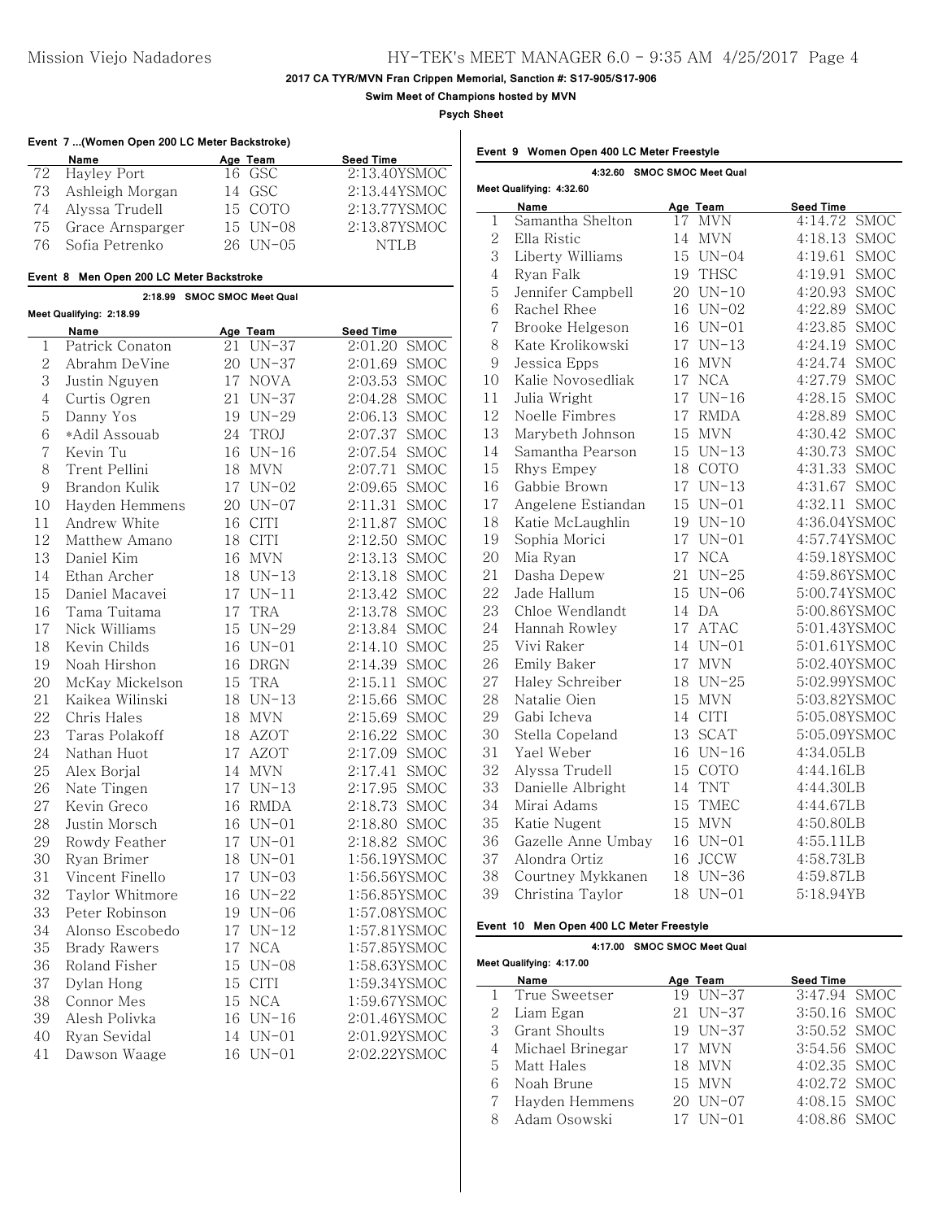Mission Viejo Nadadores

HY-TEK's MEET MANAGER 6.0 - 9:35 AM 4/25/2017 Page 4

**2017 CA TYR/MVN Fran Crippen Memorial, Sanction #: S17-905/S17-906**

**Swim Meet of Champions hosted by MVN**

**Psych Sheet**

### Event 7 ...(Women Open 200 LC Meter Backstroke)

| | Name | Age | Team | Seed Time |
|---|---|---|---|---|
| 72 | Hayley Port | 16 | GSC | 2:13.40YSMOC |
| 73 | Ashleigh Morgan | 14 | GSC | 2:13.44YSMOC |
| 74 | Alyssa Trudell | 15 | COTO | 2:13.77YSMOC |
| 75 | Grace Arnsparger | 15 | UN-08 | 2:13.87YSMOC |
| 76 | Sofia Petrenko | 26 | UN-05 | NTLB |

### Event 8 Men Open 200 LC Meter Backstroke

2:18.99 SMOC SMOC Meet Qual

Meet Qualifying: 2:18.99

| | Name | Age | Team | Seed Time |
|---|---|---|---|---|
| 1 | Patrick Conaton | 21 | UN-37 | 2:01.20 SMOC |
| 2 | Abrahm DeVine | 20 | UN-37 | 2:01.69 SMOC |
| 3 | Justin Nguyen | 17 | NOVA | 2:03.53 SMOC |
| 4 | Curtis Ogren | 21 | UN-37 | 2:04.28 SMOC |
| 5 | Danny Yos | 19 | UN-29 | 2:06.13 SMOC |
| 6 | *Adil Assouab | 24 | TROJ | 2:07.37 SMOC |
| 7 | Kevin Tu | 16 | UN-16 | 2:07.54 SMOC |
| 8 | Trent Pellini | 18 | MVN | 2:07.71 SMOC |
| 9 | Brandon Kulik | 17 | UN-02 | 2:09.65 SMOC |
| 10 | Hayden Hemmens | 20 | UN-07 | 2:11.31 SMOC |
| 11 | Andrew White | 16 | CITI | 2:11.87 SMOC |
| 12 | Matthew Amano | 18 | CITI | 2:12.50 SMOC |
| 13 | Daniel Kim | 16 | MVN | 2:13.13 SMOC |
| 14 | Ethan Archer | 18 | UN-13 | 2:13.18 SMOC |
| 15 | Daniel Macavei | 17 | UN-11 | 2:13.42 SMOC |
| 16 | Tama Tuitama | 17 | TRA | 2:13.78 SMOC |
| 17 | Nick Williams | 15 | UN-29 | 2:13.84 SMOC |
| 18 | Kevin Childs | 16 | UN-01 | 2:14.10 SMOC |
| 19 | Noah Hirshon | 16 | DRGN | 2:14.39 SMOC |
| 20 | McKay Mickelson | 15 | TRA | 2:15.11 SMOC |
| 21 | Kaikea Wilinski | 18 | UN-13 | 2:15.66 SMOC |
| 22 | Chris Hales | 18 | MVN | 2:15.69 SMOC |
| 23 | Taras Polakoff | 18 | AZOT | 2:16.22 SMOC |
| 24 | Nathan Huot | 17 | AZOT | 2:17.09 SMOC |
| 25 | Alex Borjal | 14 | MVN | 2:17.41 SMOC |
| 26 | Nate Tingen | 17 | UN-13 | 2:17.95 SMOC |
| 27 | Kevin Greco | 16 | RMDA | 2:18.73 SMOC |
| 28 | Justin Morsch | 16 | UN-01 | 2:18.80 SMOC |
| 29 | Rowdy Feather | 17 | UN-01 | 2:18.82 SMOC |
| 30 | Ryan Brimer | 18 | UN-01 | 1:56.19YSMOC |
| 31 | Vincent Finello | 17 | UN-03 | 1:56.56YSMOC |
| 32 | Taylor Whitmore | 16 | UN-22 | 1:56.85YSMOC |
| 33 | Peter Robinson | 19 | UN-06 | 1:57.08YSMOC |
| 34 | Alonso Escobedo | 17 | UN-12 | 1:57.81YSMOC |
| 35 | Brady Rawers | 17 | NCA | 1:57.85YSMOC |
| 36 | Roland Fisher | 15 | UN-08 | 1:58.63YSMOC |
| 37 | Dylan Hong | 15 | CITI | 1:59.34YSMOC |
| 38 | Connor Mes | 15 | NCA | 1:59.67YSMOC |
| 39 | Alesh Polivka | 16 | UN-16 | 2:01.46YSMOC |
| 40 | Ryan Sevidal | 14 | UN-01 | 2:01.92YSMOC |
| 41 | Dawson Waage | 16 | UN-01 | 2:02.22YSMOC |

### Event 9 Women Open 400 LC Meter Freestyle

4:32.60 SMOC SMOC Meet Qual

Meet Qualifying: 4:32.60

| | Name | Age | Team | Seed Time |
|---|---|---|---|---|
| 1 | Samantha Shelton | 17 | MVN | 4:14.72 SMOC |
| 2 | Ella Ristic | 14 | MVN | 4:18.13 SMOC |
| 3 | Liberty Williams | 15 | UN-04 | 4:19.61 SMOC |
| 4 | Ryan Falk | 19 | THSC | 4:19.91 SMOC |
| 5 | Jennifer Campbell | 20 | UN-10 | 4:20.93 SMOC |
| 6 | Rachel Rhee | 16 | UN-02 | 4:22.89 SMOC |
| 7 | Brooke Helgeson | 16 | UN-01 | 4:23.85 SMOC |
| 8 | Kate Krolikowski | 17 | UN-13 | 4:24.19 SMOC |
| 9 | Jessica Epps | 16 | MVN | 4:24.74 SMOC |
| 10 | Kalie Novosedliak | 17 | NCA | 4:27.79 SMOC |
| 11 | Julia Wright | 17 | UN-16 | 4:28.15 SMOC |
| 12 | Noelle Fimbres | 17 | RMDA | 4:28.89 SMOC |
| 13 | Marybeth Johnson | 15 | MVN | 4:30.42 SMOC |
| 14 | Samantha Pearson | 15 | UN-13 | 4:30.73 SMOC |
| 15 | Rhys Empey | 18 | COTO | 4:31.33 SMOC |
| 16 | Gabbie Brown | 17 | UN-13 | 4:31.67 SMOC |
| 17 | Angelene Estiandan | 15 | UN-01 | 4:32.11 SMOC |
| 18 | Katie McLaughlin | 19 | UN-10 | 4:36.04YSMOC |
| 19 | Sophia Morici | 17 | UN-01 | 4:57.74YSMOC |
| 20 | Mia Ryan | 17 | NCA | 4:59.18YSMOC |
| 21 | Dasha Depew | 21 | UN-25 | 4:59.86YSMOC |
| 22 | Jade Hallum | 15 | UN-06 | 5:00.74YSMOC |
| 23 | Chloe Wendlandt | 14 | DA | 5:00.86YSMOC |
| 24 | Hannah Rowley | 17 | ATAC | 5:01.43YSMOC |
| 25 | Vivi Raker | 14 | UN-01 | 5:01.61YSMOC |
| 26 | Emily Baker | 17 | MVN | 5:02.40YSMOC |
| 27 | Haley Schreiber | 18 | UN-25 | 5:02.99YSMOC |
| 28 | Natalie Oien | 15 | MVN | 5:03.82YSMOC |
| 29 | Gabi Icheva | 14 | CITI | 5:05.08YSMOC |
| 30 | Stella Copeland | 13 | SCAT | 5:05.09YSMOC |
| 31 | Yael Weber | 16 | UN-16 | 4:34.05LB |
| 32 | Alyssa Trudell | 15 | COTO | 4:44.16LB |
| 33 | Danielle Albright | 14 | TNT | 4:44.30LB |
| 34 | Mirai Adams | 15 | TMEC | 4:44.67LB |
| 35 | Katie Nugent | 15 | MVN | 4:50.80LB |
| 36 | Gazelle Anne Umbay | 16 | UN-01 | 4:55.11LB |
| 37 | Alondra Ortiz | 16 | JCCW | 4:58.73LB |
| 38 | Courtney Mykkanen | 18 | UN-36 | 4:59.87LB |
| 39 | Christina Taylor | 18 | UN-01 | 5:18.94YB |

### Event 10 Men Open 400 LC Meter Freestyle

4:17.00 SMOC SMOC Meet Qual

Meet Qualifying: 4:17.00

| | Name | Age | Team | Seed Time |
|---|---|---|---|---|
| 1 | True Sweetser | 19 | UN-37 | 3:47.94 SMOC |
| 2 | Liam Egan | 21 | UN-37 | 3:50.16 SMOC |
| 3 | Grant Shoults | 19 | UN-37 | 3:50.52 SMOC |
| 4 | Michael Brinegar | 17 | MVN | 3:54.56 SMOC |
| 5 | Matt Hales | 18 | MVN | 4:02.35 SMOC |
| 6 | Noah Brune | 15 | MVN | 4:02.72 SMOC |
| 7 | Hayden Hemmens | 20 | UN-07 | 4:08.15 SMOC |
| 8 | Adam Osowski | 17 | UN-01 | 4:08.86 SMOC |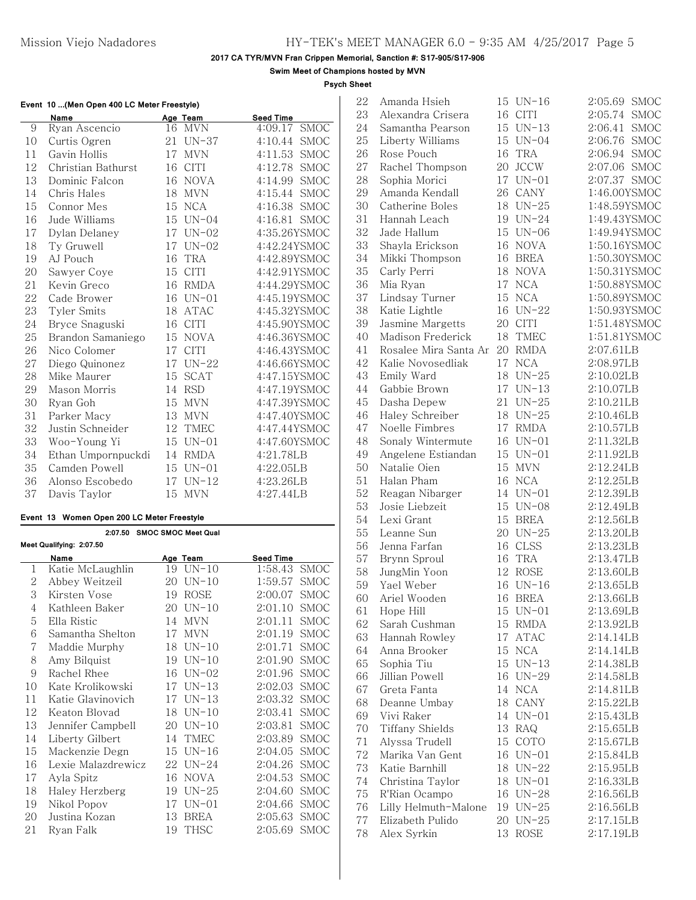**2017 CA TYR/MVN Fran Crippen Memorial, Sanction #: S17-905/S17-906**

**Swim Meet of Champions hosted by MVN**

**Psych Sheet**

### Event 10 ...(Men Open 400 LC Meter Freestyle)

| | Name | Age | Team | Seed Time |
|---|---|---|---|---|
| 9 | Ryan Ascencio | 16 | MVN | 4:09.17 SMOC |
| 10 | Curtis Ogren | 21 | UN-37 | 4:10.44 SMOC |
| 11 | Gavin Hollis | 17 | MVN | 4:11.53 SMOC |
| 12 | Christian Bathurst | 16 | CITI | 4:12.78 SMOC |
| 13 | Dominic Falcon | 16 | NOVA | 4:14.99 SMOC |
| 14 | Chris Hales | 18 | MVN | 4:15.44 SMOC |
| 15 | Connor Mes | 15 | NCA | 4:16.38 SMOC |
| 16 | Jude Williams | 15 | UN-04 | 4:16.81 SMOC |
| 17 | Dylan Delaney | 17 | UN-02 | 4:35.26YSMOC |
| 18 | Ty Gruwell | 17 | UN-02 | 4:42.24YSMOC |
| 19 | AJ Pouch | 16 | TRA | 4:42.89YSMOC |
| 20 | Sawyer Coye | 15 | CITI | 4:42.91YSMOC |
| 21 | Kevin Greco | 16 | RMDA | 4:44.29YSMOC |
| 22 | Cade Brower | 16 | UN-01 | 4:45.19YSMOC |
| 23 | Tyler Smits | 18 | ATAC | 4:45.32YSMOC |
| 24 | Bryce Snaguski | 16 | CITI | 4:45.90YSMOC |
| 25 | Brandon Samaniego | 15 | NOVA | 4:46.36YSMOC |
| 26 | Nico Colomer | 17 | CITI | 4:46.43YSMOC |
| 27 | Diego Quinonez | 17 | UN-22 | 4:46.66YSMOC |
| 28 | Mike Maurer | 15 | SCAT | 4:47.15YSMOC |
| 29 | Mason Morris | 14 | RSD | 4:47.19YSMOC |
| 30 | Ryan Goh | 15 | MVN | 4:47.39YSMOC |
| 31 | Parker Macy | 13 | MVN | 4:47.40YSMOC |
| 32 | Justin Schneider | 12 | TMEC | 4:47.44YSMOC |
| 33 | Woo-Young Yi | 15 | UN-01 | 4:47.60YSMOC |
| 34 | Ethan Umpornpuckdi | 14 | RMDA | 4:21.78LB |
| 35 | Camden Powell | 15 | UN-01 | 4:22.05LB |
| 36 | Alonso Escobedo | 17 | UN-12 | 4:23.26LB |
| 37 | Davis Taylor | 15 | MVN | 4:27.44LB |

### Event 13 Women Open 200 LC Meter Freestyle

2:07.50 SMOC SMOC Meet Qual

Meet Qualifying: 2:07.50

| | Name | Age | Team | Seed Time |
|---|---|---|---|---|
| 1 | Katie McLaughlin | 19 | UN-10 | 1:58.43 SMOC |
| 2 | Abbey Weitzeil | 20 | UN-10 | 1:59.57 SMOC |
| 3 | Kirsten Vose | 19 | ROSE | 2:00.07 SMOC |
| 4 | Kathleen Baker | 20 | UN-10 | 2:01.10 SMOC |
| 5 | Ella Ristic | 14 | MVN | 2:01.11 SMOC |
| 6 | Samantha Shelton | 17 | MVN | 2:01.19 SMOC |
| 7 | Maddie Murphy | 18 | UN-10 | 2:01.71 SMOC |
| 8 | Amy Bilquist | 19 | UN-10 | 2:01.90 SMOC |
| 9 | Rachel Rhee | 16 | UN-02 | 2:01.96 SMOC |
| 10 | Kate Krolikowski | 17 | UN-13 | 2:02.03 SMOC |
| 11 | Katie Glavinovich | 17 | UN-13 | 2:03.32 SMOC |
| 12 | Keaton Blovad | 18 | UN-10 | 2:03.41 SMOC |
| 13 | Jennifer Campbell | 20 | UN-10 | 2:03.81 SMOC |
| 14 | Liberty Gilbert | 14 | TMEC | 2:03.89 SMOC |
| 15 | Mackenzie Degn | 15 | UN-16 | 2:04.05 SMOC |
| 16 | Lexie Malazdrewicz | 22 | UN-24 | 2:04.26 SMOC |
| 17 | Ayla Spitz | 16 | NOVA | 2:04.53 SMOC |
| 18 | Haley Herzberg | 19 | UN-25 | 2:04.60 SMOC |
| 19 | Nikol Popov | 17 | UN-01 | 2:04.66 SMOC |
| 20 | Justina Kozan | 13 | BREA | 2:05.63 SMOC |
| 21 | Ryan Falk | 19 | THSC | 2:05.69 SMOC |
| 22 | Amanda Hsieh | 15 | UN-16 | 2:05.69 SMOC |
| 23 | Alexandra Crisera | 16 | CITI | 2:05.74 SMOC |
| 24 | Samantha Pearson | 15 | UN-13 | 2:06.41 SMOC |
| 25 | Liberty Williams | 15 | UN-04 | 2:06.76 SMOC |
| 26 | Rose Pouch | 16 | TRA | 2:06.94 SMOC |
| 27 | Rachel Thompson | 20 | JCCW | 2:07.06 SMOC |
| 28 | Sophia Morici | 17 | UN-01 | 2:07.37 SMOC |
| 29 | Amanda Kendall | 26 | CANY | 1:46.00YSMOC |
| 30 | Catherine Boles | 18 | UN-25 | 1:48.59YSMOC |
| 31 | Hannah Leach | 19 | UN-24 | 1:49.43YSMOC |
| 32 | Jade Hallum | 15 | UN-06 | 1:49.94YSMOC |
| 33 | Shayla Erickson | 16 | NOVA | 1:50.16YSMOC |
| 34 | Mikki Thompson | 16 | BREA | 1:50.30YSMOC |
| 35 | Carly Perri | 18 | NOVA | 1:50.31YSMOC |
| 36 | Mia Ryan | 17 | NCA | 1:50.88YSMOC |
| 37 | Lindsay Turner | 15 | NCA | 1:50.89YSMOC |
| 38 | Katie Lightle | 16 | UN-22 | 1:50.93YSMOC |
| 39 | Jasmine Margetts | 20 | CITI | 1:51.48YSMOC |
| 40 | Madison Frederick | 18 | TMEC | 1:51.81YSMOC |
| 41 | Rosalee Mira Santa Ar | 20 | RMDA | 2:07.61LB |
| 42 | Kalie Novosedliak | 17 | NCA | 2:08.97LB |
| 43 | Emily Ward | 18 | UN-25 | 2:10.02LB |
| 44 | Gabbie Brown | 17 | UN-13 | 2:10.07LB |
| 45 | Dasha Depew | 21 | UN-25 | 2:10.21LB |
| 46 | Haley Schreiber | 18 | UN-25 | 2:10.46LB |
| 47 | Noelle Fimbres | 17 | RMDA | 2:10.57LB |
| 48 | Sonaly Wintermute | 16 | UN-01 | 2:11.32LB |
| 49 | Angelene Estiandan | 15 | UN-01 | 2:11.92LB |
| 50 | Natalie Oien | 15 | MVN | 2:12.24LB |
| 51 | Halan Pham | 16 | NCA | 2:12.25LB |
| 52 | Reagan Nibarger | 14 | UN-01 | 2:12.39LB |
| 53 | Josie Liebzeit | 15 | UN-08 | 2:12.49LB |
| 54 | Lexi Grant | 15 | BREA | 2:12.56LB |
| 55 | Leanne Sun | 20 | UN-25 | 2:13.20LB |
| 56 | Jenna Farfan | 16 | CLSS | 2:13.23LB |
| 57 | Brynn Sproul | 16 | TRA | 2:13.47LB |
| 58 | JungMin Yoon | 12 | ROSE | 2:13.60LB |
| 59 | Yael Weber | 16 | UN-16 | 2:13.65LB |
| 60 | Ariel Wooden | 16 | BREA | 2:13.66LB |
| 61 | Hope Hill | 15 | UN-01 | 2:13.69LB |
| 62 | Sarah Cushman | 15 | RMDA | 2:13.92LB |
| 63 | Hannah Rowley | 17 | ATAC | 2:14.14LB |
| 64 | Anna Brooker | 15 | NCA | 2:14.14LB |
| 65 | Sophia Tiu | 15 | UN-13 | 2:14.38LB |
| 66 | Jillian Powell | 16 | UN-29 | 2:14.58LB |
| 67 | Greta Fanta | 14 | NCA | 2:14.81LB |
| 68 | Deanne Umbay | 18 | CANY | 2:15.22LB |
| 69 | Vivi Raker | 14 | UN-01 | 2:15.43LB |
| 70 | Tiffany Shields | 13 | RAQ | 2:15.65LB |
| 71 | Alyssa Trudell | 15 | COTO | 2:15.67LB |
| 72 | Marika Van Gent | 16 | UN-01 | 2:15.84LB |
| 73 | Katie Barnhill | 18 | UN-22 | 2:15.95LB |
| 74 | Christina Taylor | 18 | UN-01 | 2:16.33LB |
| 75 | R'Rian Ocampo | 16 | UN-28 | 2:16.56LB |
| 76 | Lilly Helmuth-Malone | 19 | UN-25 | 2:16.56LB |
| 77 | Elizabeth Pulido | 20 | UN-25 | 2:17.15LB |
| 78 | Alex Syrkin | 13 | ROSE | 2:17.19LB |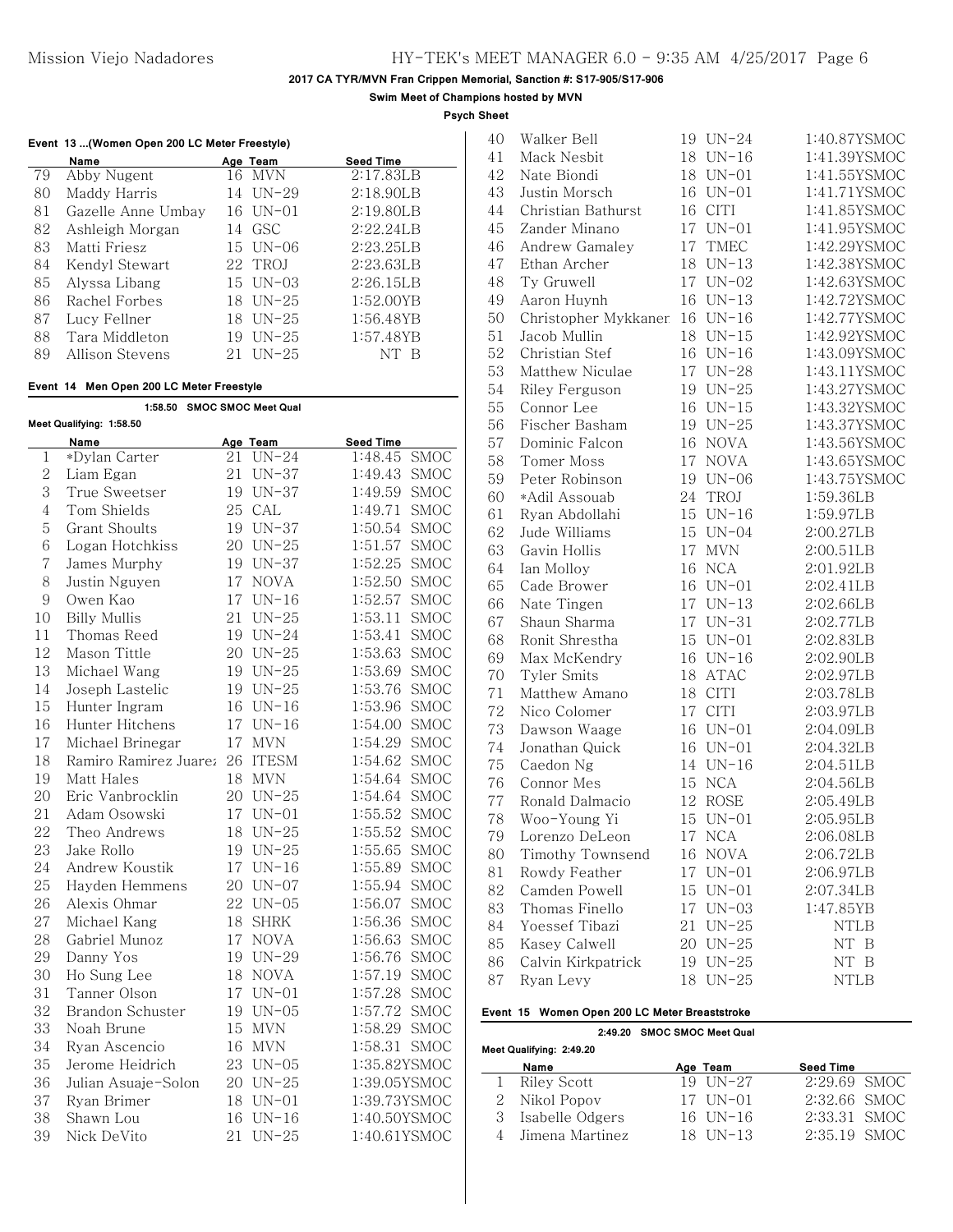**2017 CA TYR/MVN Fran Crippen Memorial, Sanction #: S17-905/S17-906**

**Swim Meet of Champions hosted by MVN**

**Psych Sheet**

### Event 13 ...(Women Open 200 LC Meter Freestyle)

| | Name | Age | Team | Seed Time |
|---|---|---|---|---|
| 79 | Abby Nugent | 16 | MVN | 2:17.83LB |
| 80 | Maddy Harris | 14 | UN-29 | 2:18.90LB |
| 81 | Gazelle Anne Umbay | 16 | UN-01 | 2:19.80LB |
| 82 | Ashleigh Morgan | 14 | GSC | 2:22.24LB |
| 83 | Matti Friesz | 15 | UN-06 | 2:23.25LB |
| 84 | Kendyl Stewart | 22 | TROJ | 2:23.63LB |
| 85 | Alyssa Libang | 15 | UN-03 | 2:26.15LB |
| 86 | Rachel Forbes | 18 | UN-25 | 1:52.00YB |
| 87 | Lucy Fellner | 18 | UN-25 | 1:56.48YB |
| 88 | Tara Middleton | 19 | UN-25 | 1:57.48YB |
| 89 | Allison Stevens | 21 | UN-25 | NT B |

### Event 14 Men Open 200 LC Meter Freestyle

1:58.50 SMOC SMOC Meet Qual

Meet Qualifying: 1:58.50

| | Name | Age | Team | Seed Time |
|---|---|---|---|---|
| 1 | *Dylan Carter | 21 | UN-24 | 1:48.45 SMOC |
| 2 | Liam Egan | 21 | UN-37 | 1:49.43 SMOC |
| 3 | True Sweetser | 19 | UN-37 | 1:49.59 SMOC |
| 4 | Tom Shields | 25 | CAL | 1:49.71 SMOC |
| 5 | Grant Shoults | 19 | UN-37 | 1:50.54 SMOC |
| 6 | Logan Hotchkiss | 20 | UN-25 | 1:51.57 SMOC |
| 7 | James Murphy | 19 | UN-37 | 1:52.25 SMOC |
| 8 | Justin Nguyen | 17 | NOVA | 1:52.50 SMOC |
| 9 | Owen Kao | 17 | UN-16 | 1:52.57 SMOC |
| 10 | Billy Mullis | 21 | UN-25 | 1:53.11 SMOC |
| 11 | Thomas Reed | 19 | UN-24 | 1:53.41 SMOC |
| 12 | Mason Tittle | 20 | UN-25 | 1:53.63 SMOC |
| 13 | Michael Wang | 19 | UN-25 | 1:53.69 SMOC |
| 14 | Joseph Lastelic | 19 | UN-25 | 1:53.76 SMOC |
| 15 | Hunter Ingram | 16 | UN-16 | 1:53.96 SMOC |
| 16 | Hunter Hitchens | 17 | UN-16 | 1:54.00 SMOC |
| 17 | Michael Brinegar | 17 | MVN | 1:54.29 SMOC |
| 18 | Ramiro Ramirez Juarez | 26 | ITESM | 1:54.62 SMOC |
| 19 | Matt Hales | 18 | MVN | 1:54.64 SMOC |
| 20 | Eric Vanbrocklin | 20 | UN-25 | 1:54.64 SMOC |
| 21 | Adam Osowski | 17 | UN-01 | 1:55.52 SMOC |
| 22 | Theo Andrews | 18 | UN-25 | 1:55.52 SMOC |
| 23 | Jake Rollo | 19 | UN-25 | 1:55.65 SMOC |
| 24 | Andrew Koustik | 17 | UN-16 | 1:55.89 SMOC |
| 25 | Hayden Hemmens | 20 | UN-07 | 1:55.94 SMOC |
| 26 | Alexis Ohmar | 22 | UN-05 | 1:56.07 SMOC |
| 27 | Michael Kang | 18 | SHRK | 1:56.36 SMOC |
| 28 | Gabriel Munoz | 17 | NOVA | 1:56.63 SMOC |
| 29 | Danny Yos | 19 | UN-29 | 1:56.76 SMOC |
| 30 | Ho Sung Lee | 18 | NOVA | 1:57.19 SMOC |
| 31 | Tanner Olson | 17 | UN-01 | 1:57.28 SMOC |
| 32 | Brandon Schuster | 19 | UN-05 | 1:57.72 SMOC |
| 33 | Noah Brune | 15 | MVN | 1:58.29 SMOC |
| 34 | Ryan Ascencio | 16 | MVN | 1:58.31 SMOC |
| 35 | Jerome Heidrich | 23 | UN-05 | 1:35.82YSMOC |
| 36 | Julian Asuaje-Solon | 20 | UN-25 | 1:39.05YSMOC |
| 37 | Ryan Brimer | 18 | UN-01 | 1:39.73YSMOC |
| 38 | Shawn Lou | 16 | UN-16 | 1:40.50YSMOC |
| 39 | Nick DeVito | 21 | UN-25 | 1:40.61YSMOC |
| 40 | Walker Bell | 19 | UN-24 | 1:40.87YSMOC |
| 41 | Mack Nesbit | 18 | UN-16 | 1:41.39YSMOC |
| 42 | Nate Biondi | 18 | UN-01 | 1:41.55YSMOC |
| 43 | Justin Morsch | 16 | UN-01 | 1:41.71YSMOC |
| 44 | Christian Bathurst | 16 | CITI | 1:41.85YSMOC |
| 45 | Zander Minano | 17 | UN-01 | 1:41.95YSMOC |
| 46 | Andrew Gamaley | 17 | TMEC | 1:42.29YSMOC |
| 47 | Ethan Archer | 18 | UN-13 | 1:42.38YSMOC |
| 48 | Ty Gruwell | 17 | UN-02 | 1:42.63YSMOC |
| 49 | Aaron Huynh | 16 | UN-13 | 1:42.72YSMOC |
| 50 | Christopher Mykkanen | 16 | UN-16 | 1:42.77YSMOC |
| 51 | Jacob Mullin | 18 | UN-15 | 1:42.92YSMOC |
| 52 | Christian Stef | 16 | UN-16 | 1:43.09YSMOC |
| 53 | Matthew Niculae | 17 | UN-28 | 1:43.11YSMOC |
| 54 | Riley Ferguson | 19 | UN-25 | 1:43.27YSMOC |
| 55 | Connor Lee | 16 | UN-15 | 1:43.32YSMOC |
| 56 | Fischer Basham | 19 | UN-25 | 1:43.37YSMOC |
| 57 | Dominic Falcon | 16 | NOVA | 1:43.56YSMOC |
| 58 | Tomer Moss | 17 | NOVA | 1:43.65YSMOC |
| 59 | Peter Robinson | 19 | UN-06 | 1:43.75YSMOC |
| 60 | *Adil Assouab | 24 | TROJ | 1:59.36LB |
| 61 | Ryan Abdollahi | 15 | UN-16 | 1:59.97LB |
| 62 | Jude Williams | 15 | UN-04 | 2:00.27LB |
| 63 | Gavin Hollis | 17 | MVN | 2:00.51LB |
| 64 | Ian Molloy | 16 | NCA | 2:01.92LB |
| 65 | Cade Brower | 16 | UN-01 | 2:02.41LB |
| 66 | Nate Tingen | 17 | UN-13 | 2:02.66LB |
| 67 | Shaun Sharma | 17 | UN-31 | 2:02.77LB |
| 68 | Ronit Shrestha | 15 | UN-01 | 2:02.83LB |
| 69 | Max McKendry | 16 | UN-16 | 2:02.90LB |
| 70 | Tyler Smits | 18 | ATAC | 2:02.97LB |
| 71 | Matthew Amano | 18 | CITI | 2:03.78LB |
| 72 | Nico Colomer | 17 | CITI | 2:03.97LB |
| 73 | Dawson Waage | 16 | UN-01 | 2:04.09LB |
| 74 | Jonathan Quick | 16 | UN-01 | 2:04.32LB |
| 75 | Caedon Ng | 14 | UN-16 | 2:04.51LB |
| 76 | Connor Mes | 15 | NCA | 2:04.56LB |
| 77 | Ronald Dalmacio | 12 | ROSE | 2:05.49LB |
| 78 | Woo-Young Yi | 15 | UN-01 | 2:05.95LB |
| 79 | Lorenzo DeLeon | 17 | NCA | 2:06.08LB |
| 80 | Timothy Townsend | 16 | NOVA | 2:06.72LB |
| 81 | Rowdy Feather | 17 | UN-01 | 2:06.97LB |
| 82 | Camden Powell | 15 | UN-01 | 2:07.34LB |
| 83 | Thomas Finello | 17 | UN-03 | 1:47.85YB |
| 84 | Yoessef Tibazi | 21 | UN-25 | NTLB |
| 85 | Kasey Calwell | 20 | UN-25 | NT B |
| 86 | Calvin Kirkpatrick | 19 | UN-25 | NT B |
| 87 | Ryan Levy | 18 | UN-25 | NTLB |

### Event 15 Women Open 200 LC Meter Breaststroke

2:49.20 SMOC SMOC Meet Qual

Meet Qualifying: 2:49.20

| | Name | Age | Team | Seed Time |
|---|---|---|---|---|
| 1 | Riley Scott | 19 | UN-27 | 2:29.69 SMOC |
| 2 | Nikol Popov | 17 | UN-01 | 2:32.66 SMOC |
| 3 | Isabelle Odgers | 16 | UN-16 | 2:33.31 SMOC |
| 4 | Jimena Martinez | 18 | UN-13 | 2:35.19 SMOC |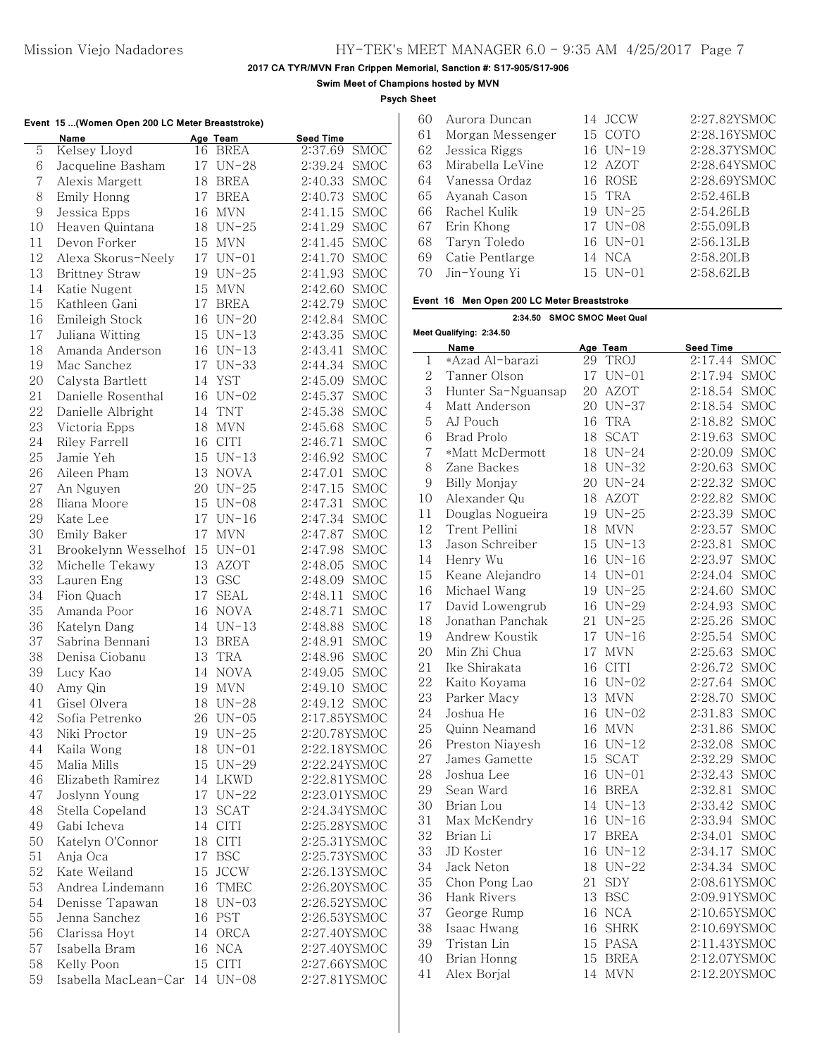**2017 CA TYR/MVN Fran Crippen Memorial, Sanction #: S17-905/S17-906**

**Swim Meet of Champions hosted by MVN**

**Psych Sheet**

### Event 15 ...(Women Open 200 LC Meter Breaststroke)

| | Name | Age | Team | Seed Time |
|---|---|---|---|---|
| 5 | Kelsey Lloyd | 16 | BREA | 2:37.69 SMOC |
| 6 | Jacqueline Basham | 17 | UN-28 | 2:39.24 SMOC |
| 7 | Alexis Margett | 18 | BREA | 2:40.33 SMOC |
| 8 | Emily Honng | 17 | BREA | 2:40.73 SMOC |
| 9 | Jessica Epps | 16 | MVN | 2:41.15 SMOC |
| 10 | Heaven Quintana | 18 | UN-25 | 2:41.29 SMOC |
| 11 | Devon Forker | 15 | MVN | 2:41.45 SMOC |
| 12 | Alexa Skorus-Neely | 17 | UN-01 | 2:41.70 SMOC |
| 13 | Brittney Straw | 19 | UN-25 | 2:41.93 SMOC |
| 14 | Katie Nugent | 15 | MVN | 2:42.60 SMOC |
| 15 | Kathleen Gani | 17 | BREA | 2:42.79 SMOC |
| 16 | Emileigh Stock | 16 | UN-20 | 2:42.84 SMOC |
| 17 | Juliana Witting | 15 | UN-13 | 2:43.35 SMOC |
| 18 | Amanda Anderson | 16 | UN-13 | 2:43.41 SMOC |
| 19 | Mac Sanchez | 17 | UN-33 | 2:44.34 SMOC |
| 20 | Calysta Bartlett | 14 | YST | 2:45.09 SMOC |
| 21 | Danielle Rosenthal | 16 | UN-02 | 2:45.37 SMOC |
| 22 | Danielle Albright | 14 | TNT | 2:45.38 SMOC |
| 23 | Victoria Epps | 18 | MVN | 2:45.68 SMOC |
| 24 | Riley Farrell | 16 | CITI | 2:46.71 SMOC |
| 25 | Jamie Yeh | 15 | UN-13 | 2:46.92 SMOC |
| 26 | Aileen Pham | 13 | NOVA | 2:47.01 SMOC |
| 27 | An Nguyen | 20 | UN-25 | 2:47.15 SMOC |
| 28 | Iliana Moore | 15 | UN-08 | 2:47.31 SMOC |
| 29 | Kate Lee | 17 | UN-16 | 2:47.34 SMOC |
| 30 | Emily Baker | 17 | MVN | 2:47.87 SMOC |
| 31 | Brookelynn Wesselhof | 15 | UN-01 | 2:47.98 SMOC |
| 32 | Michelle Tekawy | 13 | AZOT | 2:48.05 SMOC |
| 33 | Lauren Eng | 13 | GSC | 2:48.09 SMOC |
| 34 | Fion Quach | 17 | SEAL | 2:48.11 SMOC |
| 35 | Amanda Poor | 16 | NOVA | 2:48.71 SMOC |
| 36 | Katelyn Dang | 14 | UN-13 | 2:48.88 SMOC |
| 37 | Sabrina Bennani | 13 | BREA | 2:48.91 SMOC |
| 38 | Denisa Ciobanu | 13 | TRA | 2:48.96 SMOC |
| 39 | Lucy Kao | 14 | NOVA | 2:49.05 SMOC |
| 40 | Amy Qin | 19 | MVN | 2:49.10 SMOC |
| 41 | Gisel Olvera | 18 | UN-28 | 2:49.12 SMOC |
| 42 | Sofia Petrenko | 26 | UN-05 | 2:17.85YSMOC |
| 43 | Niki Proctor | 19 | UN-25 | 2:20.78YSMOC |
| 44 | Kaila Wong | 18 | UN-01 | 2:22.18YSMOC |
| 45 | Malia Mills | 15 | UN-29 | 2:22.24YSMOC |
| 46 | Elizabeth Ramirez | 14 | LKWD | 2:22.81YSMOC |
| 47 | Joslynn Young | 17 | UN-22 | 2:23.01YSMOC |
| 48 | Stella Copeland | 13 | SCAT | 2:24.34YSMOC |
| 49 | Gabi Icheva | 14 | CITI | 2:25.28YSMOC |
| 50 | Katelyn O'Connor | 18 | CITI | 2:25.31YSMOC |
| 51 | Anja Oca | 17 | BSC | 2:25.73YSMOC |
| 52 | Kate Weiland | 15 | JCCW | 2:26.13YSMOC |
| 53 | Andrea Lindemann | 16 | TMEC | 2:26.20YSMOC |
| 54 | Denisse Tapawan | 18 | UN-03 | 2:26.52YSMOC |
| 55 | Jenna Sanchez | 16 | PST | 2:26.53YSMOC |
| 56 | Clarissa Hoyt | 14 | ORCA | 2:27.40YSMOC |
| 57 | Isabella Bram | 16 | NCA | 2:27.40YSMOC |
| 58 | Kelly Poon | 15 | CITI | 2:27.66YSMOC |
| 59 | Isabella MacLean-Car | 14 | UN-08 | 2:27.81YSMOC |
| 60 | Aurora Duncan | 14 | JCCW | 2:27.82YSMOC |
| 61 | Morgan Messenger | 15 | COTO | 2:28.16YSMOC |
| 62 | Jessica Riggs | 16 | UN-19 | 2:28.37YSMOC |
| 63 | Mirabella LeVine | 12 | AZOT | 2:28.64YSMOC |
| 64 | Vanessa Ordaz | 16 | ROSE | 2:28.69YSMOC |
| 65 | Ayanah Cason | 15 | TRA | 2:52.46LB |
| 66 | Rachel Kulik | 19 | UN-25 | 2:54.26LB |
| 67 | Erin Khong | 17 | UN-08 | 2:55.09LB |
| 68 | Taryn Toledo | 16 | UN-01 | 2:56.13LB |
| 69 | Catie Pentlarge | 14 | NCA | 2:58.20LB |
| 70 | Jin-Young Yi | 15 | UN-01 | 2:58.62LB |

### Event 16 Men Open 200 LC Meter Breaststroke

**2:34.50 SMOC SMOC Meet Qual**

**Meet Qualifying: 2:34.50**

| | Name | Age | Team | Seed Time |
|---|---|---|---|---|
| 1 | *Azad Al-barazi | 29 | TROJ | 2:17.44 SMOC |
| 2 | Tanner Olson | 17 | UN-01 | 2:17.94 SMOC |
| 3 | Hunter Sa-Nguansap | 20 | AZOT | 2:18.54 SMOC |
| 4 | Matt Anderson | 20 | UN-37 | 2:18.54 SMOC |
| 5 | AJ Pouch | 16 | TRA | 2:18.82 SMOC |
| 6 | Brad Prolo | 18 | SCAT | 2:19.63 SMOC |
| 7 | *Matt McDermott | 18 | UN-24 | 2:20.09 SMOC |
| 8 | Zane Backes | 18 | UN-32 | 2:20.63 SMOC |
| 9 | Billy Monjay | 20 | UN-24 | 2:22.32 SMOC |
| 10 | Alexander Qu | 18 | AZOT | 2:22.82 SMOC |
| 11 | Douglas Nogueira | 19 | UN-25 | 2:23.39 SMOC |
| 12 | Trent Pellini | 18 | MVN | 2:23.57 SMOC |
| 13 | Jason Schreiber | 15 | UN-13 | 2:23.81 SMOC |
| 14 | Henry Wu | 16 | UN-16 | 2:23.97 SMOC |
| 15 | Keane Alejandro | 14 | UN-01 | 2:24.04 SMOC |
| 16 | Michael Wang | 19 | UN-25 | 2:24.60 SMOC |
| 17 | David Lowengrub | 16 | UN-29 | 2:24.93 SMOC |
| 18 | Jonathan Panchak | 21 | UN-25 | 2:25.26 SMOC |
| 19 | Andrew Koustik | 17 | UN-16 | 2:25.54 SMOC |
| 20 | Min Zhi Chua | 17 | MVN | 2:25.63 SMOC |
| 21 | Ike Shirakata | 16 | CITI | 2:26.72 SMOC |
| 22 | Kaito Koyama | 16 | UN-02 | 2:27.64 SMOC |
| 23 | Parker Macy | 13 | MVN | 2:28.70 SMOC |
| 24 | Joshua He | 16 | UN-02 | 2:31.83 SMOC |
| 25 | Quinn Neamand | 16 | MVN | 2:31.86 SMOC |
| 26 | Preston Niayesh | 16 | UN-12 | 2:32.08 SMOC |
| 27 | James Gamette | 15 | SCAT | 2:32.29 SMOC |
| 28 | Joshua Lee | 16 | UN-01 | 2:32.43 SMOC |
| 29 | Sean Ward | 16 | BREA | 2:32.81 SMOC |
| 30 | Brian Lou | 14 | UN-13 | 2:33.42 SMOC |
| 31 | Max McKendry | 16 | UN-16 | 2:33.94 SMOC |
| 32 | Brian Li | 17 | BREA | 2:34.01 SMOC |
| 33 | JD Koster | 16 | UN-12 | 2:34.17 SMOC |
| 34 | Jack Neton | 18 | UN-22 | 2:34.34 SMOC |
| 35 | Chon Pong Lao | 21 | SDY | 2:08.61YSMOC |
| 36 | Hank Rivers | 13 | BSC | 2:09.91YSMOC |
| 37 | George Rump | 16 | NCA | 2:10.65YSMOC |
| 38 | Isaac Hwang | 16 | SHRK | 2:10.69YSMOC |
| 39 | Tristan Lin | 15 | PASA | 2:11.43YSMOC |
| 40 | Brian Honng | 15 | BREA | 2:12.07YSMOC |
| 41 | Alex Borjal | 14 | MVN | 2:12.20YSMOC |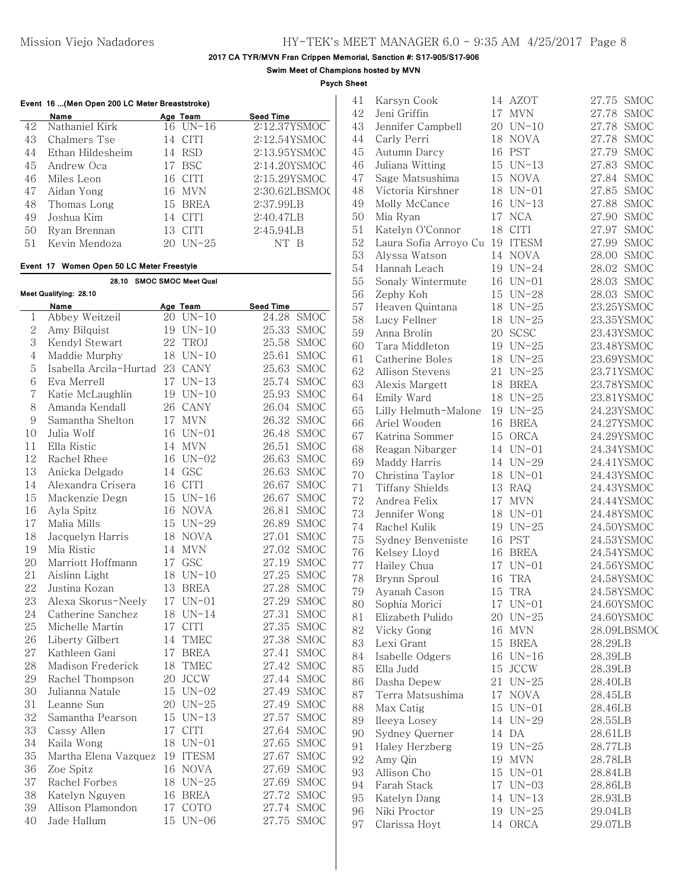**2017 CA TYR/MVN Fran Crippen Memorial, Sanction #: S17-905/S17-906**

**Swim Meet of Champions hosted by MVN**

**Psych Sheet**

### Event 16 ...(Men Open 200 LC Meter Breaststroke)

| | Name | Age | Team | Seed Time |
|---|---|---|---|---|
| 42 | Nathaniel Kirk | 16 | UN-16 | 2:12.37YSMOC |
| 43 | Chalmers Tse | 14 | CITI | 2:12.54YSMOC |
| 44 | Ethan Hildesheim | 14 | RSD | 2:13.95YSMOC |
| 45 | Andrew Oca | 17 | BSC | 2:14.20YSMOC |
| 46 | Miles Leon | 16 | CITI | 2:15.29YSMOC |
| 47 | Aidan Yong | 16 | MVN | 2:30.62LBSMOC |
| 48 | Thomas Long | 15 | BREA | 2:37.99LB |
| 49 | Joshua Kim | 14 | CITI | 2:40.47LB |
| 50 | Ryan Brennan | 13 | CITI | 2:45.94LB |
| 51 | Kevin Mendoza | 20 | UN-25 | NT B |

### Event 17 Women Open 50 LC Meter Freestyle

28.10 SMOC SMOC Meet Qual

Meet Qualifying: 28.10

| | Name | Age | Team | Seed Time |
|---|---|---|---|---|
| 1 | Abbey Weitzeil | 20 | UN-10 | 24.28 SMOC |
| 2 | Amy Bilquist | 19 | UN-10 | 25.33 SMOC |
| 3 | Kendyl Stewart | 22 | TROJ | 25.58 SMOC |
| 4 | Maddie Murphy | 18 | UN-10 | 25.61 SMOC |
| 5 | Isabella Arcila-Hurtad | 23 | CANY | 25.63 SMOC |
| 6 | Eva Merrell | 17 | UN-13 | 25.74 SMOC |
| 7 | Katie McLaughlin | 19 | UN-10 | 25.93 SMOC |
| 8 | Amanda Kendall | 26 | CANY | 26.04 SMOC |
| 9 | Samantha Shelton | 17 | MVN | 26.32 SMOC |
| 10 | Julia Wolf | 16 | UN-01 | 26.48 SMOC |
| 11 | Ella Ristic | 14 | MVN | 26.51 SMOC |
| 12 | Rachel Rhee | 16 | UN-02 | 26.63 SMOC |
| 13 | Anicka Delgado | 14 | GSC | 26.63 SMOC |
| 14 | Alexandra Crisera | 16 | CITI | 26.67 SMOC |
| 15 | Mackenzie Degn | 15 | UN-16 | 26.67 SMOC |
| 16 | Ayla Spitz | 16 | NOVA | 26.81 SMOC |
| 17 | Malia Mills | 15 | UN-29 | 26.89 SMOC |
| 18 | Jacquelyn Harris | 18 | NOVA | 27.01 SMOC |
| 19 | Mia Ristic | 14 | MVN | 27.02 SMOC |
| 20 | Marriott Hoffmann | 17 | GSC | 27.19 SMOC |
| 21 | Aislinn Light | 18 | UN-10 | 27.25 SMOC |
| 22 | Justina Kozan | 13 | BREA | 27.28 SMOC |
| 23 | Alexa Skorus-Neely | 17 | UN-01 | 27.29 SMOC |
| 24 | Catherine Sanchez | 18 | UN-14 | 27.31 SMOC |
| 25 | Michelle Martin | 17 | CITI | 27.35 SMOC |
| 26 | Liberty Gilbert | 14 | TMEC | 27.38 SMOC |
| 27 | Kathleen Gani | 17 | BREA | 27.41 SMOC |
| 28 | Madison Frederick | 18 | TMEC | 27.42 SMOC |
| 29 | Rachel Thompson | 20 | JCCW | 27.44 SMOC |
| 30 | Julianna Natale | 15 | UN-02 | 27.49 SMOC |
| 31 | Leanne Sun | 20 | UN-25 | 27.49 SMOC |
| 32 | Samantha Pearson | 15 | UN-13 | 27.57 SMOC |
| 33 | Cassy Allen | 17 | CITI | 27.64 SMOC |
| 34 | Kaila Wong | 18 | UN-01 | 27.65 SMOC |
| 35 | Martha Elena Vazquez | 19 | ITESM | 27.67 SMOC |
| 36 | Zoe Spitz | 16 | NOVA | 27.69 SMOC |
| 37 | Rachel Forbes | 18 | UN-25 | 27.69 SMOC |
| 38 | Katelyn Nguyen | 16 | BREA | 27.72 SMOC |
| 39 | Allison Plamondon | 17 | COTO | 27.74 SMOC |
| 40 | Jade Hallum | 15 | UN-06 | 27.75 SMOC |
| 41 | Karsyn Cook | 14 | AZOT | 27.75 SMOC |
| 42 | Jeni Griffin | 17 | MVN | 27.78 SMOC |
| 43 | Jennifer Campbell | 20 | UN-10 | 27.78 SMOC |
| 44 | Carly Perri | 18 | NOVA | 27.78 SMOC |
| 45 | Autumn Darcy | 16 | PST | 27.79 SMOC |
| 46 | Juliana Witting | 15 | UN-13 | 27.83 SMOC |
| 47 | Sage Matsushima | 15 | NOVA | 27.84 SMOC |
| 48 | Victoria Kirshner | 18 | UN-01 | 27.85 SMOC |
| 49 | Molly McCance | 16 | UN-13 | 27.88 SMOC |
| 50 | Mia Ryan | 17 | NCA | 27.90 SMOC |
| 51 | Katelyn O'Connor | 18 | CITI | 27.97 SMOC |
| 52 | Laura Sofia Arroyo Cu | 19 | ITESM | 27.99 SMOC |
| 53 | Alyssa Watson | 14 | NOVA | 28.00 SMOC |
| 54 | Hannah Leach | 19 | UN-24 | 28.02 SMOC |
| 55 | Sonaly Wintermute | 16 | UN-01 | 28.03 SMOC |
| 56 | Zephy Koh | 15 | UN-28 | 28.03 SMOC |
| 57 | Heaven Quintana | 18 | UN-25 | 23.25YSMOC |
| 58 | Lucy Fellner | 18 | UN-25 | 23.35YSMOC |
| 59 | Anna Brolin | 20 | SCSC | 23.43YSMOC |
| 60 | Tara Middleton | 19 | UN-25 | 23.48YSMOC |
| 61 | Catherine Boles | 18 | UN-25 | 23.69YSMOC |
| 62 | Allison Stevens | 21 | UN-25 | 23.71YSMOC |
| 63 | Alexis Margett | 18 | BREA | 23.78YSMOC |
| 64 | Emily Ward | 18 | UN-25 | 23.81YSMOC |
| 65 | Lilly Helmuth-Malone | 19 | UN-25 | 24.23YSMOC |
| 66 | Ariel Wooden | 16 | BREA | 24.27YSMOC |
| 67 | Katrina Sommer | 15 | ORCA | 24.29YSMOC |
| 68 | Reagan Nibarger | 14 | UN-01 | 24.34YSMOC |
| 69 | Maddy Harris | 14 | UN-29 | 24.41YSMOC |
| 70 | Christina Taylor | 18 | UN-01 | 24.43YSMOC |
| 71 | Tiffany Shields | 13 | RAQ | 24.43YSMOC |
| 72 | Andrea Felix | 17 | MVN | 24.44YSMOC |
| 73 | Jennifer Wong | 18 | UN-01 | 24.48YSMOC |
| 74 | Rachel Kulik | 19 | UN-25 | 24.50YSMOC |
| 75 | Sydney Benveniste | 16 | PST | 24.53YSMOC |
| 76 | Kelsey Lloyd | 16 | BREA | 24.54YSMOC |
| 77 | Hailey Chua | 17 | UN-01 | 24.56YSMOC |
| 78 | Brynn Sproul | 16 | TRA | 24.58YSMOC |
| 79 | Ayanah Cason | 15 | TRA | 24.58YSMOC |
| 80 | Sophia Morici | 17 | UN-01 | 24.60YSMOC |
| 81 | Elizabeth Pulido | 20 | UN-25 | 24.60YSMOC |
| 82 | Vicky Gong | 16 | MVN | 28.09LBSMOC |
| 83 | Lexi Grant | 15 | BREA | 28.29LB |
| 84 | Isabelle Odgers | 16 | UN-16 | 28.39LB |
| 85 | Ella Judd | 15 | JCCW | 28.39LB |
| 86 | Dasha Depew | 21 | UN-25 | 28.40LB |
| 87 | Terra Matsushima | 17 | NOVA | 28.45LB |
| 88 | Max Catig | 15 | UN-01 | 28.46LB |
| 89 | Ileeya Losey | 14 | UN-29 | 28.55LB |
| 90 | Sydney Querner | 14 | DA | 28.61LB |
| 91 | Haley Herzberg | 19 | UN-25 | 28.77LB |
| 92 | Amy Qin | 19 | MVN | 28.78LB |
| 93 | Allison Cho | 15 | UN-01 | 28.84LB |
| 94 | Farah Stack | 17 | UN-03 | 28.86LB |
| 95 | Katelyn Dang | 14 | UN-13 | 28.93LB |
| 96 | Niki Proctor | 19 | UN-25 | 29.04LB |
| 97 | Clarissa Hoyt | 14 | ORCA | 29.07LB |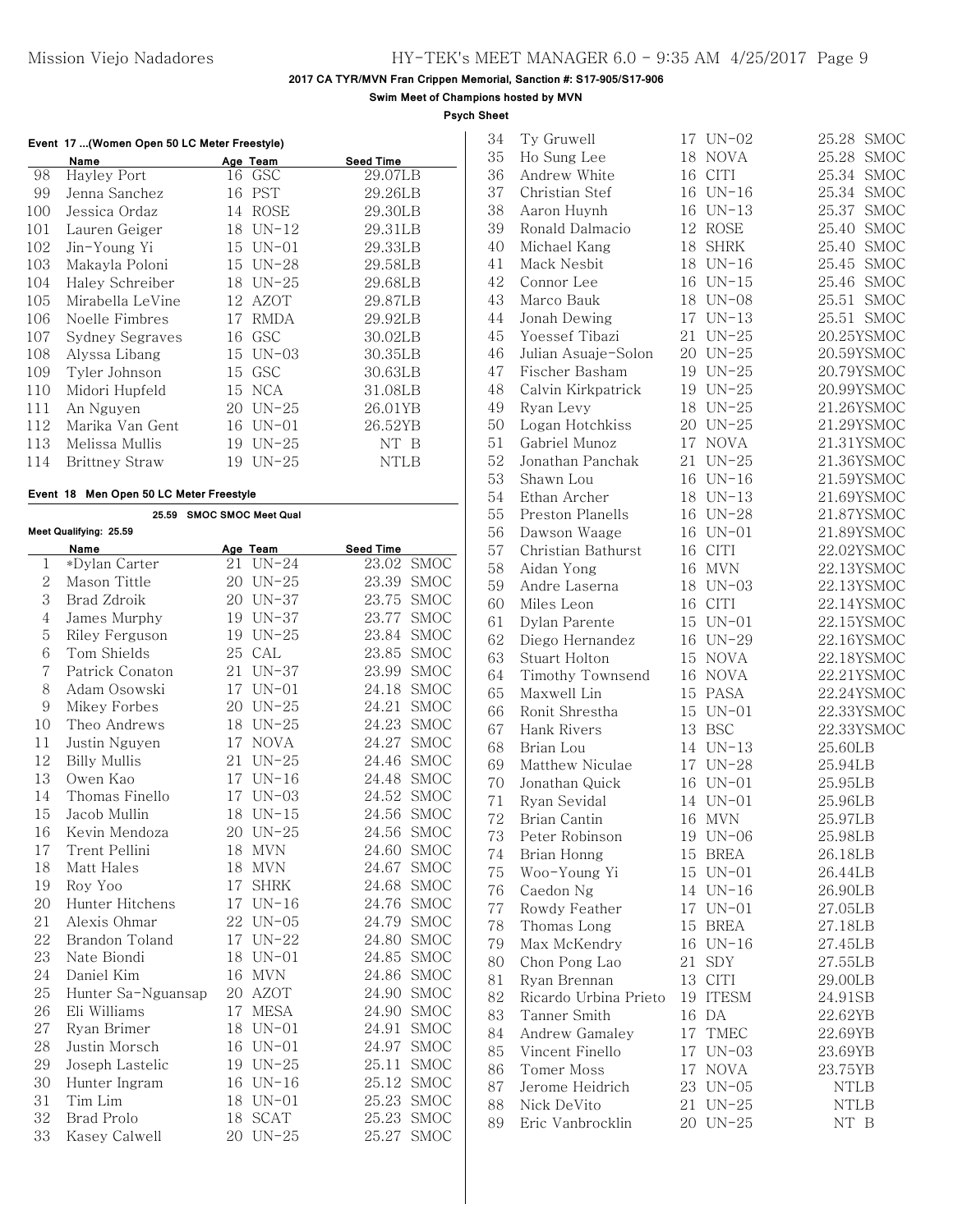**2017 CA TYR/MVN Fran Crippen Memorial, Sanction #: S17-905/S17-906**

**Swim Meet of Champions hosted by MVN**

**Psych Sheet**

#### Event 17 ...(Women Open 50 LC Meter Freestyle)

| | Name | Age | Team | Seed Time |
|---|---|---|---|---|
| 98 | Hayley Port | 16 | GSC | 29.07LB |
| 99 | Jenna Sanchez | 16 | PST | 29.26LB |
| 100 | Jessica Ordaz | 14 | ROSE | 29.30LB |
| 101 | Lauren Geiger | 18 | UN-12 | 29.31LB |
| 102 | Jin-Young Yi | 15 | UN-01 | 29.33LB |
| 103 | Makayla Poloni | 15 | UN-28 | 29.58LB |
| 104 | Haley Schreiber | 18 | UN-25 | 29.68LB |
| 105 | Mirabella LeVine | 12 | AZOT | 29.87LB |
| 106 | Noelle Fimbres | 17 | RMDA | 29.92LB |
| 107 | Sydney Segraves | 16 | GSC | 30.02LB |
| 108 | Alyssa Libang | 15 | UN-03 | 30.35LB |
| 109 | Tyler Johnson | 15 | GSC | 30.63LB |
| 110 | Midori Hupfeld | 15 | NCA | 31.08LB |
| 111 | An Nguyen | 20 | UN-25 | 26.01YB |
| 112 | Marika Van Gent | 16 | UN-01 | 26.52YB |
| 113 | Melissa Mullis | 19 | UN-25 | NT B |
| 114 | Brittney Straw | 19 | UN-25 | NTLB |

#### Event 18 Men Open 50 LC Meter Freestyle

25.59 SMOC SMOC Meet Qual

Meet Qualifying: 25.59

| | Name | Age | Team | Seed Time |
|---|---|---|---|---|
| 1 | *Dylan Carter | 21 | UN-24 | 23.02 SMOC |
| 2 | Mason Tittle | 20 | UN-25 | 23.39 SMOC |
| 3 | Brad Zdroik | 20 | UN-37 | 23.75 SMOC |
| 4 | James Murphy | 19 | UN-37 | 23.77 SMOC |
| 5 | Riley Ferguson | 19 | UN-25 | 23.84 SMOC |
| 6 | Tom Shields | 25 | CAL | 23.85 SMOC |
| 7 | Patrick Conaton | 21 | UN-37 | 23.99 SMOC |
| 8 | Adam Osowski | 17 | UN-01 | 24.18 SMOC |
| 9 | Mikey Forbes | 20 | UN-25 | 24.21 SMOC |
| 10 | Theo Andrews | 18 | UN-25 | 24.23 SMOC |
| 11 | Justin Nguyen | 17 | NOVA | 24.27 SMOC |
| 12 | Billy Mullis | 21 | UN-25 | 24.46 SMOC |
| 13 | Owen Kao | 17 | UN-16 | 24.48 SMOC |
| 14 | Thomas Finello | 17 | UN-03 | 24.52 SMOC |
| 15 | Jacob Mullin | 18 | UN-15 | 24.56 SMOC |
| 16 | Kevin Mendoza | 20 | UN-25 | 24.56 SMOC |
| 17 | Trent Pellini | 18 | MVN | 24.60 SMOC |
| 18 | Matt Hales | 18 | MVN | 24.67 SMOC |
| 19 | Roy Yoo | 17 | SHRK | 24.68 SMOC |
| 20 | Hunter Hitchens | 17 | UN-16 | 24.76 SMOC |
| 21 | Alexis Ohmar | 22 | UN-05 | 24.79 SMOC |
| 22 | Brandon Toland | 17 | UN-22 | 24.80 SMOC |
| 23 | Nate Biondi | 18 | UN-01 | 24.85 SMOC |
| 24 | Daniel Kim | 16 | MVN | 24.86 SMOC |
| 25 | Hunter Sa-Nguansap | 20 | AZOT | 24.90 SMOC |
| 26 | Eli Williams | 17 | MESA | 24.90 SMOC |
| 27 | Ryan Brimer | 18 | UN-01 | 24.91 SMOC |
| 28 | Justin Morsch | 16 | UN-01 | 24.97 SMOC |
| 29 | Joseph Lastelic | 19 | UN-25 | 25.11 SMOC |
| 30 | Hunter Ingram | 16 | UN-16 | 25.12 SMOC |
| 31 | Tim Lim | 18 | UN-01 | 25.23 SMOC |
| 32 | Brad Prolo | 18 | SCAT | 25.23 SMOC |
| 33 | Kasey Calwell | 20 | UN-25 | 25.27 SMOC |
| 34 | Ty Gruwell | 17 | UN-02 | 25.28 SMOC |
| 35 | Ho Sung Lee | 18 | NOVA | 25.28 SMOC |
| 36 | Andrew White | 16 | CITI | 25.34 SMOC |
| 37 | Christian Stef | 16 | UN-16 | 25.34 SMOC |
| 38 | Aaron Huynh | 16 | UN-13 | 25.37 SMOC |
| 39 | Ronald Dalmacio | 12 | ROSE | 25.40 SMOC |
| 40 | Michael Kang | 18 | SHRK | 25.40 SMOC |
| 41 | Mack Nesbit | 18 | UN-16 | 25.45 SMOC |
| 42 | Connor Lee | 16 | UN-15 | 25.46 SMOC |
| 43 | Marco Bauk | 18 | UN-08 | 25.51 SMOC |
| 44 | Jonah Dewing | 17 | UN-13 | 25.51 SMOC |
| 45 | Yoessef Tibazi | 21 | UN-25 | 20.25YSMOC |
| 46 | Julian Asuaje-Solon | 20 | UN-25 | 20.59YSMOC |
| 47 | Fischer Basham | 19 | UN-25 | 20.79YSMOC |
| 48 | Calvin Kirkpatrick | 19 | UN-25 | 20.99YSMOC |
| 49 | Ryan Levy | 18 | UN-25 | 21.26YSMOC |
| 50 | Logan Hotchkiss | 20 | UN-25 | 21.29YSMOC |
| 51 | Gabriel Munoz | 17 | NOVA | 21.31YSMOC |
| 52 | Jonathan Panchak | 21 | UN-25 | 21.36YSMOC |
| 53 | Shawn Lou | 16 | UN-16 | 21.59YSMOC |
| 54 | Ethan Archer | 18 | UN-13 | 21.69YSMOC |
| 55 | Preston Planells | 16 | UN-28 | 21.87YSMOC |
| 56 | Dawson Waage | 16 | UN-01 | 21.89YSMOC |
| 57 | Christian Bathurst | 16 | CITI | 22.02YSMOC |
| 58 | Aidan Yong | 16 | MVN | 22.13YSMOC |
| 59 | Andre Laserna | 18 | UN-03 | 22.13YSMOC |
| 60 | Miles Leon | 16 | CITI | 22.14YSMOC |
| 61 | Dylan Parente | 15 | UN-01 | 22.15YSMOC |
| 62 | Diego Hernandez | 16 | UN-29 | 22.16YSMOC |
| 63 | Stuart Holton | 15 | NOVA | 22.18YSMOC |
| 64 | Timothy Townsend | 16 | NOVA | 22.21YSMOC |
| 65 | Maxwell Lin | 15 | PASA | 22.24YSMOC |
| 66 | Ronit Shrestha | 15 | UN-01 | 22.33YSMOC |
| 67 | Hank Rivers | 13 | BSC | 22.33YSMOC |
| 68 | Brian Lou | 14 | UN-13 | 25.60LB |
| 69 | Matthew Niculae | 17 | UN-28 | 25.94LB |
| 70 | Jonathan Quick | 16 | UN-01 | 25.95LB |
| 71 | Ryan Sevidal | 14 | UN-01 | 25.96LB |
| 72 | Brian Cantin | 16 | MVN | 25.97LB |
| 73 | Peter Robinson | 19 | UN-06 | 25.98LB |
| 74 | Brian Honng | 15 | BREA | 26.18LB |
| 75 | Woo-Young Yi | 15 | UN-01 | 26.44LB |
| 76 | Caedon Ng | 14 | UN-16 | 26.90LB |
| 77 | Rowdy Feather | 17 | UN-01 | 27.05LB |
| 78 | Thomas Long | 15 | BREA | 27.18LB |
| 79 | Max McKendry | 16 | UN-16 | 27.45LB |
| 80 | Chon Pong Lao | 21 | SDY | 27.55LB |
| 81 | Ryan Brennan | 13 | CITI | 29.00LB |
| 82 | Ricardo Urbina Prieto | 19 | ITESM | 24.91SB |
| 83 | Tanner Smith | 16 | DA | 22.62YB |
| 84 | Andrew Gamaley | 17 | TMEC | 22.69YB |
| 85 | Vincent Finello | 17 | UN-03 | 23.69YB |
| 86 | Tomer Moss | 17 | NOVA | 23.75YB |
| 87 | Jerome Heidrich | 23 | UN-05 | NTLB |
| 88 | Nick DeVito | 21 | UN-25 | NTLB |
| 89 | Eric Vanbrocklin | 20 | UN-25 | NT B |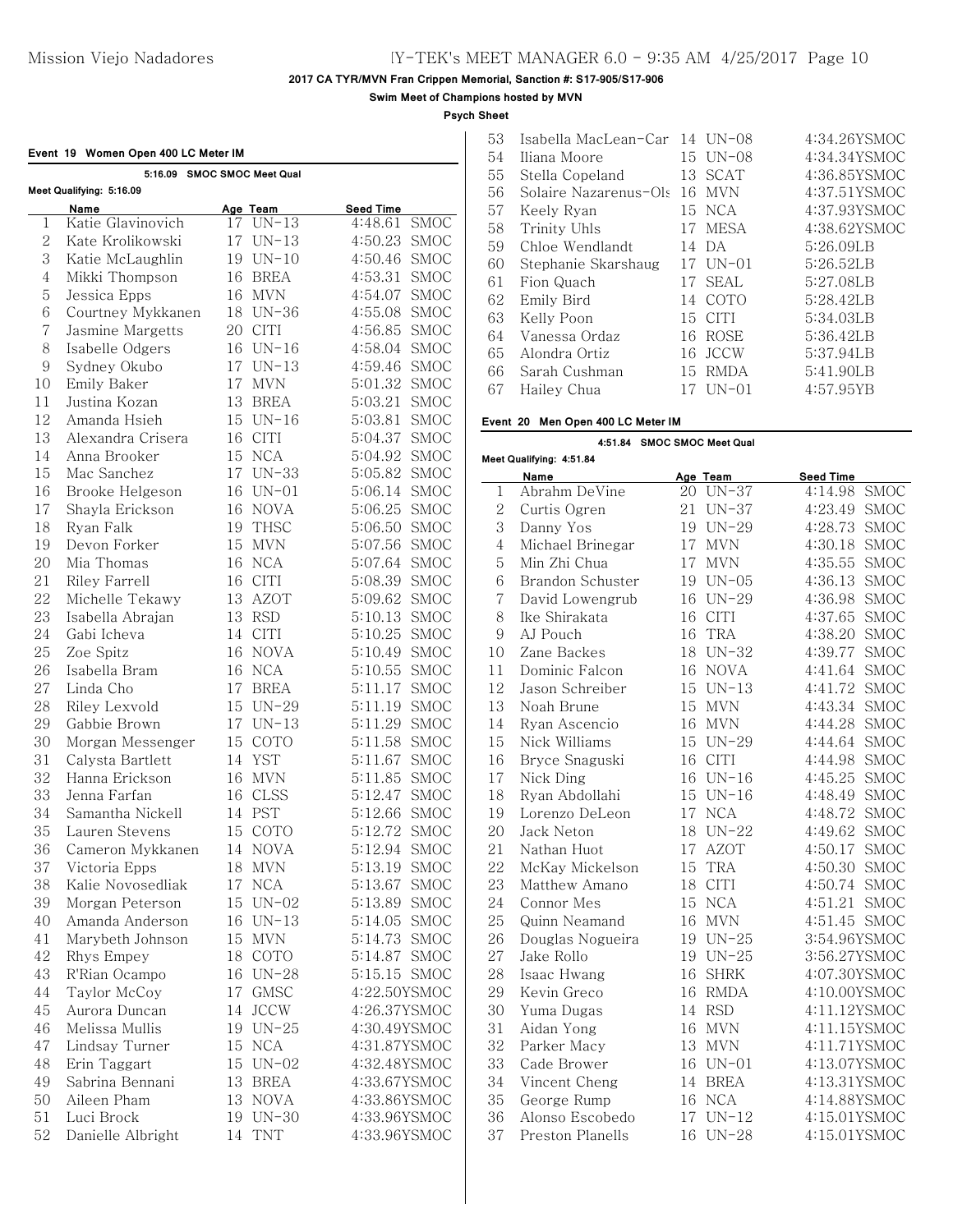**2017 CA TYR/MVN Fran Crippen Memorial, Sanction #: S17-905/S17-906**

**Swim Meet of Champions hosted by MVN**

**Psych Sheet**

### Event 19 Women Open 400 LC Meter IM

5:16.09 SMOC SMOC Meet Qual

Meet Qualifying: 5:16.09

| | Name | Age | Team | Seed Time |
|---|---|---|---|---|
| 1 | Katie Glavinovich | 17 | UN-13 | 4:48.61 SMOC |
| 2 | Kate Krolikowski | 17 | UN-13 | 4:50.23 SMOC |
| 3 | Katie McLaughlin | 19 | UN-10 | 4:50.46 SMOC |
| 4 | Mikki Thompson | 16 | BREA | 4:53.31 SMOC |
| 5 | Jessica Epps | 16 | MVN | 4:54.07 SMOC |
| 6 | Courtney Mykkanen | 18 | UN-36 | 4:55.08 SMOC |
| 7 | Jasmine Margetts | 20 | CITI | 4:56.85 SMOC |
| 8 | Isabelle Odgers | 16 | UN-16 | 4:58.04 SMOC |
| 9 | Sydney Okubo | 17 | UN-13 | 4:59.46 SMOC |
| 10 | Emily Baker | 17 | MVN | 5:01.32 SMOC |
| 11 | Justina Kozan | 13 | BREA | 5:03.21 SMOC |
| 12 | Amanda Hsieh | 15 | UN-16 | 5:03.81 SMOC |
| 13 | Alexandra Crisera | 16 | CITI | 5:04.37 SMOC |
| 14 | Anna Brooker | 15 | NCA | 5:04.92 SMOC |
| 15 | Mac Sanchez | 17 | UN-33 | 5:05.82 SMOC |
| 16 | Brooke Helgeson | 16 | UN-01 | 5:06.14 SMOC |
| 17 | Shayla Erickson | 16 | NOVA | 5:06.25 SMOC |
| 18 | Ryan Falk | 19 | THSC | 5:06.50 SMOC |
| 19 | Devon Forker | 15 | MVN | 5:07.56 SMOC |
| 20 | Mia Thomas | 16 | NCA | 5:07.64 SMOC |
| 21 | Riley Farrell | 16 | CITI | 5:08.39 SMOC |
| 22 | Michelle Tekawy | 13 | AZOT | 5:09.62 SMOC |
| 23 | Isabella Abrajan | 13 | RSD | 5:10.13 SMOC |
| 24 | Gabi Icheva | 14 | CITI | 5:10.25 SMOC |
| 25 | Zoe Spitz | 16 | NOVA | 5:10.49 SMOC |
| 26 | Isabella Bram | 16 | NCA | 5:10.55 SMOC |
| 27 | Linda Cho | 17 | BREA | 5:11.17 SMOC |
| 28 | Riley Lexvold | 15 | UN-29 | 5:11.19 SMOC |
| 29 | Gabbie Brown | 17 | UN-13 | 5:11.29 SMOC |
| 30 | Morgan Messenger | 15 | COTO | 5:11.58 SMOC |
| 31 | Calysta Bartlett | 14 | YST | 5:11.67 SMOC |
| 32 | Hanna Erickson | 16 | MVN | 5:11.85 SMOC |
| 33 | Jenna Farfan | 16 | CLSS | 5:12.47 SMOC |
| 34 | Samantha Nickell | 14 | PST | 5:12.66 SMOC |
| 35 | Lauren Stevens | 15 | COTO | 5:12.72 SMOC |
| 36 | Cameron Mykkanen | 14 | NOVA | 5:12.94 SMOC |
| 37 | Victoria Epps | 18 | MVN | 5:13.19 SMOC |
| 38 | Kalie Novosedliak | 17 | NCA | 5:13.67 SMOC |
| 39 | Morgan Peterson | 15 | UN-02 | 5:13.89 SMOC |
| 40 | Amanda Anderson | 16 | UN-13 | 5:14.05 SMOC |
| 41 | Marybeth Johnson | 15 | MVN | 5:14.73 SMOC |
| 42 | Rhys Empey | 18 | COTO | 5:14.87 SMOC |
| 43 | R'Rian Ocampo | 16 | UN-28 | 5:15.15 SMOC |
| 44 | Taylor McCoy | 17 | GMSC | 4:22.50YSMOC |
| 45 | Aurora Duncan | 14 | JCCW | 4:26.37YSMOC |
| 46 | Melissa Mullis | 19 | UN-25 | 4:30.49YSMOC |
| 47 | Lindsay Turner | 15 | NCA | 4:31.87YSMOC |
| 48 | Erin Taggart | 15 | UN-02 | 4:32.48YSMOC |
| 49 | Sabrina Bennani | 13 | BREA | 4:33.67YSMOC |
| 50 | Aileen Pham | 13 | NOVA | 4:33.86YSMOC |
| 51 | Luci Brock | 19 | UN-30 | 4:33.96YSMOC |
| 52 | Danielle Albright | 14 | TNT | 4:33.96YSMOC |
| 53 | Isabella MacLean-Car | 14 | UN-08 | 4:34.26YSMOC |
| 54 | Iliana Moore | 15 | UN-08 | 4:34.34YSMOC |
| 55 | Stella Copeland | 13 | SCAT | 4:36.85YSMOC |
| 56 | Solaire Nazarenus-Ols | 16 | MVN | 4:37.51YSMOC |
| 57 | Keely Ryan | 15 | NCA | 4:37.93YSMOC |
| 58 | Trinity Uhls | 17 | MESA | 4:38.62YSMOC |
| 59 | Chloe Wendlandt | 14 | DA | 5:26.09LB |
| 60 | Stephanie Skarshaug | 17 | UN-01 | 5:26.52LB |
| 61 | Fion Quach | 17 | SEAL | 5:27.08LB |
| 62 | Emily Bird | 14 | COTO | 5:28.42LB |
| 63 | Kelly Poon | 15 | CITI | 5:34.03LB |
| 64 | Vanessa Ordaz | 16 | ROSE | 5:36.42LB |
| 65 | Alondra Ortiz | 16 | JCCW | 5:37.94LB |
| 66 | Sarah Cushman | 15 | RMDA | 5:41.90LB |
| 67 | Hailey Chua | 17 | UN-01 | 4:57.95YB |

### Event 20 Men Open 400 LC Meter IM

4:51.84 SMOC SMOC Meet Qual

Meet Qualifying: 4:51.84

| | Name | Age | Team | Seed Time |
|---|---|---|---|---|
| 1 | Abrahm DeVine | 20 | UN-37 | 4:14.98 SMOC |
| 2 | Curtis Ogren | 21 | UN-37 | 4:23.49 SMOC |
| 3 | Danny Yos | 19 | UN-29 | 4:28.73 SMOC |
| 4 | Michael Brinegar | 17 | MVN | 4:30.18 SMOC |
| 5 | Min Zhi Chua | 17 | MVN | 4:35.55 SMOC |
| 6 | Brandon Schuster | 19 | UN-05 | 4:36.13 SMOC |
| 7 | David Lowengrub | 16 | UN-29 | 4:36.98 SMOC |
| 8 | Ike Shirakata | 16 | CITI | 4:37.65 SMOC |
| 9 | AJ Pouch | 16 | TRA | 4:38.20 SMOC |
| 10 | Zane Backes | 18 | UN-32 | 4:39.77 SMOC |
| 11 | Dominic Falcon | 16 | NOVA | 4:41.64 SMOC |
| 12 | Jason Schreiber | 15 | UN-13 | 4:41.72 SMOC |
| 13 | Noah Brune | 15 | MVN | 4:43.34 SMOC |
| 14 | Ryan Ascencio | 16 | MVN | 4:44.28 SMOC |
| 15 | Nick Williams | 15 | UN-29 | 4:44.64 SMOC |
| 16 | Bryce Snaguski | 16 | CITI | 4:44.98 SMOC |
| 17 | Nick Ding | 16 | UN-16 | 4:45.25 SMOC |
| 18 | Ryan Abdollahi | 15 | UN-16 | 4:48.49 SMOC |
| 19 | Lorenzo DeLeon | 17 | NCA | 4:48.72 SMOC |
| 20 | Jack Neton | 18 | UN-22 | 4:49.62 SMOC |
| 21 | Nathan Huot | 17 | AZOT | 4:50.17 SMOC |
| 22 | McKay Mickelson | 15 | TRA | 4:50.30 SMOC |
| 23 | Matthew Amano | 18 | CITI | 4:50.74 SMOC |
| 24 | Connor Mes | 15 | NCA | 4:51.21 SMOC |
| 25 | Quinn Neamand | 16 | MVN | 4:51.45 SMOC |
| 26 | Douglas Nogueira | 19 | UN-25 | 3:54.96YSMOC |
| 27 | Jake Rollo | 19 | UN-25 | 3:56.27YSMOC |
| 28 | Isaac Hwang | 16 | SHRK | 4:07.30YSMOC |
| 29 | Kevin Greco | 16 | RMDA | 4:10.00YSMOC |
| 30 | Yuma Dugas | 14 | RSD | 4:11.12YSMOC |
| 31 | Aidan Yong | 16 | MVN | 4:11.15YSMOC |
| 32 | Parker Macy | 13 | MVN | 4:11.71YSMOC |
| 33 | Cade Brower | 16 | UN-01 | 4:13.07YSMOC |
| 34 | Vincent Cheng | 14 | BREA | 4:13.31YSMOC |
| 35 | George Rump | 16 | NCA | 4:14.88YSMOC |
| 36 | Alonso Escobedo | 17 | UN-12 | 4:15.01YSMOC |
| 37 | Preston Planells | 16 | UN-28 | 4:15.01YSMOC |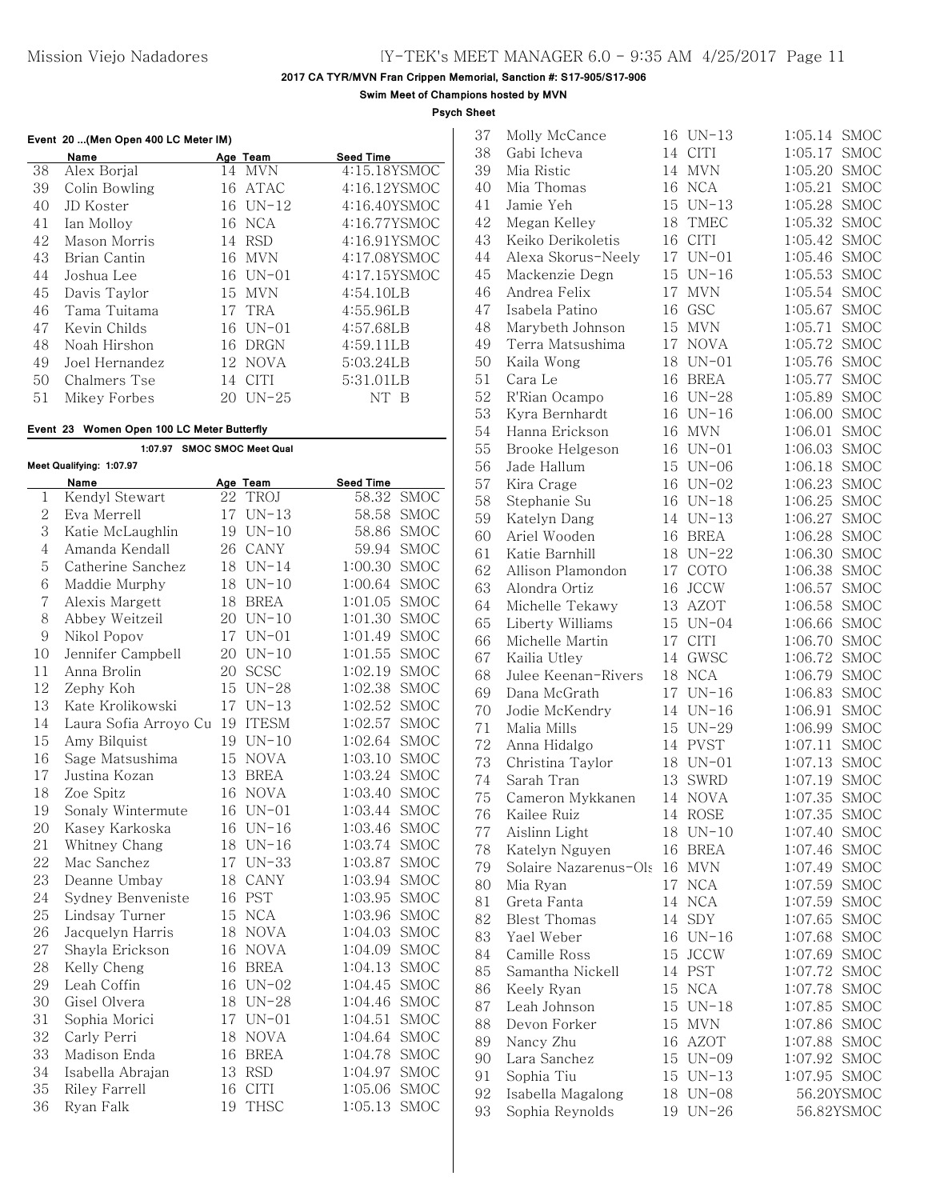**2017 CA TYR/MVN Fran Crippen Memorial, Sanction #: S17-905/S17-906**

**Swim Meet of Champions hosted by MVN**

**Psych Sheet**

#### Event 20 ...(Men Open 400 LC Meter IM)

| | Name | Age | Team | Seed Time |
|---|---|---|---|---|
| 38 | Alex Borjal | 14 | MVN | 4:15.18YSMOC |
| 39 | Colin Bowling | 16 | ATAC | 4:16.12YSMOC |
| 40 | JD Koster | 16 | UN-12 | 4:16.40YSMOC |
| 41 | Ian Molloy | 16 | NCA | 4:16.77YSMOC |
| 42 | Mason Morris | 14 | RSD | 4:16.91YSMOC |
| 43 | Brian Cantin | 16 | MVN | 4:17.08YSMOC |
| 44 | Joshua Lee | 16 | UN-01 | 4:17.15YSMOC |
| 45 | Davis Taylor | 15 | MVN | 4:54.10LB |
| 46 | Tama Tuitama | 17 | TRA | 4:55.96LB |
| 47 | Kevin Childs | 16 | UN-01 | 4:57.68LB |
| 48 | Noah Hirshon | 16 | DRGN | 4:59.11LB |
| 49 | Joel Hernandez | 12 | NOVA | 5:03.24LB |
| 50 | Chalmers Tse | 14 | CITI | 5:31.01LB |
| 51 | Mikey Forbes | 20 | UN-25 | NT B |

#### Event 23 Women Open 100 LC Meter Butterfly

1:07.97 SMOC SMOC Meet Qual

Meet Qualifying: 1:07.97

| | Name | Age | Team | Seed Time |
|---|---|---|---|---|
| 1 | Kendyl Stewart | 22 | TROJ | 58.32 SMOC |
| 2 | Eva Merrell | 17 | UN-13 | 58.58 SMOC |
| 3 | Katie McLaughlin | 19 | UN-10 | 58.86 SMOC |
| 4 | Amanda Kendall | 26 | CANY | 59.94 SMOC |
| 5 | Catherine Sanchez | 18 | UN-14 | 1:00.30 SMOC |
| 6 | Maddie Murphy | 18 | UN-10 | 1:00.64 SMOC |
| 7 | Alexis Margett | 18 | BREA | 1:01.05 SMOC |
| 8 | Abbey Weitzeil | 20 | UN-10 | 1:01.30 SMOC |
| 9 | Nikol Popov | 17 | UN-01 | 1:01.49 SMOC |
| 10 | Jennifer Campbell | 20 | UN-10 | 1:01.55 SMOC |
| 11 | Anna Brolin | 20 | SCSC | 1:02.19 SMOC |
| 12 | Zephy Koh | 15 | UN-28 | 1:02.38 SMOC |
| 13 | Kate Krolikowski | 17 | UN-13 | 1:02.52 SMOC |
| 14 | Laura Sofia Arroyo Cu | 19 | ITESM | 1:02.57 SMOC |
| 15 | Amy Bilquist | 19 | UN-10 | 1:02.64 SMOC |
| 16 | Sage Matsushima | 15 | NOVA | 1:03.10 SMOC |
| 17 | Justina Kozan | 13 | BREA | 1:03.24 SMOC |
| 18 | Zoe Spitz | 16 | NOVA | 1:03.40 SMOC |
| 19 | Sonaly Wintermute | 16 | UN-01 | 1:03.44 SMOC |
| 20 | Kasey Karkoska | 16 | UN-16 | 1:03.46 SMOC |
| 21 | Whitney Chang | 18 | UN-16 | 1:03.74 SMOC |
| 22 | Mac Sanchez | 17 | UN-33 | 1:03.87 SMOC |
| 23 | Deanne Umbay | 18 | CANY | 1:03.94 SMOC |
| 24 | Sydney Benveniste | 16 | PST | 1:03.95 SMOC |
| 25 | Lindsay Turner | 15 | NCA | 1:03.96 SMOC |
| 26 | Jacquelyn Harris | 18 | NOVA | 1:04.03 SMOC |
| 27 | Shayla Erickson | 16 | NOVA | 1:04.09 SMOC |
| 28 | Kelly Cheng | 16 | BREA | 1:04.13 SMOC |
| 29 | Leah Coffin | 16 | UN-02 | 1:04.45 SMOC |
| 30 | Gisel Olvera | 18 | UN-28 | 1:04.46 SMOC |
| 31 | Sophia Morici | 17 | UN-01 | 1:04.51 SMOC |
| 32 | Carly Perri | 18 | NOVA | 1:04.64 SMOC |
| 33 | Madison Enda | 16 | BREA | 1:04.78 SMOC |
| 34 | Isabella Abrajan | 13 | RSD | 1:04.97 SMOC |
| 35 | Riley Farrell | 16 | CITI | 1:05.06 SMOC |
| 36 | Ryan Falk | 19 | THSC | 1:05.13 SMOC |
| 37 | Molly McCance | 16 | UN-13 | 1:05.14 SMOC |
| 38 | Gabi Icheva | 14 | CITI | 1:05.17 SMOC |
| 39 | Mia Ristic | 14 | MVN | 1:05.20 SMOC |
| 40 | Mia Thomas | 16 | NCA | 1:05.21 SMOC |
| 41 | Jamie Yeh | 15 | UN-13 | 1:05.28 SMOC |
| 42 | Megan Kelley | 18 | TMEC | 1:05.32 SMOC |
| 43 | Keiko Derikoletis | 16 | CITI | 1:05.42 SMOC |
| 44 | Alexa Skorus-Neely | 17 | UN-01 | 1:05.46 SMOC |
| 45 | Mackenzie Degn | 15 | UN-16 | 1:05.53 SMOC |
| 46 | Andrea Felix | 17 | MVN | 1:05.54 SMOC |
| 47 | Isabela Patino | 16 | GSC | 1:05.67 SMOC |
| 48 | Marybeth Johnson | 15 | MVN | 1:05.71 SMOC |
| 49 | Terra Matsushima | 17 | NOVA | 1:05.72 SMOC |
| 50 | Kaila Wong | 18 | UN-01 | 1:05.76 SMOC |
| 51 | Cara Le | 16 | BREA | 1:05.77 SMOC |
| 52 | R'Rian Ocampo | 16 | UN-28 | 1:05.89 SMOC |
| 53 | Kyra Bernhardt | 16 | UN-16 | 1:06.00 SMOC |
| 54 | Hanna Erickson | 16 | MVN | 1:06.01 SMOC |
| 55 | Brooke Helgeson | 16 | UN-01 | 1:06.03 SMOC |
| 56 | Jade Hallum | 15 | UN-06 | 1:06.18 SMOC |
| 57 | Kira Crage | 16 | UN-02 | 1:06.23 SMOC |
| 58 | Stephanie Su | 16 | UN-18 | 1:06.25 SMOC |
| 59 | Katelyn Dang | 14 | UN-13 | 1:06.27 SMOC |
| 60 | Ariel Wooden | 16 | BREA | 1:06.28 SMOC |
| 61 | Katie Barnhill | 18 | UN-22 | 1:06.30 SMOC |
| 62 | Allison Plamondon | 17 | COTO | 1:06.38 SMOC |
| 63 | Alondra Ortiz | 16 | JCCW | 1:06.57 SMOC |
| 64 | Michelle Tekawy | 13 | AZOT | 1:06.58 SMOC |
| 65 | Liberty Williams | 15 | UN-04 | 1:06.66 SMOC |
| 66 | Michelle Martin | 17 | CITI | 1:06.70 SMOC |
| 67 | Kailia Utley | 14 | GWSC | 1:06.72 SMOC |
| 68 | Julee Keenan-Rivers | 18 | NCA | 1:06.79 SMOC |
| 69 | Dana McGrath | 17 | UN-16 | 1:06.83 SMOC |
| 70 | Jodie McKendry | 14 | UN-16 | 1:06.91 SMOC |
| 71 | Malia Mills | 15 | UN-29 | 1:06.99 SMOC |
| 72 | Anna Hidalgo | 14 | PVST | 1:07.11 SMOC |
| 73 | Christina Taylor | 18 | UN-01 | 1:07.13 SMOC |
| 74 | Sarah Tran | 13 | SWRD | 1:07.19 SMOC |
| 75 | Cameron Mykkanen | 14 | NOVA | 1:07.35 SMOC |
| 76 | Kailee Ruiz | 14 | ROSE | 1:07.35 SMOC |
| 77 | Aislinn Light | 18 | UN-10 | 1:07.40 SMOC |
| 78 | Katelyn Nguyen | 16 | BREA | 1:07.46 SMOC |
| 79 | Solaire Nazarenus-Ols | 16 | MVN | 1:07.49 SMOC |
| 80 | Mia Ryan | 17 | NCA | 1:07.59 SMOC |
| 81 | Greta Fanta | 14 | NCA | 1:07.59 SMOC |
| 82 | Blest Thomas | 14 | SDY | 1:07.65 SMOC |
| 83 | Yael Weber | 16 | UN-16 | 1:07.68 SMOC |
| 84 | Camille Ross | 15 | JCCW | 1:07.69 SMOC |
| 85 | Samantha Nickell | 14 | PST | 1:07.72 SMOC |
| 86 | Keely Ryan | 15 | NCA | 1:07.78 SMOC |
| 87 | Leah Johnson | 15 | UN-18 | 1:07.85 SMOC |
| 88 | Devon Forker | 15 | MVN | 1:07.86 SMOC |
| 89 | Nancy Zhu | 16 | AZOT | 1:07.88 SMOC |
| 90 | Lara Sanchez | 15 | UN-09 | 1:07.92 SMOC |
| 91 | Sophia Tiu | 15 | UN-13 | 1:07.95 SMOC |
| 92 | Isabella Magalong | 18 | UN-08 | 56.20YSMOC |
| 93 | Sophia Reynolds | 19 | UN-26 | 56.82YSMOC |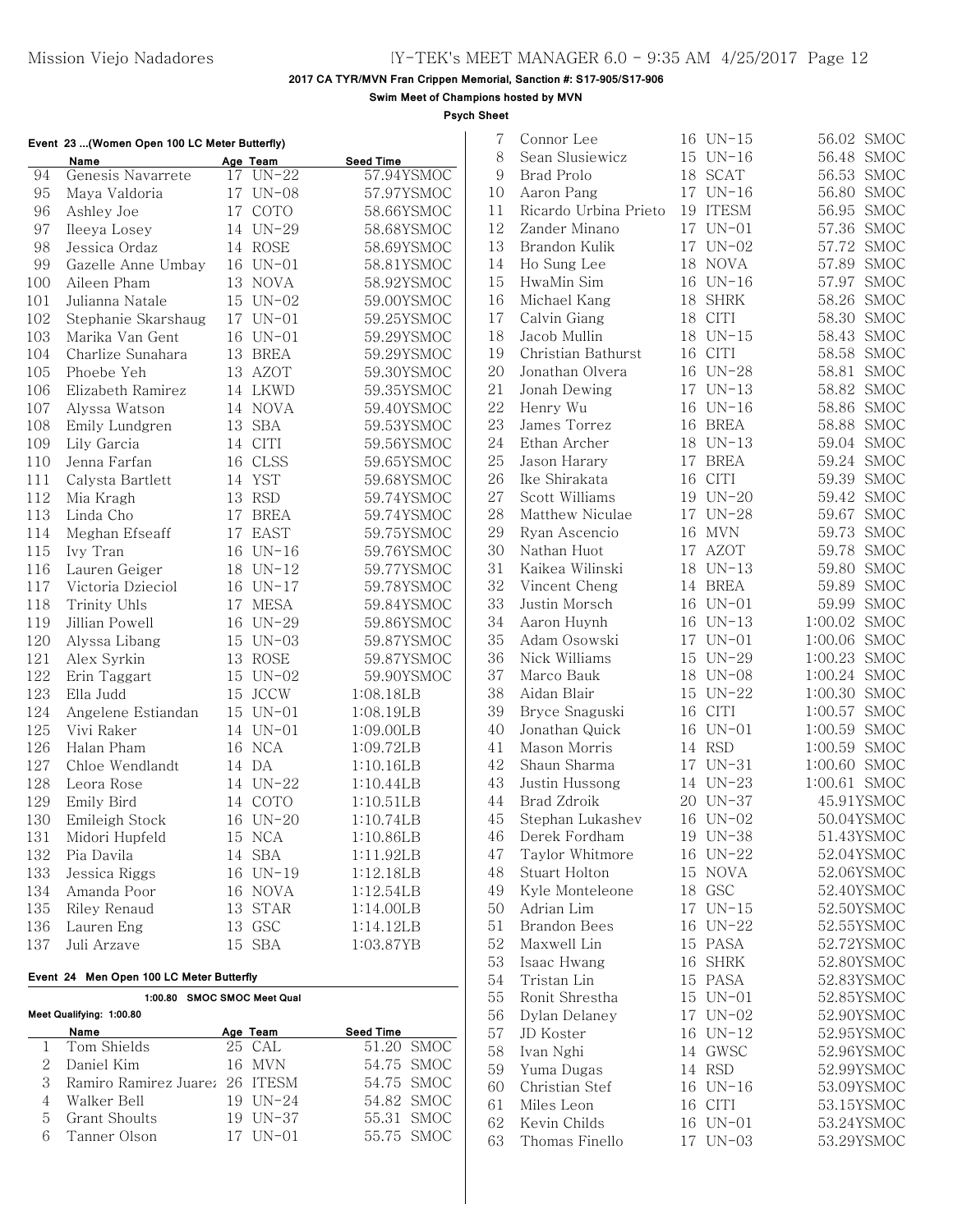## 2017 CA TYR/MVN Fran Crippen Memorial, Sanction #: S17-905/S17-906

**Swim Meet of Champions hosted by MVN**

**Psych Sheet**

### Event 23 ...(Women Open 100 LC Meter Butterfly)

| | Name | Age | Team | Seed Time |
|---|---|---|---|---|
| 94 | Genesis Navarrete | 17 | UN-22 | 57.94YSMOC |
| 95 | Maya Valdoria | 17 | UN-08 | 57.97YSMOC |
| 96 | Ashley Joe | 17 | COTO | 58.66YSMOC |
| 97 | Ileeya Losey | 14 | UN-29 | 58.68YSMOC |
| 98 | Jessica Ordaz | 14 | ROSE | 58.69YSMOC |
| 99 | Gazelle Anne Umbay | 16 | UN-01 | 58.81YSMOC |
| 100 | Aileen Pham | 13 | NOVA | 58.92YSMOC |
| 101 | Julianna Natale | 15 | UN-02 | 59.00YSMOC |
| 102 | Stephanie Skarshaug | 17 | UN-01 | 59.25YSMOC |
| 103 | Marika Van Gent | 16 | UN-01 | 59.29YSMOC |
| 104 | Charlize Sunahara | 13 | BREA | 59.29YSMOC |
| 105 | Phoebe Yeh | 13 | AZOT | 59.30YSMOC |
| 106 | Elizabeth Ramirez | 14 | LKWD | 59.35YSMOC |
| 107 | Alyssa Watson | 14 | NOVA | 59.40YSMOC |
| 108 | Emily Lundgren | 13 | SBA | 59.53YSMOC |
| 109 | Lily Garcia | 14 | CITI | 59.56YSMOC |
| 110 | Jenna Farfan | 16 | CLSS | 59.65YSMOC |
| 111 | Calysta Bartlett | 14 | YST | 59.68YSMOC |
| 112 | Mia Kragh | 13 | RSD | 59.74YSMOC |
| 113 | Linda Cho | 17 | BREA | 59.74YSMOC |
| 114 | Meghan Efseaff | 17 | EAST | 59.75YSMOC |
| 115 | Ivy Tran | 16 | UN-16 | 59.76YSMOC |
| 116 | Lauren Geiger | 18 | UN-12 | 59.77YSMOC |
| 117 | Victoria Dzieciol | 16 | UN-17 | 59.78YSMOC |
| 118 | Trinity Uhls | 17 | MESA | 59.84YSMOC |
| 119 | Jillian Powell | 16 | UN-29 | 59.86YSMOC |
| 120 | Alyssa Libang | 15 | UN-03 | 59.87YSMOC |
| 121 | Alex Syrkin | 13 | ROSE | 59.87YSMOC |
| 122 | Erin Taggart | 15 | UN-02 | 59.90YSMOC |
| 123 | Ella Judd | 15 | JCCW | 1:08.18LB |
| 124 | Angelene Estiandan | 15 | UN-01 | 1:08.19LB |
| 125 | Vivi Raker | 14 | UN-01 | 1:09.00LB |
| 126 | Halan Pham | 16 | NCA | 1:09.72LB |
| 127 | Chloe Wendlandt | 14 | DA | 1:10.16LB |
| 128 | Leora Rose | 14 | UN-22 | 1:10.44LB |
| 129 | Emily Bird | 14 | COTO | 1:10.51LB |
| 130 | Emileigh Stock | 16 | UN-20 | 1:10.74LB |
| 131 | Midori Hupfeld | 15 | NCA | 1:10.86LB |
| 132 | Pia Davila | 14 | SBA | 1:11.92LB |
| 133 | Jessica Riggs | 16 | UN-19 | 1:12.18LB |
| 134 | Amanda Poor | 16 | NOVA | 1:12.54LB |
| 135 | Riley Renaud | 13 | STAR | 1:14.00LB |
| 136 | Lauren Eng | 13 | GSC | 1:14.12LB |
| 137 | Juli Arzave | 15 | SBA | 1:03.87YB |

### Event 24 Men Open 100 LC Meter Butterfly

1:00.80 SMOC SMOC Meet Qual

Meet Qualifying: 1:00.80

| | Name | Age | Team | Seed Time |
|---|---|---|---|---|
| 1 | Tom Shields | 25 | CAL | 51.20 SMOC |
| 2 | Daniel Kim | 16 | MVN | 54.75 SMOC |
| 3 | Ramiro Ramirez Juarez | 26 | ITESM | 54.75 SMOC |
| 4 | Walker Bell | 19 | UN-24 | 54.82 SMOC |
| 5 | Grant Shoults | 19 | UN-37 | 55.31 SMOC |
| 6 | Tanner Olson | 17 | UN-01 | 55.75 SMOC |
| 7 | Connor Lee | 16 | UN-15 | 56.02 SMOC |
| 8 | Sean Slusiewicz | 15 | UN-16 | 56.48 SMOC |
| 9 | Brad Prolo | 18 | SCAT | 56.53 SMOC |
| 10 | Aaron Pang | 17 | UN-16 | 56.80 SMOC |
| 11 | Ricardo Urbina Prieto | 19 | ITESM | 56.95 SMOC |
| 12 | Zander Minano | 17 | UN-01 | 57.36 SMOC |
| 13 | Brandon Kulik | 17 | UN-02 | 57.72 SMOC |
| 14 | Ho Sung Lee | 18 | NOVA | 57.89 SMOC |
| 15 | HwaMin Sim | 16 | UN-16 | 57.97 SMOC |
| 16 | Michael Kang | 18 | SHRK | 58.26 SMOC |
| 17 | Calvin Giang | 18 | CITI | 58.30 SMOC |
| 18 | Jacob Mullin | 18 | UN-15 | 58.43 SMOC |
| 19 | Christian Bathurst | 16 | CITI | 58.58 SMOC |
| 20 | Jonathan Olvera | 16 | UN-28 | 58.81 SMOC |
| 21 | Jonah Dewing | 17 | UN-13 | 58.82 SMOC |
| 22 | Henry Wu | 16 | UN-16 | 58.86 SMOC |
| 23 | James Torrez | 16 | BREA | 58.88 SMOC |
| 24 | Ethan Archer | 18 | UN-13 | 59.04 SMOC |
| 25 | Jason Harary | 17 | BREA | 59.24 SMOC |
| 26 | Ike Shirakata | 16 | CITI | 59.39 SMOC |
| 27 | Scott Williams | 19 | UN-20 | 59.42 SMOC |
| 28 | Matthew Niculae | 17 | UN-28 | 59.67 SMOC |
| 29 | Ryan Ascencio | 16 | MVN | 59.73 SMOC |
| 30 | Nathan Huot | 17 | AZOT | 59.78 SMOC |
| 31 | Kaikea Wilinski | 18 | UN-13 | 59.80 SMOC |
| 32 | Vincent Cheng | 14 | BREA | 59.89 SMOC |
| 33 | Justin Morsch | 16 | UN-01 | 59.99 SMOC |
| 34 | Aaron Huynh | 16 | UN-13 | 1:00.02 SMOC |
| 35 | Adam Osowski | 17 | UN-01 | 1:00.06 SMOC |
| 36 | Nick Williams | 15 | UN-29 | 1:00.23 SMOC |
| 37 | Marco Bauk | 18 | UN-08 | 1:00.24 SMOC |
| 38 | Aidan Blair | 15 | UN-22 | 1:00.30 SMOC |
| 39 | Bryce Snaguski | 16 | CITI | 1:00.57 SMOC |
| 40 | Jonathan Quick | 16 | UN-01 | 1:00.59 SMOC |
| 41 | Mason Morris | 14 | RSD | 1:00.59 SMOC |
| 42 | Shaun Sharma | 17 | UN-31 | 1:00.60 SMOC |
| 43 | Justin Hussong | 14 | UN-23 | 1:00.61 SMOC |
| 44 | Brad Zdroik | 20 | UN-37 | 45.91YSMOC |
| 45 | Stephan Lukashev | 16 | UN-02 | 50.04YSMOC |
| 46 | Derek Fordham | 19 | UN-38 | 51.43YSMOC |
| 47 | Taylor Whitmore | 16 | UN-22 | 52.04YSMOC |
| 48 | Stuart Holton | 15 | NOVA | 52.06YSMOC |
| 49 | Kyle Monteleone | 18 | GSC | 52.40YSMOC |
| 50 | Adrian Lim | 17 | UN-15 | 52.50YSMOC |
| 51 | Brandon Bees | 16 | UN-22 | 52.55YSMOC |
| 52 | Maxwell Lin | 15 | PASA | 52.72YSMOC |
| 53 | Isaac Hwang | 16 | SHRK | 52.80YSMOC |
| 54 | Tristan Lin | 15 | PASA | 52.83YSMOC |
| 55 | Ronit Shrestha | 15 | UN-01 | 52.85YSMOC |
| 56 | Dylan Delaney | 17 | UN-02 | 52.90YSMOC |
| 57 | JD Koster | 16 | UN-12 | 52.95YSMOC |
| 58 | Ivan Nghi | 14 | GWSC | 52.96YSMOC |
| 59 | Yuma Dugas | 14 | RSD | 52.99YSMOC |
| 60 | Christian Stef | 16 | UN-16 | 53.09YSMOC |
| 61 | Miles Leon | 16 | CITI | 53.15YSMOC |
| 62 | Kevin Childs | 16 | UN-01 | 53.24YSMOC |
| 63 | Thomas Finello | 17 | UN-03 | 53.29YSMOC |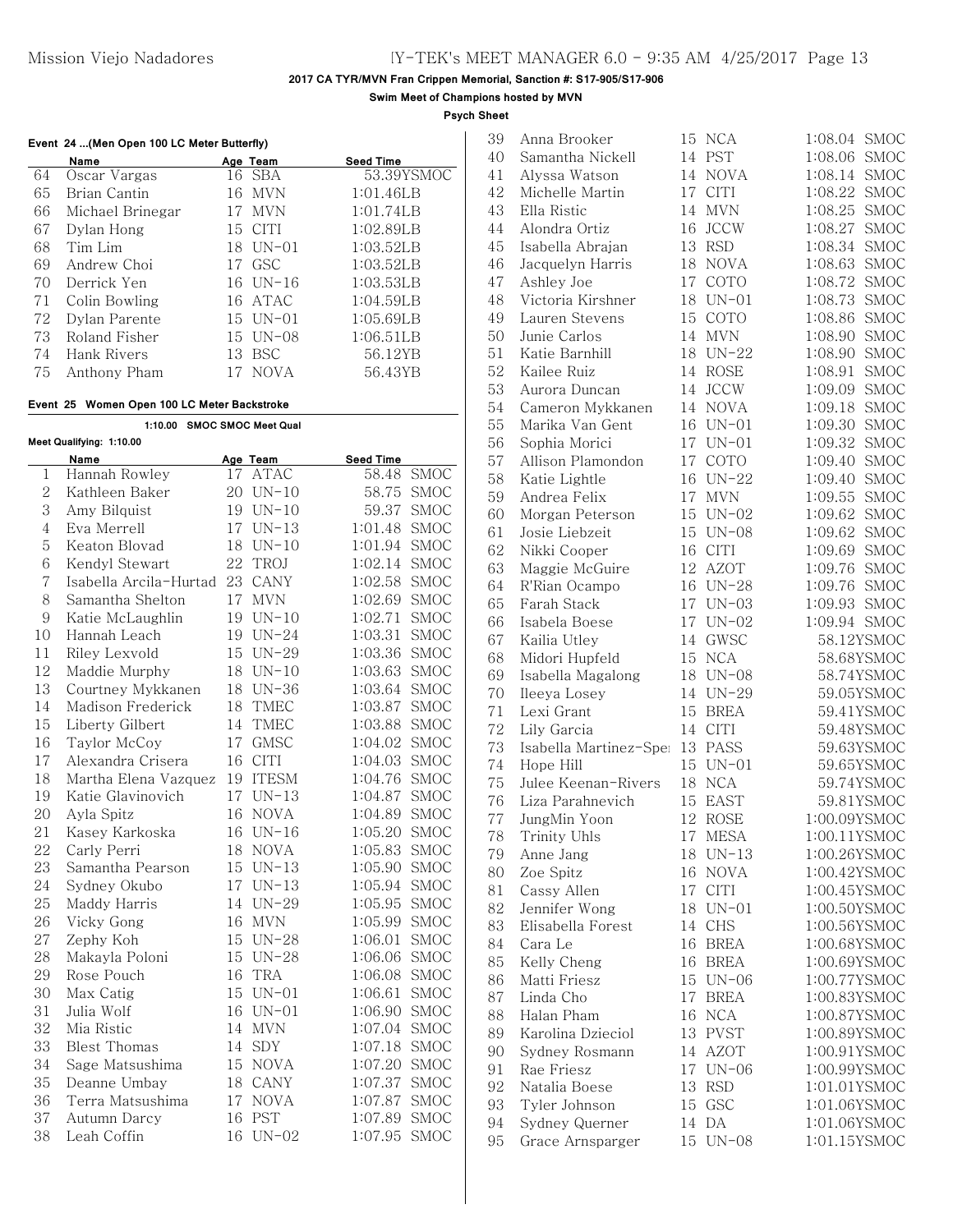**2017 CA TYR/MVN Fran Crippen Memorial, Sanction #: S17-905/S17-906**

**Swim Meet of Champions hosted by MVN**

**Psych Sheet**

### Event 24 ...(Men Open 100 LC Meter Butterfly)

| | Name | Age | Team | Seed Time |
|---|---|---|---|---|
| 64 | Oscar Vargas | 16 | SBA | 53.39YSMOC |
| 65 | Brian Cantin | 16 | MVN | 1:01.46LB |
| 66 | Michael Brinegar | 17 | MVN | 1:01.74LB |
| 67 | Dylan Hong | 15 | CITI | 1:02.89LB |
| 68 | Tim Lim | 18 | UN-01 | 1:03.52LB |
| 69 | Andrew Choi | 17 | GSC | 1:03.52LB |
| 70 | Derrick Yen | 16 | UN-16 | 1:03.53LB |
| 71 | Colin Bowling | 16 | ATAC | 1:04.59LB |
| 72 | Dylan Parente | 15 | UN-01 | 1:05.69LB |
| 73 | Roland Fisher | 15 | UN-08 | 1:06.51LB |
| 74 | Hank Rivers | 13 | BSC | 56.12YB |
| 75 | Anthony Pham | 17 | NOVA | 56.43YB |

### Event 25 Women Open 100 LC Meter Backstroke

1:10.00 SMOC SMOC Meet Qual

Meet Qualifying: 1:10.00

| | Name | Age | Team | Seed Time |
|---|---|---|---|---|
| 1 | Hannah Rowley | 17 | ATAC | 58.48 SMOC |
| 2 | Kathleen Baker | 20 | UN-10 | 58.75 SMOC |
| 3 | Amy Bilquist | 19 | UN-10 | 59.37 SMOC |
| 4 | Eva Merrell | 17 | UN-13 | 1:01.48 SMOC |
| 5 | Keaton Blovad | 18 | UN-10 | 1:01.94 SMOC |
| 6 | Kendyl Stewart | 22 | TROJ | 1:02.14 SMOC |
| 7 | Isabella Arcila-Hurtad | 23 | CANY | 1:02.58 SMOC |
| 8 | Samantha Shelton | 17 | MVN | 1:02.69 SMOC |
| 9 | Katie McLaughlin | 19 | UN-10 | 1:02.71 SMOC |
| 10 | Hannah Leach | 19 | UN-24 | 1:03.31 SMOC |
| 11 | Riley Lexvold | 15 | UN-29 | 1:03.36 SMOC |
| 12 | Maddie Murphy | 18 | UN-10 | 1:03.63 SMOC |
| 13 | Courtney Mykkanen | 18 | UN-36 | 1:03.64 SMOC |
| 14 | Madison Frederick | 18 | TMEC | 1:03.87 SMOC |
| 15 | Liberty Gilbert | 14 | TMEC | 1:03.88 SMOC |
| 16 | Taylor McCoy | 17 | GMSC | 1:04.02 SMOC |
| 17 | Alexandra Crisera | 16 | CITI | 1:04.03 SMOC |
| 18 | Martha Elena Vazquez | 19 | ITESM | 1:04.76 SMOC |
| 19 | Katie Glavinovich | 17 | UN-13 | 1:04.87 SMOC |
| 20 | Ayla Spitz | 16 | NOVA | 1:04.89 SMOC |
| 21 | Kasey Karkoska | 16 | UN-16 | 1:05.20 SMOC |
| 22 | Carly Perri | 18 | NOVA | 1:05.83 SMOC |
| 23 | Samantha Pearson | 15 | UN-13 | 1:05.90 SMOC |
| 24 | Sydney Okubo | 17 | UN-13 | 1:05.94 SMOC |
| 25 | Maddy Harris | 14 | UN-29 | 1:05.95 SMOC |
| 26 | Vicky Gong | 16 | MVN | 1:05.99 SMOC |
| 27 | Zephy Koh | 15 | UN-28 | 1:06.01 SMOC |
| 28 | Makayla Poloni | 15 | UN-28 | 1:06.06 SMOC |
| 29 | Rose Pouch | 16 | TRA | 1:06.08 SMOC |
| 30 | Max Catig | 15 | UN-01 | 1:06.61 SMOC |
| 31 | Julia Wolf | 16 | UN-01 | 1:06.90 SMOC |
| 32 | Mia Ristic | 14 | MVN | 1:07.04 SMOC |
| 33 | Blest Thomas | 14 | SDY | 1:07.18 SMOC |
| 34 | Sage Matsushima | 15 | NOVA | 1:07.20 SMOC |
| 35 | Deanne Umbay | 18 | CANY | 1:07.37 SMOC |
| 36 | Terra Matsushima | 17 | NOVA | 1:07.87 SMOC |
| 37 | Autumn Darcy | 16 | PST | 1:07.89 SMOC |
| 38 | Leah Coffin | 16 | UN-02 | 1:07.95 SMOC |
| 39 | Anna Brooker | 15 | NCA | 1:08.04 SMOC |
| 40 | Samantha Nickell | 14 | PST | 1:08.06 SMOC |
| 41 | Alyssa Watson | 14 | NOVA | 1:08.14 SMOC |
| 42 | Michelle Martin | 17 | CITI | 1:08.22 SMOC |
| 43 | Ella Ristic | 14 | MVN | 1:08.25 SMOC |
| 44 | Alondra Ortiz | 16 | JCCW | 1:08.27 SMOC |
| 45 | Isabella Abrajan | 13 | RSD | 1:08.34 SMOC |
| 46 | Jacquelyn Harris | 18 | NOVA | 1:08.63 SMOC |
| 47 | Ashley Joe | 17 | COTO | 1:08.72 SMOC |
| 48 | Victoria Kirshner | 18 | UN-01 | 1:08.73 SMOC |
| 49 | Lauren Stevens | 15 | COTO | 1:08.86 SMOC |
| 50 | Junie Carlos | 14 | MVN | 1:08.90 SMOC |
| 51 | Katie Barnhill | 18 | UN-22 | 1:08.90 SMOC |
| 52 | Kailee Ruiz | 14 | ROSE | 1:08.91 SMOC |
| 53 | Aurora Duncan | 14 | JCCW | 1:09.09 SMOC |
| 54 | Cameron Mykkanen | 14 | NOVA | 1:09.18 SMOC |
| 55 | Marika Van Gent | 16 | UN-01 | 1:09.30 SMOC |
| 56 | Sophia Morici | 17 | UN-01 | 1:09.32 SMOC |
| 57 | Allison Plamondon | 17 | COTO | 1:09.40 SMOC |
| 58 | Katie Lightle | 16 | UN-22 | 1:09.40 SMOC |
| 59 | Andrea Felix | 17 | MVN | 1:09.55 SMOC |
| 60 | Morgan Peterson | 15 | UN-02 | 1:09.62 SMOC |
| 61 | Josie Liebzeit | 15 | UN-08 | 1:09.62 SMOC |
| 62 | Nikki Cooper | 16 | CITI | 1:09.69 SMOC |
| 63 | Maggie McGuire | 12 | AZOT | 1:09.76 SMOC |
| 64 | R'Rian Ocampo | 16 | UN-28 | 1:09.76 SMOC |
| 65 | Farah Stack | 17 | UN-03 | 1:09.93 SMOC |
| 66 | Isabela Boese | 17 | UN-02 | 1:09.94 SMOC |
| 67 | Kailia Utley | 14 | GWSC | 58.12YSMOC |
| 68 | Midori Hupfeld | 15 | NCA | 58.68YSMOC |
| 69 | Isabella Magalong | 18 | UN-08 | 58.74YSMOC |
| 70 | Ileeya Losey | 14 | UN-29 | 59.05YSMOC |
| 71 | Lexi Grant | 15 | BREA | 59.41YSMOC |
| 72 | Lily Garcia | 14 | CITI | 59.48YSMOC |
| 73 | Isabella Martinez-Sper | 13 | PASS | 59.63YSMOC |
| 74 | Hope Hill | 15 | UN-01 | 59.65YSMOC |
| 75 | Julee Keenan-Rivers | 18 | NCA | 59.74YSMOC |
| 76 | Liza Parahnevich | 15 | EAST | 59.81YSMOC |
| 77 | JungMin Yoon | 12 | ROSE | 1:00.09YSMOC |
| 78 | Trinity Uhls | 17 | MESA | 1:00.11YSMOC |
| 79 | Anne Jang | 18 | UN-13 | 1:00.26YSMOC |
| 80 | Zoe Spitz | 16 | NOVA | 1:00.42YSMOC |
| 81 | Cassy Allen | 17 | CITI | 1:00.45YSMOC |
| 82 | Jennifer Wong | 18 | UN-01 | 1:00.50YSMOC |
| 83 | Elisabella Forest | 14 | CHS | 1:00.56YSMOC |
| 84 | Cara Le | 16 | BREA | 1:00.68YSMOC |
| 85 | Kelly Cheng | 16 | BREA | 1:00.69YSMOC |
| 86 | Matti Friesz | 15 | UN-06 | 1:00.77YSMOC |
| 87 | Linda Cho | 17 | BREA | 1:00.83YSMOC |
| 88 | Halan Pham | 16 | NCA | 1:00.87YSMOC |
| 89 | Karolina Dzieciol | 13 | PVST | 1:00.89YSMOC |
| 90 | Sydney Rosmann | 14 | AZOT | 1:00.91YSMOC |
| 91 | Rae Friesz | 17 | UN-06 | 1:00.99YSMOC |
| 92 | Natalia Boese | 13 | RSD | 1:01.01YSMOC |
| 93 | Tyler Johnson | 15 | GSC | 1:01.06YSMOC |
| 94 | Sydney Querner | 14 | DA | 1:01.06YSMOC |
| 95 | Grace Arnsparger | 15 | UN-08 | 1:01.15YSMOC |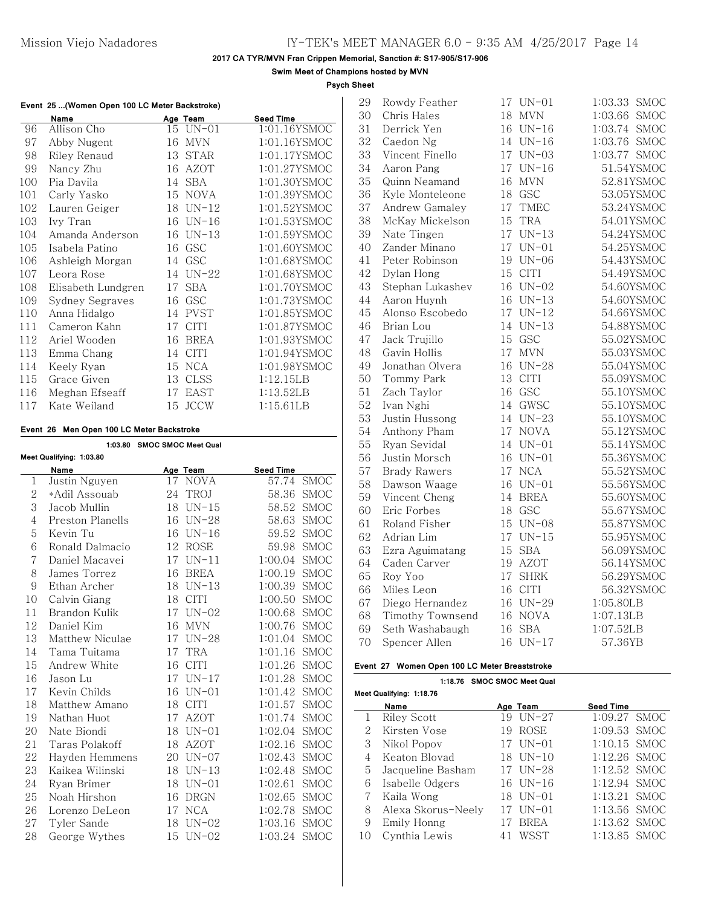**2017 CA TYR/MVN Fran Crippen Memorial, Sanction #: S17-905/S17-906**

**Swim Meet of Champions hosted by MVN**

**Psych Sheet**

### Event 25 ...(Women Open 100 LC Meter Backstroke)

| | Name | Age | Team | Seed Time |
|---|---|---|---|---|
| 96 | Allison Cho | 15 | UN-01 | 1:01.16YSMOC |
| 97 | Abby Nugent | 16 | MVN | 1:01.16YSMOC |
| 98 | Riley Renaud | 13 | STAR | 1:01.17YSMOC |
| 99 | Nancy Zhu | 16 | AZOT | 1:01.27YSMOC |
| 100 | Pia Davila | 14 | SBA | 1:01.30YSMOC |
| 101 | Carly Yasko | 15 | NOVA | 1:01.39YSMOC |
| 102 | Lauren Geiger | 18 | UN-12 | 1:01.52YSMOC |
| 103 | Ivy Tran | 16 | UN-16 | 1:01.53YSMOC |
| 104 | Amanda Anderson | 16 | UN-13 | 1:01.59YSMOC |
| 105 | Isabela Patino | 16 | GSC | 1:01.60YSMOC |
| 106 | Ashleigh Morgan | 14 | GSC | 1:01.68YSMOC |
| 107 | Leora Rose | 14 | UN-22 | 1:01.68YSMOC |
| 108 | Elisabeth Lundgren | 17 | SBA | 1:01.70YSMOC |
| 109 | Sydney Segraves | 16 | GSC | 1:01.73YSMOC |
| 110 | Anna Hidalgo | 14 | PVST | 1:01.85YSMOC |
| 111 | Cameron Kahn | 17 | CITI | 1:01.87YSMOC |
| 112 | Ariel Wooden | 16 | BREA | 1:01.93YSMOC |
| 113 | Emma Chang | 14 | CITI | 1:01.94YSMOC |
| 114 | Keely Ryan | 15 | NCA | 1:01.98YSMOC |
| 115 | Grace Given | 13 | CLSS | 1:12.15LB |
| 116 | Meghan Efseaff | 17 | EAST | 1:13.52LB |
| 117 | Kate Weiland | 15 | JCCW | 1:15.61LB |

### Event 26 Men Open 100 LC Meter Backstroke

1:03.80 SMOC SMOC Meet Qual

Meet Qualifying: 1:03.80

| | Name | Age | Team | Seed Time |
|---|---|---|---|---|
| 1 | Justin Nguyen | 17 | NOVA | 57.74 SMOC |
| 2 | *Adil Assouab | 24 | TROJ | 58.36 SMOC |
| 3 | Jacob Mullin | 18 | UN-15 | 58.52 SMOC |
| 4 | Preston Planells | 16 | UN-28 | 58.63 SMOC |
| 5 | Kevin Tu | 16 | UN-16 | 59.52 SMOC |
| 6 | Ronald Dalmacio | 12 | ROSE | 59.98 SMOC |
| 7 | Daniel Macavei | 17 | UN-11 | 1:00.04 SMOC |
| 8 | James Torrez | 16 | BREA | 1:00.19 SMOC |
| 9 | Ethan Archer | 18 | UN-13 | 1:00.39 SMOC |
| 10 | Calvin Giang | 18 | CITI | 1:00.50 SMOC |
| 11 | Brandon Kulik | 17 | UN-02 | 1:00.68 SMOC |
| 12 | Daniel Kim | 16 | MVN | 1:00.76 SMOC |
| 13 | Matthew Niculae | 17 | UN-28 | 1:01.04 SMOC |
| 14 | Tama Tuitama | 17 | TRA | 1:01.16 SMOC |
| 15 | Andrew White | 16 | CITI | 1:01.26 SMOC |
| 16 | Jason Lu | 17 | UN-17 | 1:01.28 SMOC |
| 17 | Kevin Childs | 16 | UN-01 | 1:01.42 SMOC |
| 18 | Matthew Amano | 18 | CITI | 1:01.57 SMOC |
| 19 | Nathan Huot | 17 | AZOT | 1:01.74 SMOC |
| 20 | Nate Biondi | 18 | UN-01 | 1:02.04 SMOC |
| 21 | Taras Polakoff | 18 | AZOT | 1:02.16 SMOC |
| 22 | Hayden Hemmens | 20 | UN-07 | 1:02.43 SMOC |
| 23 | Kaikea Wilinski | 18 | UN-13 | 1:02.48 SMOC |
| 24 | Ryan Brimer | 18 | UN-01 | 1:02.61 SMOC |
| 25 | Noah Hirshon | 16 | DRGN | 1:02.65 SMOC |
| 26 | Lorenzo DeLeon | 17 | NCA | 1:02.78 SMOC |
| 27 | Tyler Sande | 18 | UN-02 | 1:03.16 SMOC |
| 28 | George Wythes | 15 | UN-02 | 1:03.24 SMOC |
| 29 | Rowdy Feather | 17 | UN-01 | 1:03.33 SMOC |
| 30 | Chris Hales | 18 | MVN | 1:03.66 SMOC |
| 31 | Derrick Yen | 16 | UN-16 | 1:03.74 SMOC |
| 32 | Caedon Ng | 14 | UN-16 | 1:03.76 SMOC |
| 33 | Vincent Finello | 17 | UN-03 | 1:03.77 SMOC |
| 34 | Aaron Pang | 17 | UN-16 | 51.54YSMOC |
| 35 | Quinn Neamand | 16 | MVN | 52.81YSMOC |
| 36 | Kyle Monteleone | 18 | GSC | 53.05YSMOC |
| 37 | Andrew Gamaley | 17 | TMEC | 53.24YSMOC |
| 38 | McKay Mickelson | 15 | TRA | 54.01YSMOC |
| 39 | Nate Tingen | 17 | UN-13 | 54.24YSMOC |
| 40 | Zander Minano | 17 | UN-01 | 54.25YSMOC |
| 41 | Peter Robinson | 19 | UN-06 | 54.43YSMOC |
| 42 | Dylan Hong | 15 | CITI | 54.49YSMOC |
| 43 | Stephan Lukashev | 16 | UN-02 | 54.60YSMOC |
| 44 | Aaron Huynh | 16 | UN-13 | 54.60YSMOC |
| 45 | Alonso Escobedo | 17 | UN-12 | 54.66YSMOC |
| 46 | Brian Lou | 14 | UN-13 | 54.88YSMOC |
| 47 | Jack Trujillo | 15 | GSC | 55.02YSMOC |
| 48 | Gavin Hollis | 17 | MVN | 55.03YSMOC |
| 49 | Jonathan Olvera | 16 | UN-28 | 55.04YSMOC |
| 50 | Tommy Park | 13 | CITI | 55.09YSMOC |
| 51 | Zach Taylor | 16 | GSC | 55.10YSMOC |
| 52 | Ivan Nghi | 14 | GWSC | 55.10YSMOC |
| 53 | Justin Hussong | 14 | UN-23 | 55.10YSMOC |
| 54 | Anthony Pham | 17 | NOVA | 55.12YSMOC |
| 55 | Ryan Sevidal | 14 | UN-01 | 55.14YSMOC |
| 56 | Justin Morsch | 16 | UN-01 | 55.36YSMOC |
| 57 | Brady Rawers | 17 | NCA | 55.52YSMOC |
| 58 | Dawson Waage | 16 | UN-01 | 55.56YSMOC |
| 59 | Vincent Cheng | 14 | BREA | 55.60YSMOC |
| 60 | Eric Forbes | 18 | GSC | 55.67YSMOC |
| 61 | Roland Fisher | 15 | UN-08 | 55.87YSMOC |
| 62 | Adrian Lim | 17 | UN-15 | 55.95YSMOC |
| 63 | Ezra Aguimatang | 15 | SBA | 56.09YSMOC |
| 64 | Caden Carver | 19 | AZOT | 56.14YSMOC |
| 65 | Roy Yoo | 17 | SHRK | 56.29YSMOC |
| 66 | Miles Leon | 16 | CITI | 56.32YSMOC |
| 67 | Diego Hernandez | 16 | UN-29 | 1:05.80LB |
| 68 | Timothy Townsend | 16 | NOVA | 1:07.13LB |
| 69 | Seth Washabaugh | 16 | SBA | 1:07.52LB |
| 70 | Spencer Allen | 16 | UN-17 | 57.36YB |

### Event 27 Women Open 100 LC Meter Breaststroke

1:18.76 SMOC SMOC Meet Qual

Meet Qualifying: 1:18.76

| | Name | Age | Team | Seed Time |
|---|---|---|---|---|
| 1 | Riley Scott | 19 | UN-27 | 1:09.27 SMOC |
| 2 | Kirsten Vose | 19 | ROSE | 1:09.53 SMOC |
| 3 | Nikol Popov | 17 | UN-01 | 1:10.15 SMOC |
| 4 | Keaton Blovad | 18 | UN-10 | 1:12.26 SMOC |
| 5 | Jacqueline Basham | 17 | UN-28 | 1:12.52 SMOC |
| 6 | Isabelle Odgers | 16 | UN-16 | 1:12.94 SMOC |
| 7 | Kaila Wong | 18 | UN-01 | 1:13.21 SMOC |
| 8 | Alexa Skorus-Neely | 17 | UN-01 | 1:13.56 SMOC |
| 9 | Emily Honng | 17 | BREA | 1:13.62 SMOC |
| 10 | Cynthia Lewis | 41 | WSST | 1:13.85 SMOC |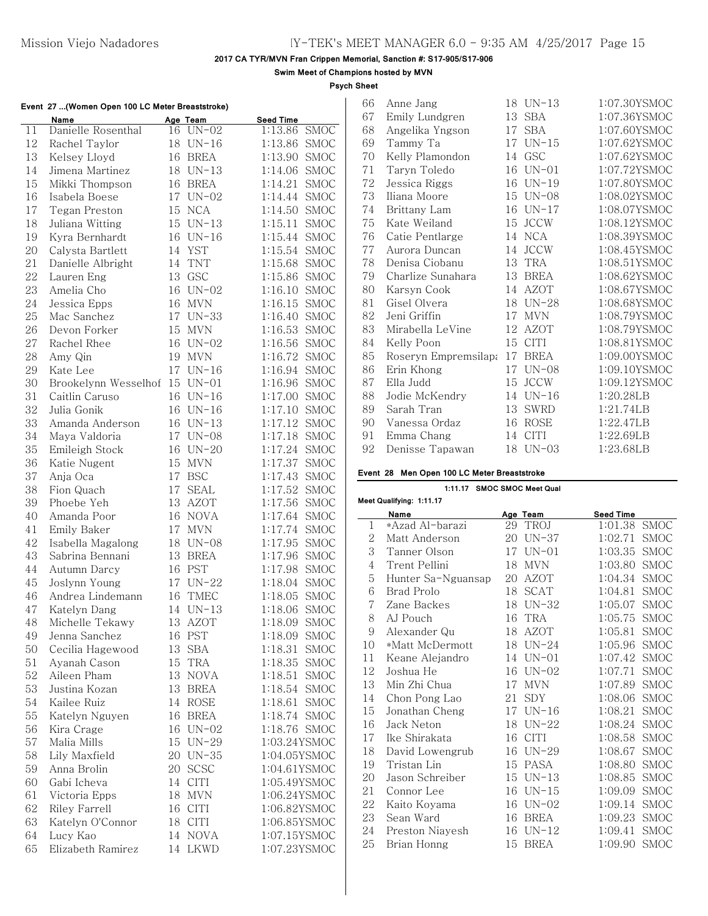**2017 CA TYR/MVN Fran Crippen Memorial, Sanction #: S17-905/S17-906**

**Swim Meet of Champions hosted by MVN**

**Psych Sheet**

### Event 27 ...(Women Open 100 LC Meter Breaststroke)

| | Name | Age | Team | Seed Time | |
|---|---|---|---|---|---|
| 11 | Danielle Rosenthal | 16 | UN-02 | 1:13.86 | SMOC |
| 12 | Rachel Taylor | 18 | UN-16 | 1:13.86 | SMOC |
| 13 | Kelsey Lloyd | 16 | BREA | 1:13.90 | SMOC |
| 14 | Jimena Martinez | 18 | UN-13 | 1:14.06 | SMOC |
| 15 | Mikki Thompson | 16 | BREA | 1:14.21 | SMOC |
| 16 | Isabela Boese | 17 | UN-02 | 1:14.44 | SMOC |
| 17 | Tegan Preston | 15 | NCA | 1:14.50 | SMOC |
| 18 | Juliana Witting | 15 | UN-13 | 1:15.11 | SMOC |
| 19 | Kyra Bernhardt | 16 | UN-16 | 1:15.44 | SMOC |
| 20 | Calysta Bartlett | 14 | YST | 1:15.54 | SMOC |
| 21 | Danielle Albright | 14 | TNT | 1:15.68 | SMOC |
| 22 | Lauren Eng | 13 | GSC | 1:15.86 | SMOC |
| 23 | Amelia Cho | 16 | UN-02 | 1:16.10 | SMOC |
| 24 | Jessica Epps | 16 | MVN | 1:16.15 | SMOC |
| 25 | Mac Sanchez | 17 | UN-33 | 1:16.40 | SMOC |
| 26 | Devon Forker | 15 | MVN | 1:16.53 | SMOC |
| 27 | Rachel Rhee | 16 | UN-02 | 1:16.56 | SMOC |
| 28 | Amy Qin | 19 | MVN | 1:16.72 | SMOC |
| 29 | Kate Lee | 17 | UN-16 | 1:16.94 | SMOC |
| 30 | Brookelynn Wesselhof | 15 | UN-01 | 1:16.96 | SMOC |
| 31 | Caitlin Caruso | 16 | UN-16 | 1:17.00 | SMOC |
| 32 | Julia Gonik | 16 | UN-16 | 1:17.10 | SMOC |
| 33 | Amanda Anderson | 16 | UN-13 | 1:17.12 | SMOC |
| 34 | Maya Valdoria | 17 | UN-08 | 1:17.18 | SMOC |
| 35 | Emileigh Stock | 16 | UN-20 | 1:17.24 | SMOC |
| 36 | Katie Nugent | 15 | MVN | 1:17.37 | SMOC |
| 37 | Anja Oca | 17 | BSC | 1:17.43 | SMOC |
| 38 | Fion Quach | 17 | SEAL | 1:17.52 | SMOC |
| 39 | Phoebe Yeh | 13 | AZOT | 1:17.56 | SMOC |
| 40 | Amanda Poor | 16 | NOVA | 1:17.64 | SMOC |
| 41 | Emily Baker | 17 | MVN | 1:17.74 | SMOC |
| 42 | Isabella Magalong | 18 | UN-08 | 1:17.95 | SMOC |
| 43 | Sabrina Bennani | 13 | BREA | 1:17.96 | SMOC |
| 44 | Autumn Darcy | 16 | PST | 1:17.98 | SMOC |
| 45 | Joslynn Young | 17 | UN-22 | 1:18.04 | SMOC |
| 46 | Andrea Lindemann | 16 | TMEC | 1:18.05 | SMOC |
| 47 | Katelyn Dang | 14 | UN-13 | 1:18.06 | SMOC |
| 48 | Michelle Tekawy | 13 | AZOT | 1:18.09 | SMOC |
| 49 | Jenna Sanchez | 16 | PST | 1:18.09 | SMOC |
| 50 | Cecilia Hagewood | 13 | SBA | 1:18.31 | SMOC |
| 51 | Ayanah Cason | 15 | TRA | 1:18.35 | SMOC |
| 52 | Aileen Pham | 13 | NOVA | 1:18.51 | SMOC |
| 53 | Justina Kozan | 13 | BREA | 1:18.54 | SMOC |
| 54 | Kailee Ruiz | 14 | ROSE | 1:18.61 | SMOC |
| 55 | Katelyn Nguyen | 16 | BREA | 1:18.74 | SMOC |
| 56 | Kira Crage | 16 | UN-02 | 1:18.76 | SMOC |
| 57 | Malia Mills | 15 | UN-29 | 1:03.24 | YSMOC |
| 58 | Lily Maxfield | 20 | UN-35 | 1:04.05 | YSMOC |
| 59 | Anna Brolin | 20 | SCSC | 1:04.61 | YSMOC |
| 60 | Gabi Icheva | 14 | CITI | 1:05.49 | YSMOC |
| 61 | Victoria Epps | 18 | MVN | 1:06.24 | YSMOC |
| 62 | Riley Farrell | 16 | CITI | 1:06.82 | YSMOC |
| 63 | Katelyn O'Connor | 18 | CITI | 1:06.85 | YSMOC |
| 64 | Lucy Kao | 14 | NOVA | 1:07.15 | YSMOC |
| 65 | Elizabeth Ramirez | 14 | LKWD | 1:07.23 | YSMOC |
| 66 | Anne Jang | 18 | UN-13 | 1:07.30 | YSMOC |
| 67 | Emily Lundgren | 13 | SBA | 1:07.36 | YSMOC |
| 68 | Angelika Yngson | 17 | SBA | 1:07.60 | YSMOC |
| 69 | Tammy Ta | 17 | UN-15 | 1:07.62 | YSMOC |
| 70 | Kelly Plamondon | 14 | GSC | 1:07.62 | YSMOC |
| 71 | Taryn Toledo | 16 | UN-01 | 1:07.72 | YSMOC |
| 72 | Jessica Riggs | 16 | UN-19 | 1:07.80 | YSMOC |
| 73 | Iliana Moore | 15 | UN-08 | 1:08.02 | YSMOC |
| 74 | Brittany Lam | 16 | UN-17 | 1:08.07 | YSMOC |
| 75 | Kate Weiland | 15 | JCCW | 1:08.12 | YSMOC |
| 76 | Catie Pentlarge | 14 | NCA | 1:08.39 | YSMOC |
| 77 | Aurora Duncan | 14 | JCCW | 1:08.45 | YSMOC |
| 78 | Denisa Ciobanu | 13 | TRA | 1:08.51 | YSMOC |
| 79 | Charlize Sunahara | 13 | BREA | 1:08.62 | YSMOC |
| 80 | Karsyn Cook | 14 | AZOT | 1:08.67 | YSMOC |
| 81 | Gisel Olvera | 18 | UN-28 | 1:08.68 | YSMOC |
| 82 | Jeni Griffin | 17 | MVN | 1:08.79 | YSMOC |
| 83 | Mirabella LeVine | 12 | AZOT | 1:08.79 | YSMOC |
| 84 | Kelly Poon | 15 | CITI | 1:08.81 | YSMOC |
| 85 | Roseryn Empremsilapa | 17 | BREA | 1:09.00 | YSMOC |
| 86 | Erin Khong | 17 | UN-08 | 1:09.10 | YSMOC |
| 87 | Ella Judd | 15 | JCCW | 1:09.12 | YSMOC |
| 88 | Jodie McKendry | 14 | UN-16 | 1:20.28 | LB |
| 89 | Sarah Tran | 13 | SWRD | 1:21.74 | LB |
| 90 | Vanessa Ordaz | 16 | ROSE | 1:22.47 | LB |
| 91 | Emma Chang | 14 | CITI | 1:22.69 | LB |
| 92 | Denisse Tapawan | 18 | UN-03 | 1:23.68 | LB |

### Event 28 Men Open 100 LC Meter Breaststroke

**1:11.17 SMOC SMOC Meet Qual**

**Meet Qualifying: 1:11.17**

| | Name | Age | Team | Seed Time | |
|---|---|---|---|---|---|
| 1 | *Azad Al-barazi | 29 | TROJ | 1:01.38 | SMOC |
| 2 | Matt Anderson | 20 | UN-37 | 1:02.71 | SMOC |
| 3 | Tanner Olson | 17 | UN-01 | 1:03.35 | SMOC |
| 4 | Trent Pellini | 18 | MVN | 1:03.80 | SMOC |
| 5 | Hunter Sa-Nguansap | 20 | AZOT | 1:04.34 | SMOC |
| 6 | Brad Prolo | 18 | SCAT | 1:04.81 | SMOC |
| 7 | Zane Backes | 18 | UN-32 | 1:05.07 | SMOC |
| 8 | AJ Pouch | 16 | TRA | 1:05.75 | SMOC |
| 9 | Alexander Qu | 18 | AZOT | 1:05.81 | SMOC |
| 10 | *Matt McDermott | 18 | UN-24 | 1:05.96 | SMOC |
| 11 | Keane Alejandro | 14 | UN-01 | 1:07.42 | SMOC |
| 12 | Joshua He | 16 | UN-02 | 1:07.71 | SMOC |
| 13 | Min Zhi Chua | 17 | MVN | 1:07.89 | SMOC |
| 14 | Chon Pong Lao | 21 | SDY | 1:08.06 | SMOC |
| 15 | Jonathan Cheng | 17 | UN-16 | 1:08.21 | SMOC |
| 16 | Jack Neton | 18 | UN-22 | 1:08.24 | SMOC |
| 17 | Ike Shirakata | 16 | CITI | 1:08.58 | SMOC |
| 18 | David Lowengrub | 16 | UN-29 | 1:08.67 | SMOC |
| 19 | Tristan Lin | 15 | PASA | 1:08.80 | SMOC |
| 20 | Jason Schreiber | 15 | UN-13 | 1:08.85 | SMOC |
| 21 | Connor Lee | 16 | UN-15 | 1:09.09 | SMOC |
| 22 | Kaito Koyama | 16 | UN-02 | 1:09.14 | SMOC |
| 23 | Sean Ward | 16 | BREA | 1:09.23 | SMOC |
| 24 | Preston Niayesh | 16 | UN-12 | 1:09.41 | SMOC |
| 25 | Brian Honng | 15 | BREA | 1:09.90 | SMOC |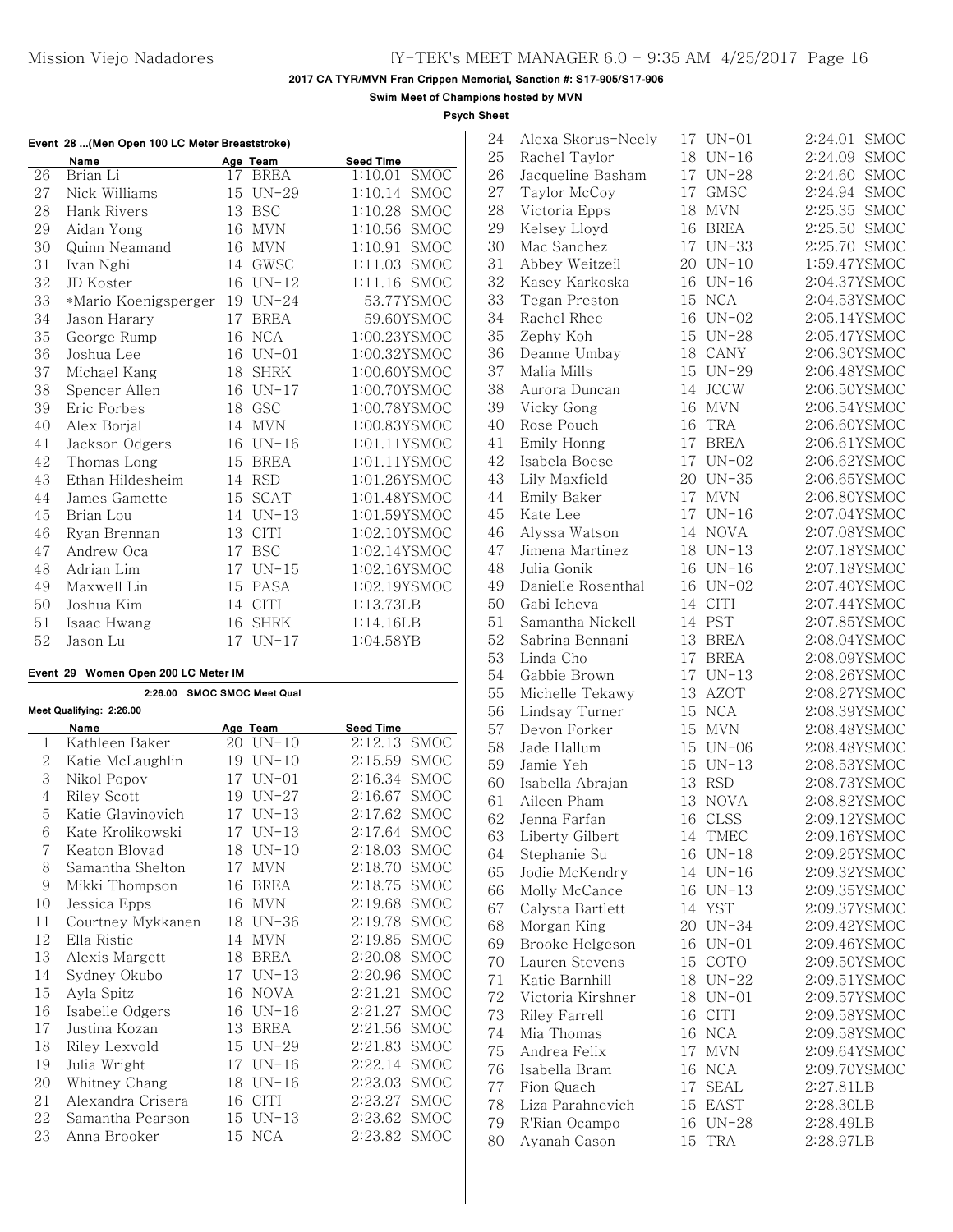**2017 CA TYR/MVN Fran Crippen Memorial, Sanction #: S17-905/S17-906**

**Swim Meet of Champions hosted by MVN**

**Psych Sheet**

### Event 28 ...(Men Open 100 LC Meter Breaststroke)

| | Name | Age | Team | Seed Time |
|---|---|---|---|---|
| 26 | Brian Li | 17 | BREA | 1:10.01 SMOC |
| 27 | Nick Williams | 15 | UN-29 | 1:10.14 SMOC |
| 28 | Hank Rivers | 13 | BSC | 1:10.28 SMOC |
| 29 | Aidan Yong | 16 | MVN | 1:10.56 SMOC |
| 30 | Quinn Neamand | 16 | MVN | 1:10.91 SMOC |
| 31 | Ivan Nghi | 14 | GWSC | 1:11.03 SMOC |
| 32 | JD Koster | 16 | UN-12 | 1:11.16 SMOC |
| 33 | *Mario Koenigsperger | 19 | UN-24 | 53.77YSMOC |
| 34 | Jason Harary | 17 | BREA | 59.60YSMOC |
| 35 | George Rump | 16 | NCA | 1:00.23YSMOC |
| 36 | Joshua Lee | 16 | UN-01 | 1:00.32YSMOC |
| 37 | Michael Kang | 18 | SHRK | 1:00.60YSMOC |
| 38 | Spencer Allen | 16 | UN-17 | 1:00.70YSMOC |
| 39 | Eric Forbes | 18 | GSC | 1:00.78YSMOC |
| 40 | Alex Borjal | 14 | MVN | 1:00.83YSMOC |
| 41 | Jackson Odgers | 16 | UN-16 | 1:01.11YSMOC |
| 42 | Thomas Long | 15 | BREA | 1:01.11YSMOC |
| 43 | Ethan Hildesheim | 14 | RSD | 1:01.26YSMOC |
| 44 | James Gamette | 15 | SCAT | 1:01.48YSMOC |
| 45 | Brian Lou | 14 | UN-13 | 1:01.59YSMOC |
| 46 | Ryan Brennan | 13 | CITI | 1:02.10YSMOC |
| 47 | Andrew Oca | 17 | BSC | 1:02.14YSMOC |
| 48 | Adrian Lim | 17 | UN-15 | 1:02.16YSMOC |
| 49 | Maxwell Lin | 15 | PASA | 1:02.19YSMOC |
| 50 | Joshua Kim | 14 | CITI | 1:13.73LB |
| 51 | Isaac Hwang | 16 | SHRK | 1:14.16LB |
| 52 | Jason Lu | 17 | UN-17 | 1:04.58YB |

### Event 29 Women Open 200 LC Meter IM

2:26.00 SMOC SMOC Meet Qual

Meet Qualifying: 2:26.00

| | Name | Age | Team | Seed Time |
|---|---|---|---|---|
| 1 | Kathleen Baker | 20 | UN-10 | 2:12.13 SMOC |
| 2 | Katie McLaughlin | 19 | UN-10 | 2:15.59 SMOC |
| 3 | Nikol Popov | 17 | UN-01 | 2:16.34 SMOC |
| 4 | Riley Scott | 19 | UN-27 | 2:16.67 SMOC |
| 5 | Katie Glavinovich | 17 | UN-13 | 2:17.62 SMOC |
| 6 | Kate Krolikowski | 17 | UN-13 | 2:17.64 SMOC |
| 7 | Keaton Blovad | 18 | UN-10 | 2:18.03 SMOC |
| 8 | Samantha Shelton | 17 | MVN | 2:18.70 SMOC |
| 9 | Mikki Thompson | 16 | BREA | 2:18.75 SMOC |
| 10 | Jessica Epps | 16 | MVN | 2:19.68 SMOC |
| 11 | Courtney Mykkanen | 18 | UN-36 | 2:19.78 SMOC |
| 12 | Ella Ristic | 14 | MVN | 2:19.85 SMOC |
| 13 | Alexis Margett | 18 | BREA | 2:20.08 SMOC |
| 14 | Sydney Okubo | 17 | UN-13 | 2:20.96 SMOC |
| 15 | Ayla Spitz | 16 | NOVA | 2:21.21 SMOC |
| 16 | Isabelle Odgers | 16 | UN-16 | 2:21.27 SMOC |
| 17 | Justina Kozan | 13 | BREA | 2:21.56 SMOC |
| 18 | Riley Lexvold | 15 | UN-29 | 2:21.83 SMOC |
| 19 | Julia Wright | 17 | UN-16 | 2:22.14 SMOC |
| 20 | Whitney Chang | 18 | UN-16 | 2:23.03 SMOC |
| 21 | Alexandra Crisera | 16 | CITI | 2:23.27 SMOC |
| 22 | Samantha Pearson | 15 | UN-13 | 2:23.62 SMOC |
| 23 | Anna Brooker | 15 | NCA | 2:23.82 SMOC |
| 24 | Alexa Skorus-Neely | 17 | UN-01 | 2:24.01 SMOC |
| 25 | Rachel Taylor | 18 | UN-16 | 2:24.09 SMOC |
| 26 | Jacqueline Basham | 17 | UN-28 | 2:24.60 SMOC |
| 27 | Taylor McCoy | 17 | GMSC | 2:24.94 SMOC |
| 28 | Victoria Epps | 18 | MVN | 2:25.35 SMOC |
| 29 | Kelsey Lloyd | 16 | BREA | 2:25.50 SMOC |
| 30 | Mac Sanchez | 17 | UN-33 | 2:25.70 SMOC |
| 31 | Abbey Weitzeil | 20 | UN-10 | 1:59.47YSMOC |
| 32 | Kasey Karkoska | 16 | UN-16 | 2:04.37YSMOC |
| 33 | Tegan Preston | 15 | NCA | 2:04.53YSMOC |
| 34 | Rachel Rhee | 16 | UN-02 | 2:05.14YSMOC |
| 35 | Zephy Koh | 15 | UN-28 | 2:05.47YSMOC |
| 36 | Deanne Umbay | 18 | CANY | 2:06.30YSMOC |
| 37 | Malia Mills | 15 | UN-29 | 2:06.48YSMOC |
| 38 | Aurora Duncan | 14 | JCCW | 2:06.50YSMOC |
| 39 | Vicky Gong | 16 | MVN | 2:06.54YSMOC |
| 40 | Rose Pouch | 16 | TRA | 2:06.60YSMOC |
| 41 | Emily Honng | 17 | BREA | 2:06.61YSMOC |
| 42 | Isabela Boese | 17 | UN-02 | 2:06.62YSMOC |
| 43 | Lily Maxfield | 20 | UN-35 | 2:06.65YSMOC |
| 44 | Emily Baker | 17 | MVN | 2:06.80YSMOC |
| 45 | Kate Lee | 17 | UN-16 | 2:07.04YSMOC |
| 46 | Alyssa Watson | 14 | NOVA | 2:07.08YSMOC |
| 47 | Jimena Martinez | 18 | UN-13 | 2:07.18YSMOC |
| 48 | Julia Gonik | 16 | UN-16 | 2:07.18YSMOC |
| 49 | Danielle Rosenthal | 16 | UN-02 | 2:07.40YSMOC |
| 50 | Gabi Icheva | 14 | CITI | 2:07.44YSMOC |
| 51 | Samantha Nickell | 14 | PST | 2:07.85YSMOC |
| 52 | Sabrina Bennani | 13 | BREA | 2:08.04YSMOC |
| 53 | Linda Cho | 17 | BREA | 2:08.09YSMOC |
| 54 | Gabbie Brown | 17 | UN-13 | 2:08.26YSMOC |
| 55 | Michelle Tekawy | 13 | AZOT | 2:08.27YSMOC |
| 56 | Lindsay Turner | 15 | NCA | 2:08.39YSMOC |
| 57 | Devon Forker | 15 | MVN | 2:08.48YSMOC |
| 58 | Jade Hallum | 15 | UN-06 | 2:08.48YSMOC |
| 59 | Jamie Yeh | 15 | UN-13 | 2:08.53YSMOC |
| 60 | Isabella Abrajan | 13 | RSD | 2:08.73YSMOC |
| 61 | Aileen Pham | 13 | NOVA | 2:08.82YSMOC |
| 62 | Jenna Farfan | 16 | CLSS | 2:09.12YSMOC |
| 63 | Liberty Gilbert | 14 | TMEC | 2:09.16YSMOC |
| 64 | Stephanie Su | 16 | UN-18 | 2:09.25YSMOC |
| 65 | Jodie McKendry | 14 | UN-16 | 2:09.32YSMOC |
| 66 | Molly McCance | 16 | UN-13 | 2:09.35YSMOC |
| 67 | Calysta Bartlett | 14 | YST | 2:09.37YSMOC |
| 68 | Morgan King | 20 | UN-34 | 2:09.42YSMOC |
| 69 | Brooke Helgeson | 16 | UN-01 | 2:09.46YSMOC |
| 70 | Lauren Stevens | 15 | COTO | 2:09.50YSMOC |
| 71 | Katie Barnhill | 18 | UN-22 | 2:09.51YSMOC |
| 72 | Victoria Kirshner | 18 | UN-01 | 2:09.57YSMOC |
| 73 | Riley Farrell | 16 | CITI | 2:09.58YSMOC |
| 74 | Mia Thomas | 16 | NCA | 2:09.58YSMOC |
| 75 | Andrea Felix | 17 | MVN | 2:09.64YSMOC |
| 76 | Isabella Bram | 16 | NCA | 2:09.70YSMOC |
| 77 | Fion Quach | 17 | SEAL | 2:27.81LB |
| 78 | Liza Parahnevich | 15 | EAST | 2:28.30LB |
| 79 | R'Rian Ocampo | 16 | UN-28 | 2:28.49LB |
| 80 | Ayanah Cason | 15 | TRA | 2:28.97LB |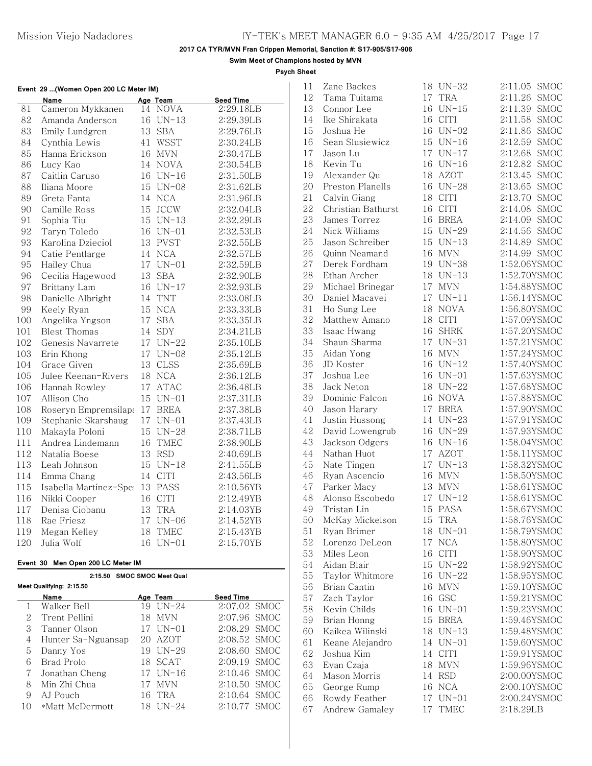**2017 CA TYR/MVN Fran Crippen Memorial, Sanction #: S17-905/S17-906**

**Swim Meet of Champions hosted by MVN**

**Psych Sheet**

#### Event 29 ...(Women Open 200 LC Meter IM)

| | Name | Age | Team | Seed Time |
|---|---|---|---|---|
| 81 | Cameron Mykkanen | 14 | NOVA | 2:29.18LB |
| 82 | Amanda Anderson | 16 | UN-13 | 2:29.39LB |
| 83 | Emily Lundgren | 13 | SBA | 2:29.76LB |
| 84 | Cynthia Lewis | 41 | WSST | 2:30.24LB |
| 85 | Hanna Erickson | 16 | MVN | 2:30.47LB |
| 86 | Lucy Kao | 14 | NOVA | 2:30.54LB |
| 87 | Caitlin Caruso | 16 | UN-16 | 2:31.50LB |
| 88 | Iliana Moore | 15 | UN-08 | 2:31.62LB |
| 89 | Greta Fanta | 14 | NCA | 2:31.96LB |
| 90 | Camille Ross | 15 | JCCW | 2:32.04LB |
| 91 | Sophia Tiu | 15 | UN-13 | 2:32.29LB |
| 92 | Taryn Toledo | 16 | UN-01 | 2:32.53LB |
| 93 | Karolina Dzieciol | 13 | PVST | 2:32.55LB |
| 94 | Catie Pentlarge | 14 | NCA | 2:32.57LB |
| 95 | Hailey Chua | 17 | UN-01 | 2:32.59LB |
| 96 | Cecilia Hagewood | 13 | SBA | 2:32.90LB |
| 97 | Brittany Lam | 16 | UN-17 | 2:32.93LB |
| 98 | Danielle Albright | 14 | TNT | 2:33.08LB |
| 99 | Keely Ryan | 15 | NCA | 2:33.33LB |
| 100 | Angelika Yngson | 17 | SBA | 2:33.35LB |
| 101 | Blest Thomas | 14 | SDY | 2:34.21LB |
| 102 | Genesis Navarrete | 17 | UN-22 | 2:35.10LB |
| 103 | Erin Khong | 17 | UN-08 | 2:35.12LB |
| 104 | Grace Given | 13 | CLSS | 2:35.69LB |
| 105 | Julee Keenan-Rivers | 18 | NCA | 2:36.12LB |
| 106 | Hannah Rowley | 17 | ATAC | 2:36.48LB |
| 107 | Allison Cho | 15 | UN-01 | 2:37.31LB |
| 108 | Roseryn Empremsilapa | 17 | BREA | 2:37.38LB |
| 109 | Stephanie Skarshaug | 17 | UN-01 | 2:37.43LB |
| 110 | Makayla Poloni | 15 | UN-28 | 2:38.71LB |
| 111 | Andrea Lindemann | 16 | TMEC | 2:38.90LB |
| 112 | Natalia Boese | 13 | RSD | 2:40.69LB |
| 113 | Leah Johnson | 15 | UN-18 | 2:41.55LB |
| 114 | Emma Chang | 14 | CITI | 2:43.56LB |
| 115 | Isabella Martinez-Spei | 13 | PASS | 2:10.56YB |
| 116 | Nikki Cooper | 16 | CITI | 2:12.49YB |
| 117 | Denisa Ciobanu | 13 | TRA | 2:14.03YB |
| 118 | Rae Friesz | 17 | UN-06 | 2:14.52YB |
| 119 | Megan Kelley | 18 | TMEC | 2:15.43YB |
| 120 | Julia Wolf | 16 | UN-01 | 2:15.70YB |

#### Event 30 Men Open 200 LC Meter IM

**2:15.50 SMOC SMOC Meet Qual**

**Meet Qualifying: 2:15.50**

| | Name | Age | Team | Seed Time |
|---|---|---|---|---|
| 1 | Walker Bell | 19 | UN-24 | 2:07.02 SMOC |
| 2 | Trent Pellini | 18 | MVN | 2:07.96 SMOC |
| 3 | Tanner Olson | 17 | UN-01 | 2:08.29 SMOC |
| 4 | Hunter Sa-Nguansap | 20 | AZOT | 2:08.52 SMOC |
| 5 | Danny Yos | 19 | UN-29 | 2:08.60 SMOC |
| 6 | Brad Prolo | 18 | SCAT | 2:09.19 SMOC |
| 7 | Jonathan Cheng | 17 | UN-16 | 2:10.46 SMOC |
| 8 | Min Zhi Chua | 17 | MVN | 2:10.50 SMOC |
| 9 | AJ Pouch | 16 | TRA | 2:10.64 SMOC |
| 10 | *Matt McDermott | 18 | UN-24 | 2:10.77 SMOC |
| 11 | Zane Backes | 18 | UN-32 | 2:11.05 SMOC |
| 12 | Tama Tuitama | 17 | TRA | 2:11.26 SMOC |
| 13 | Connor Lee | 16 | UN-15 | 2:11.39 SMOC |
| 14 | Ike Shirakata | 16 | CITI | 2:11.58 SMOC |
| 15 | Joshua He | 16 | UN-02 | 2:11.86 SMOC |
| 16 | Sean Slusiewicz | 15 | UN-16 | 2:12.59 SMOC |
| 17 | Jason Lu | 17 | UN-17 | 2:12.68 SMOC |
| 18 | Kevin Tu | 16 | UN-16 | 2:12.82 SMOC |
| 19 | Alexander Qu | 18 | AZOT | 2:13.45 SMOC |
| 20 | Preston Planells | 16 | UN-28 | 2:13.65 SMOC |
| 21 | Calvin Giang | 18 | CITI | 2:13.70 SMOC |
| 22 | Christian Bathurst | 16 | CITI | 2:14.08 SMOC |
| 23 | James Torrez | 16 | BREA | 2:14.09 SMOC |
| 24 | Nick Williams | 15 | UN-29 | 2:14.56 SMOC |
| 25 | Jason Schreiber | 15 | UN-13 | 2:14.89 SMOC |
| 26 | Quinn Neamand | 16 | MVN | 2:14.99 SMOC |
| 27 | Derek Fordham | 19 | UN-38 | 1:52.06YSMOC |
| 28 | Ethan Archer | 18 | UN-13 | 1:52.70YSMOC |
| 29 | Michael Brinegar | 17 | MVN | 1:54.88YSMOC |
| 30 | Daniel Macavei | 17 | UN-11 | 1:56.14YSMOC |
| 31 | Ho Sung Lee | 18 | NOVA | 1:56.80YSMOC |
| 32 | Matthew Amano | 18 | CITI | 1:57.09YSMOC |
| 33 | Isaac Hwang | 16 | SHRK | 1:57.20YSMOC |
| 34 | Shaun Sharma | 17 | UN-31 | 1:57.21YSMOC |
| 35 | Aidan Yong | 16 | MVN | 1:57.24YSMOC |
| 36 | JD Koster | 16 | UN-12 | 1:57.40YSMOC |
| 37 | Joshua Lee | 16 | UN-01 | 1:57.63YSMOC |
| 38 | Jack Neton | 18 | UN-22 | 1:57.68YSMOC |
| 39 | Dominic Falcon | 16 | NOVA | 1:57.88YSMOC |
| 40 | Jason Harary | 17 | BREA | 1:57.90YSMOC |
| 41 | Justin Hussong | 14 | UN-23 | 1:57.91YSMOC |
| 42 | David Lowengrub | 16 | UN-29 | 1:57.93YSMOC |
| 43 | Jackson Odgers | 16 | UN-16 | 1:58.04YSMOC |
| 44 | Nathan Huot | 17 | AZOT | 1:58.11YSMOC |
| 45 | Nate Tingen | 17 | UN-13 | 1:58.32YSMOC |
| 46 | Ryan Ascencio | 16 | MVN | 1:58.50YSMOC |
| 47 | Parker Macy | 13 | MVN | 1:58.61YSMOC |
| 48 | Alonso Escobedo | 17 | UN-12 | 1:58.61YSMOC |
| 49 | Tristan Lin | 15 | PASA | 1:58.67YSMOC |
| 50 | McKay Mickelson | 15 | TRA | 1:58.76YSMOC |
| 51 | Ryan Brimer | 18 | UN-01 | 1:58.79YSMOC |
| 52 | Lorenzo DeLeon | 17 | NCA | 1:58.80YSMOC |
| 53 | Miles Leon | 16 | CITI | 1:58.90YSMOC |
| 54 | Aidan Blair | 15 | UN-22 | 1:58.92YSMOC |
| 55 | Taylor Whitmore | 16 | UN-22 | 1:58.95YSMOC |
| 56 | Brian Cantin | 16 | MVN | 1:59.10YSMOC |
| 57 | Zach Taylor | 16 | GSC | 1:59.21YSMOC |
| 58 | Kevin Childs | 16 | UN-01 | 1:59.23YSMOC |
| 59 | Brian Honng | 15 | BREA | 1:59.46YSMOC |
| 60 | Kaikea Wilinski | 18 | UN-13 | 1:59.48YSMOC |
| 61 | Keane Alejandro | 14 | UN-01 | 1:59.60YSMOC |
| 62 | Joshua Kim | 14 | CITI | 1:59.91YSMOC |
| 63 | Evan Czaja | 18 | MVN | 1:59.96YSMOC |
| 64 | Mason Morris | 14 | RSD | 2:00.00YSMOC |
| 65 | George Rump | 16 | NCA | 2:00.10YSMOC |
| 66 | Rowdy Feather | 17 | UN-01 | 2:00.24YSMOC |
| 67 | Andrew Gamaley | 17 | TMEC | 2:18.29LB |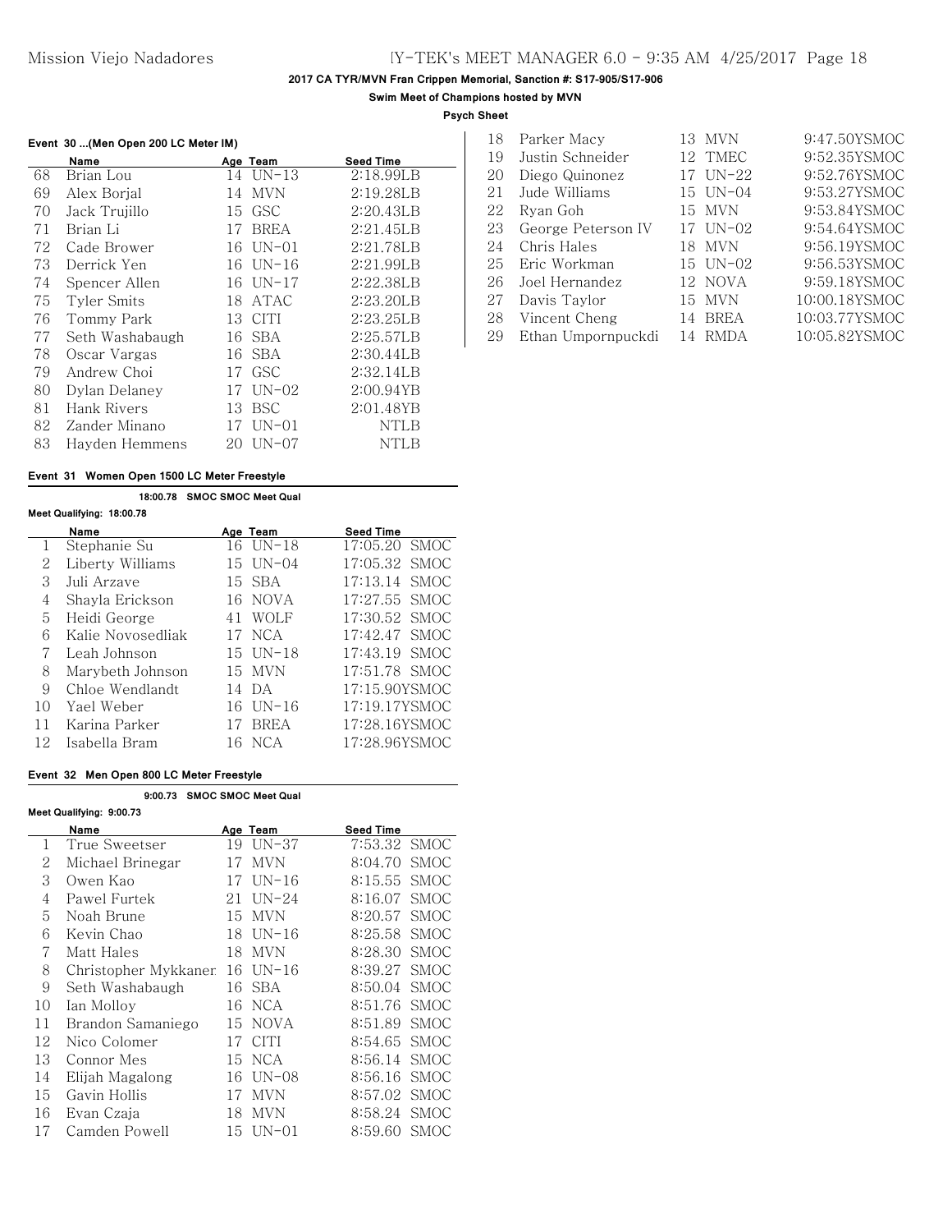2017 CA TYR/MVN Fran Crippen Memorial, Sanction #: S17-905/S17-906

Swim Meet of Champions hosted by MVN

Psych Sheet

### Event 30 ...(Men Open 200 LC Meter IM)

| | Name | Age | Team | Seed Time |
|---|---|---|---|---|
| 68 | Brian Lou | 14 | UN-13 | 2:18.99LB |
| 69 | Alex Borjal | 14 | MVN | 2:19.28LB |
| 70 | Jack Trujillo | 15 | GSC | 2:20.43LB |
| 71 | Brian Li | 17 | BREA | 2:21.45LB |
| 72 | Cade Brower | 16 | UN-01 | 2:21.78LB |
| 73 | Derrick Yen | 16 | UN-16 | 2:21.99LB |
| 74 | Spencer Allen | 16 | UN-17 | 2:22.38LB |
| 75 | Tyler Smits | 18 | ATAC | 2:23.20LB |
| 76 | Tommy Park | 13 | CITI | 2:23.25LB |
| 77 | Seth Washabaugh | 16 | SBA | 2:25.57LB |
| 78 | Oscar Vargas | 16 | SBA | 2:30.44LB |
| 79 | Andrew Choi | 17 | GSC | 2:32.14LB |
| 80 | Dylan Delaney | 17 | UN-02 | 2:00.94YB |
| 81 | Hank Rivers | 13 | BSC | 2:01.48YB |
| 82 | Zander Minano | 17 | UN-01 | NTLB |
| 83 | Hayden Hemmens | 20 | UN-07 | NTLB |

### Event 31 Women Open 1500 LC Meter Freestyle

18:00.78 SMOC SMOC Meet Qual

Meet Qualifying: 18:00.78

| | Name | Age | Team | Seed Time |
|---|---|---|---|---|
| 1 | Stephanie Su | 16 | UN-18 | 17:05.20 SMOC |
| 2 | Liberty Williams | 15 | UN-04 | 17:05.32 SMOC |
| 3 | Juli Arzave | 15 | SBA | 17:13.14 SMOC |
| 4 | Shayla Erickson | 16 | NOVA | 17:27.55 SMOC |
| 5 | Heidi George | 41 | WOLF | 17:30.52 SMOC |
| 6 | Kalie Novosedliak | 17 | NCA | 17:42.47 SMOC |
| 7 | Leah Johnson | 15 | UN-18 | 17:43.19 SMOC |
| 8 | Marybeth Johnson | 15 | MVN | 17:51.78 SMOC |
| 9 | Chloe Wendlandt | 14 | DA | 17:15.90YSMOC |
| 10 | Yael Weber | 16 | UN-16 | 17:19.17YSMOC |
| 11 | Karina Parker | 17 | BREA | 17:28.16YSMOC |
| 12 | Isabella Bram | 16 | NCA | 17:28.96YSMOC |

### Event 32 Men Open 800 LC Meter Freestyle

9:00.73 SMOC SMOC Meet Qual

Meet Qualifying: 9:00.73

| | Name | Age | Team | Seed Time |
|---|---|---|---|---|
| 1 | True Sweetser | 19 | UN-37 | 7:53.32 SMOC |
| 2 | Michael Brinegar | 17 | MVN | 8:04.70 SMOC |
| 3 | Owen Kao | 17 | UN-16 | 8:15.55 SMOC |
| 4 | Pawel Furtek | 21 | UN-24 | 8:16.07 SMOC |
| 5 | Noah Brune | 15 | MVN | 8:20.57 SMOC |
| 6 | Kevin Chao | 18 | UN-16 | 8:25.58 SMOC |
| 7 | Matt Hales | 18 | MVN | 8:28.30 SMOC |
| 8 | Christopher Mykkanen | 16 | UN-16 | 8:39.27 SMOC |
| 9 | Seth Washabaugh | 16 | SBA | 8:50.04 SMOC |
| 10 | Ian Molloy | 16 | NCA | 8:51.76 SMOC |
| 11 | Brandon Samaniego | 15 | NOVA | 8:51.89 SMOC |
| 12 | Nico Colomer | 17 | CITI | 8:54.65 SMOC |
| 13 | Connor Mes | 15 | NCA | 8:56.14 SMOC |
| 14 | Elijah Magalong | 16 | UN-08 | 8:56.16 SMOC |
| 15 | Gavin Hollis | 17 | MVN | 8:57.02 SMOC |
| 16 | Evan Czaja | 18 | MVN | 8:58.24 SMOC |
| 17 | Camden Powell | 15 | UN-01 | 8:59.60 SMOC |
| 18 | Parker Macy | 13 | MVN | 9:47.50YSMOC |
| 19 | Justin Schneider | 12 | TMEC | 9:52.35YSMOC |
| 20 | Diego Quinonez | 17 | UN-22 | 9:52.76YSMOC |
| 21 | Jude Williams | 15 | UN-04 | 9:53.27YSMOC |
| 22 | Ryan Goh | 15 | MVN | 9:53.84YSMOC |
| 23 | George Peterson IV | 17 | UN-02 | 9:54.64YSMOC |
| 24 | Chris Hales | 18 | MVN | 9:56.19YSMOC |
| 25 | Eric Workman | 15 | UN-02 | 9:56.53YSMOC |
| 26 | Joel Hernandez | 12 | NOVA | 9:59.18YSMOC |
| 27 | Davis Taylor | 15 | MVN | 10:00.18YSMOC |
| 28 | Vincent Cheng | 14 | BREA | 10:03.77YSMOC |
| 29 | Ethan Umpornpuckdi | 14 | RMDA | 10:05.82YSMOC |